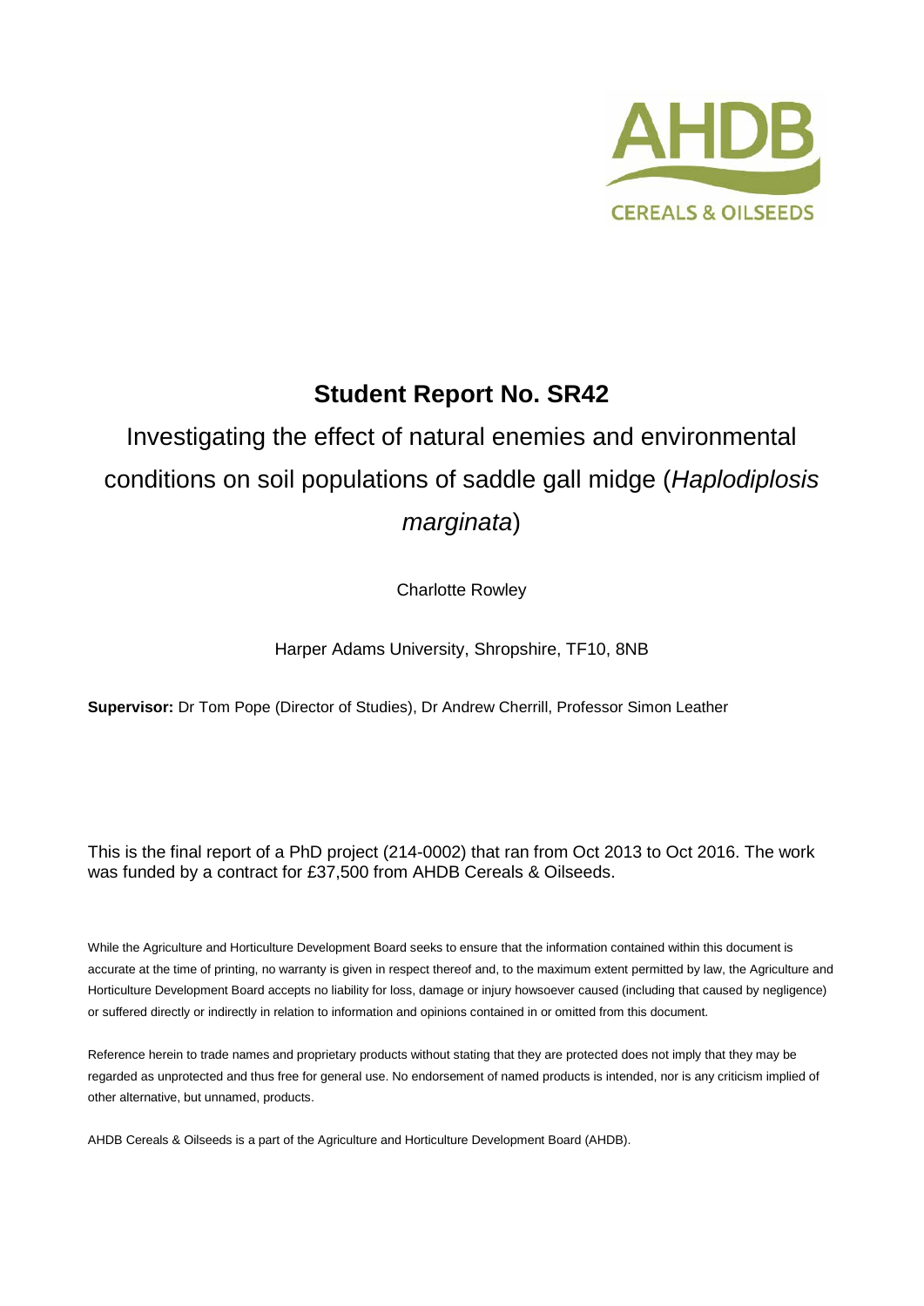# Student Report No. SR42

## Investigating the effect of natural enemies and environmental conditions on soil populations of saddle gall midge (*Haplodiplosis marginata*)

Charlotte Rowley

Harper Adams University, Shropshire, TF10, 8NB

**Supervisor:** Dr Tom Pope (Director of Studies), Dr Andrew Cherrill, Professor Simon Leather

This is the final report of a PhD project (214-0002) that ran from Oct 2013 to Oct 2016. The work was funded by a contract for £37,500 from AHDB Cereals & Oilseeds.

While the Agriculture and Horticulture Development Board seeks to ensure that the information contained within this document is accurate at the time of printing, no warranty is given in respect thereof and, to the maximum extent permitted by law, the Agriculture and Horticulture Development Board accepts no liability for loss, damage or injury howsoever caused (including that caused by negligence) or suffered directly or indirectly in relation to information and opinions contained in or omitted from this document.

Reference herein to trade names and proprietary products without stating that they are protected does not imply that they may be regarded as unprotected and thus free for general use. No endorsement of named products is intended, nor is any criticism implied of other alternative, but unnamed, products.

AHDB Cereals & Oilseeds is a part of the Agriculture and Horticulture Development Board (AHDB).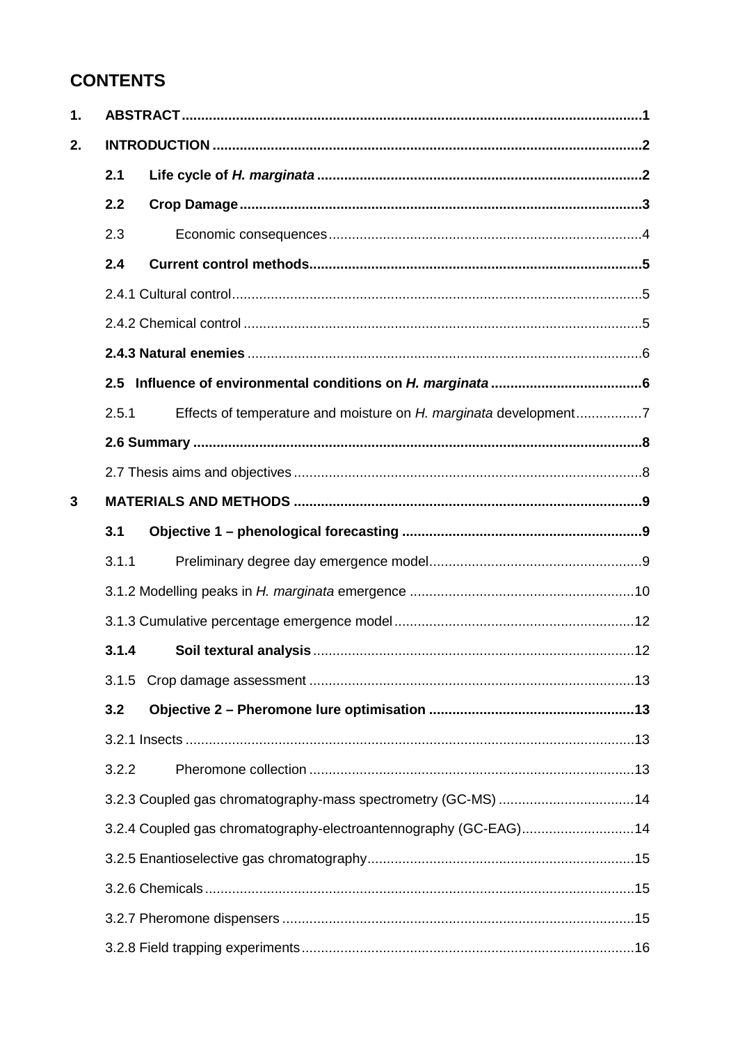## CONTENTS

**1. ABSTRACT** .......... **1**

**2. INTRODUCTION** .......... **2**

- **2.1 Life cycle of *H. marginata*** .......... **2**
- **2.2 Crop Damage** .......... **3**
- 2.3 Economic consequences .......... 4
- **2.4 Current control methods** .......... **5**
- 2.4.1 Cultural control .......... 5
- 2.4.2 Chemical control .......... 5
- **2.4.3 Natural enemies** .......... 6
- **2.5 Influence of environmental conditions on *H. marginata*** .......... **6**
- 2.5.1 Effects of temperature and moisture on *H. marginata* development .......... 7
- **2.6 Summary** .......... **8**
- 2.7 Thesis aims and objectives .......... 8

**3 MATERIALS AND METHODS** .......... **9**

- **3.1 Objective 1 – phenological forecasting** .......... **9**
- 3.1.1 Preliminary degree day emergence model .......... 9
- 3.1.2 Modelling peaks in *H. marginata* emergence .......... 10
- 3.1.3 Cumulative percentage emergence model .......... 12
- **3.1.4 Soil textural analysis** .......... 12
- 3.1.5 Crop damage assessment .......... 13
- **3.2 Objective 2 – Pheromone lure optimisation** .......... **13**
- 3.2.1 Insects .......... 13
- 3.2.2 Pheromone collection .......... 13
- 3.2.3 Coupled gas chromatography-mass spectrometry (GC-MS) .......... 14
- 3.2.4 Coupled gas chromatography-electroantennography (GC-EAG) .......... 14
- 3.2.5 Enantioselective gas chromatography .......... 15
- 3.2.6 Chemicals .......... 15
- 3.2.7 Pheromone dispensers .......... 15
- 3.2.8 Field trapping experiments .......... 16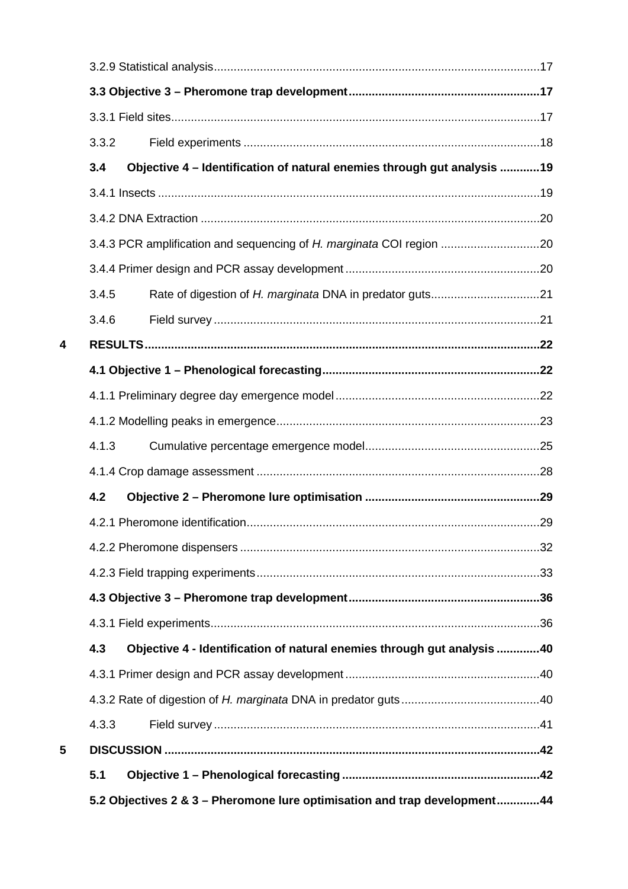3.2.9 Statistical analysis ..... 17

**3.3 Objective 3 – Pheromone trap development ..... 17**

3.3.1 Field sites ..... 17

3.3.2 Field experiments ..... 18

**3.4 Objective 4 – Identification of natural enemies through gut analysis ..... 19**

3.4.1 Insects ..... 19

3.4.2 DNA Extraction ..... 20

3.4.3 PCR amplification and sequencing of *H. marginata* COI region ..... 20

3.4.4 Primer design and PCR assay development ..... 20

3.4.5 Rate of digestion of *H. marginata* DNA in predator guts ..... 21

3.4.6 Field survey ..... 21

**4 RESULTS ..... 22**

**4.1 Objective 1 – Phenological forecasting ..... 22**

4.1.1 Preliminary degree day emergence model ..... 22

4.1.2 Modelling peaks in emergence ..... 23

4.1.3 Cumulative percentage emergence model ..... 25

4.1.4 Crop damage assessment ..... 28

**4.2 Objective 2 – Pheromone lure optimisation ..... 29**

4.2.1 Pheromone identification ..... 29

4.2.2 Pheromone dispensers ..... 32

4.2.3 Field trapping experiments ..... 33

**4.3 Objective 3 – Pheromone trap development ..... 36**

4.3.1 Field experiments ..... 36

**4.3 Objective 4 - Identification of natural enemies through gut analysis ..... 40**

4.3.1 Primer design and PCR assay development ..... 40

4.3.2 Rate of digestion of *H. marginata* DNA in predator guts ..... 40

4.3.3 Field survey ..... 41

**5 DISCUSSION ..... 42**

**5.1 Objective 1 – Phenological forecasting ..... 42**

**5.2 Objectives 2 & 3 – Pheromone lure optimisation and trap development ..... 44**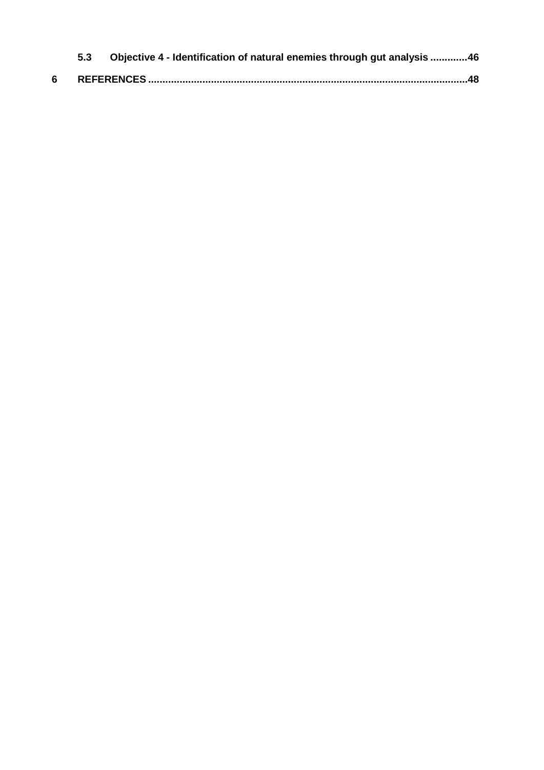5.3 Objective 4 - Identification of natural enemies through gut analysis .............46

6 REFERENCES ...............................................................................................................48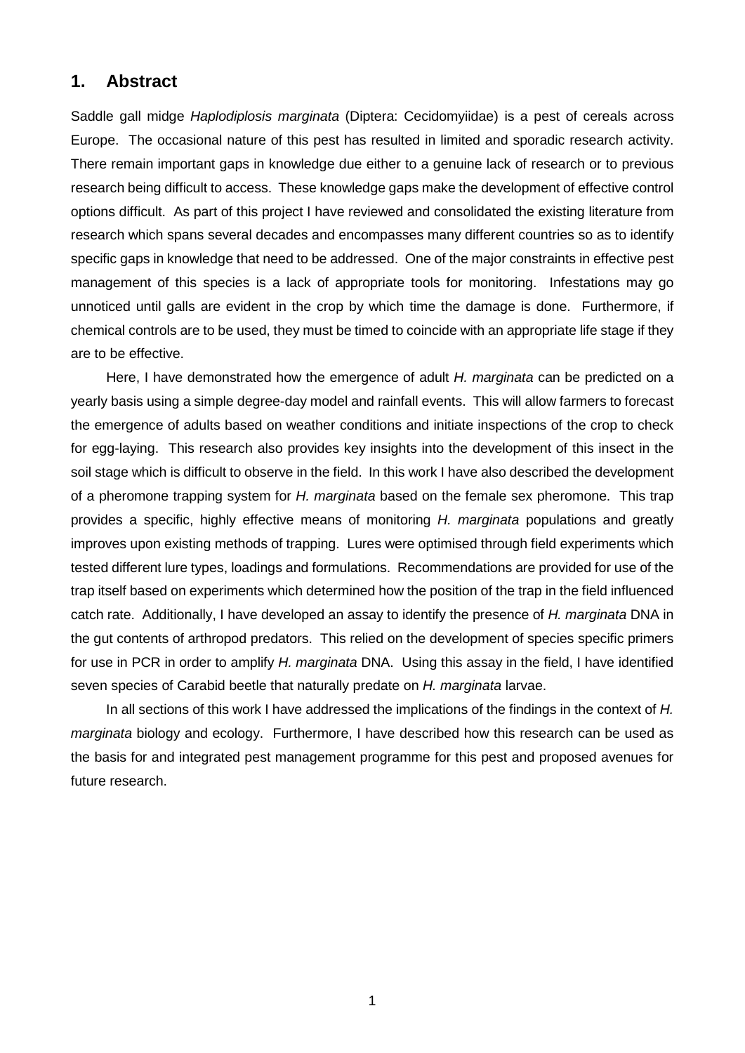## 1. Abstract

Saddle gall midge *Haplodiplosis marginata* (Diptera: Cecidomyiidae) is a pest of cereals across Europe. The occasional nature of this pest has resulted in limited and sporadic research activity. There remain important gaps in knowledge due either to a genuine lack of research or to previous research being difficult to access. These knowledge gaps make the development of effective control options difficult. As part of this project I have reviewed and consolidated the existing literature from research which spans several decades and encompasses many different countries so as to identify specific gaps in knowledge that need to be addressed. One of the major constraints in effective pest management of this species is a lack of appropriate tools for monitoring. Infestations may go unnoticed until galls are evident in the crop by which time the damage is done. Furthermore, if chemical controls are to be used, they must be timed to coincide with an appropriate life stage if they are to be effective.

Here, I have demonstrated how the emergence of adult *H. marginata* can be predicted on a yearly basis using a simple degree-day model and rainfall events. This will allow farmers to forecast the emergence of adults based on weather conditions and initiate inspections of the crop to check for egg-laying. This research also provides key insights into the development of this insect in the soil stage which is difficult to observe in the field. In this work I have also described the development of a pheromone trapping system for *H. marginata* based on the female sex pheromone. This trap provides a specific, highly effective means of monitoring *H. marginata* populations and greatly improves upon existing methods of trapping. Lures were optimised through field experiments which tested different lure types, loadings and formulations. Recommendations are provided for use of the trap itself based on experiments which determined how the position of the trap in the field influenced catch rate. Additionally, I have developed an assay to identify the presence of *H. marginata* DNA in the gut contents of arthropod predators. This relied on the development of species specific primers for use in PCR in order to amplify *H. marginata* DNA. Using this assay in the field, I have identified seven species of Carabid beetle that naturally predate on *H. marginata* larvae.

In all sections of this work I have addressed the implications of the findings in the context of *H. marginata* biology and ecology. Furthermore, I have described how this research can be used as the basis for and integrated pest management programme for this pest and proposed avenues for future research.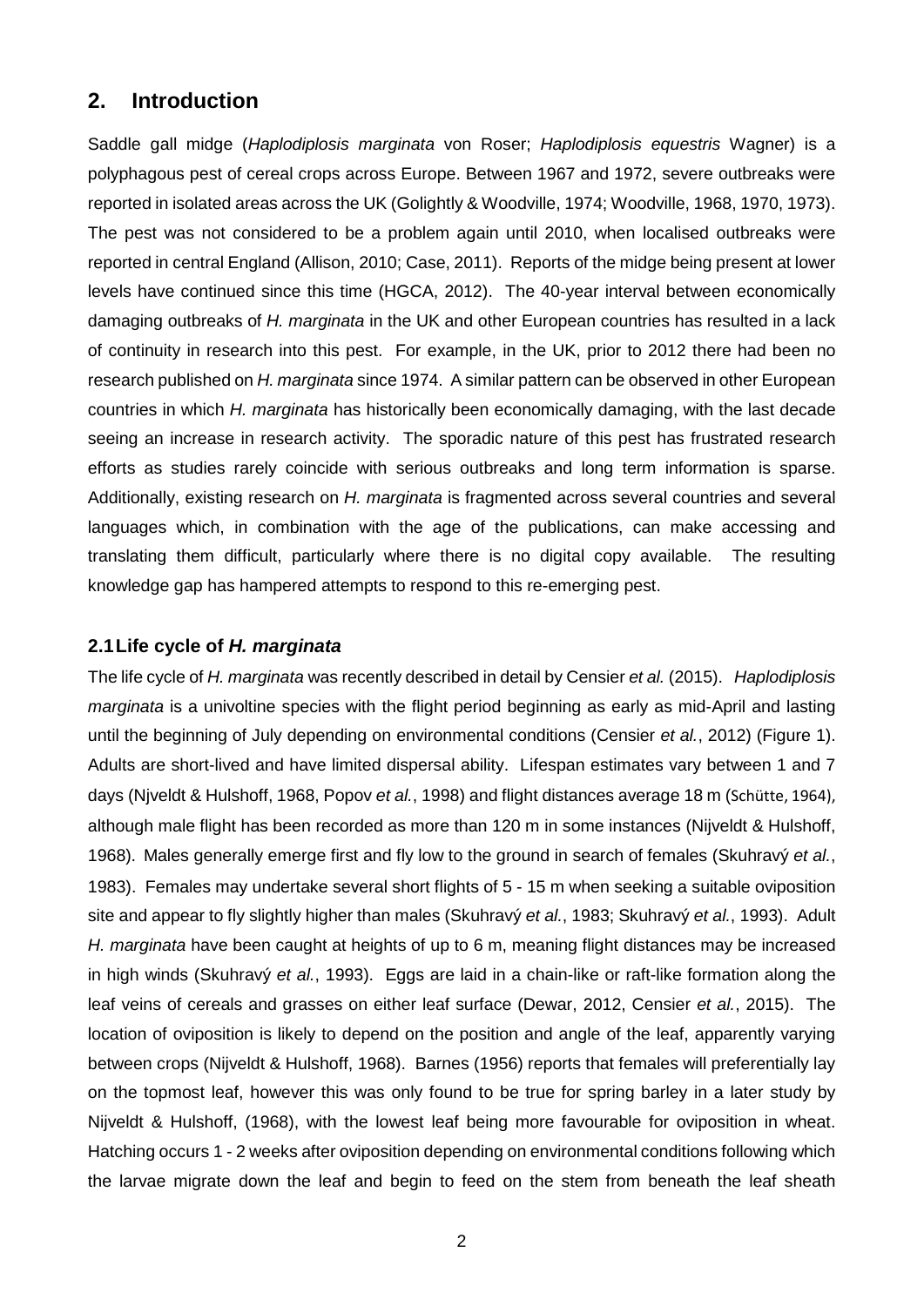## 2. Introduction

Saddle gall midge (*Haplodiplosis marginata* von Roser; *Haplodiplosis equestris* Wagner) is a polyphagous pest of cereal crops across Europe. Between 1967 and 1972, severe outbreaks were reported in isolated areas across the UK (Golightly & Woodville, 1974; Woodville, 1968, 1970, 1973). The pest was not considered to be a problem again until 2010, when localised outbreaks were reported in central England (Allison, 2010; Case, 2011). Reports of the midge being present at lower levels have continued since this time (HGCA, 2012). The 40-year interval between economically damaging outbreaks of *H. marginata* in the UK and other European countries has resulted in a lack of continuity in research into this pest. For example, in the UK, prior to 2012 there had been no research published on *H. marginata* since 1974. A similar pattern can be observed in other European countries in which *H. marginata* has historically been economically damaging, with the last decade seeing an increase in research activity. The sporadic nature of this pest has frustrated research efforts as studies rarely coincide with serious outbreaks and long term information is sparse. Additionally, existing research on *H. marginata* is fragmented across several countries and several languages which, in combination with the age of the publications, can make accessing and translating them difficult, particularly where there is no digital copy available. The resulting knowledge gap has hampered attempts to respond to this re-emerging pest.

### 2.1 Life cycle of *H. marginata*

The life cycle of *H. marginata* was recently described in detail by Censier *et al.* (2015). *Haplodiplosis marginata* is a univoltine species with the flight period beginning as early as mid-April and lasting until the beginning of July depending on environmental conditions (Censier *et al.*, 2012) (Figure 1). Adults are short-lived and have limited dispersal ability. Lifespan estimates vary between 1 and 7 days (Njveldt & Hulshoff, 1968, Popov *et al.*, 1998) and flight distances average 18 m (Schütte, 1964), although male flight has been recorded as more than 120 m in some instances (Nijveldt & Hulshoff, 1968). Males generally emerge first and fly low to the ground in search of females (Skuhravý *et al.*, 1983). Females may undertake several short flights of 5 - 15 m when seeking a suitable oviposition site and appear to fly slightly higher than males (Skuhravý *et al.*, 1983; Skuhravý *et al.*, 1993). Adult *H. marginata* have been caught at heights of up to 6 m, meaning flight distances may be increased in high winds (Skuhravý *et al.*, 1993). Eggs are laid in a chain-like or raft-like formation along the leaf veins of cereals and grasses on either leaf surface (Dewar, 2012, Censier *et al.*, 2015). The location of oviposition is likely to depend on the position and angle of the leaf, apparently varying between crops (Nijveldt & Hulshoff, 1968). Barnes (1956) reports that females will preferentially lay on the topmost leaf, however this was only found to be true for spring barley in a later study by Nijveldt & Hulshoff, (1968), with the lowest leaf being more favourable for oviposition in wheat. Hatching occurs 1 - 2 weeks after oviposition depending on environmental conditions following which the larvae migrate down the leaf and begin to feed on the stem from beneath the leaf sheath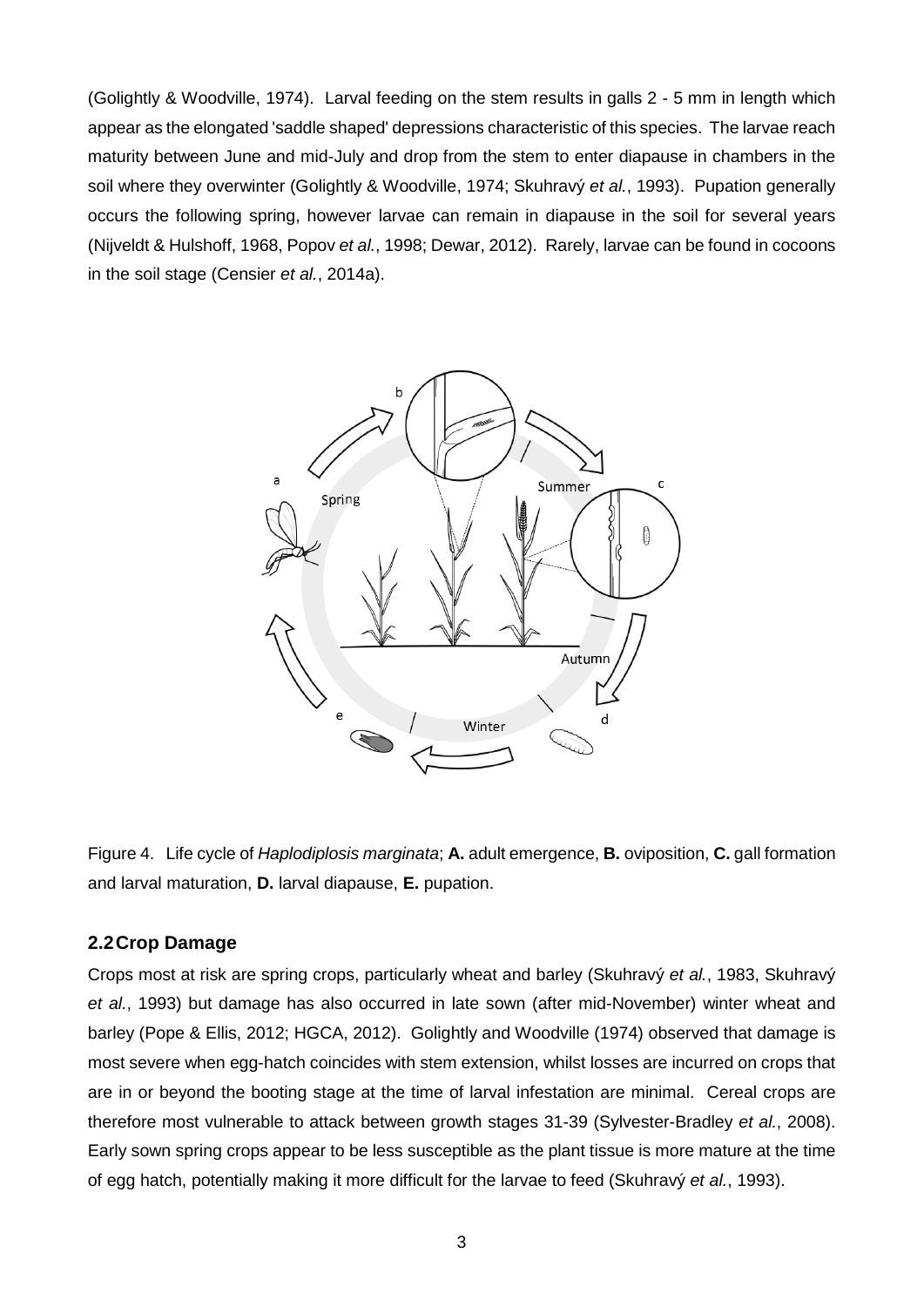(Golightly & Woodville, 1974). Larval feeding on the stem results in galls 2 - 5 mm in length which appear as the elongated 'saddle shaped' depressions characteristic of this species. The larvae reach maturity between June and mid-July and drop from the stem to enter diapause in chambers in the soil where they overwinter (Golightly & Woodville, 1974; Skuhravý *et al.*, 1993). Pupation generally occurs the following spring, however larvae can remain in diapause in the soil for several years (Nijveldt & Hulshoff, 1968, Popov *et al.*, 1998; Dewar, 2012). Rarely, larvae can be found in cocoons in the soil stage (Censier *et al.*, 2014a).

Figure 4. Life cycle of *Haplodiplosis marginata*; **A.** adult emergence, **B.** oviposition, **C.** gall formation and larval maturation, **D.** larval diapause, **E.** pupation.

## 2.2 Crop Damage

Crops most at risk are spring crops, particularly wheat and barley (Skuhravý *et al.*, 1983, Skuhravý *et al.*, 1993) but damage has also occurred in late sown (after mid-November) winter wheat and barley (Pope & Ellis, 2012; HGCA, 2012). Golightly and Woodville (1974) observed that damage is most severe when egg-hatch coincides with stem extension, whilst losses are incurred on crops that are in or beyond the booting stage at the time of larval infestation are minimal. Cereal crops are therefore most vulnerable to attack between growth stages 31-39 (Sylvester-Bradley *et al.*, 2008). Early sown spring crops appear to be less susceptible as the plant tissue is more mature at the time of egg hatch, potentially making it more difficult for the larvae to feed (Skuhravý *et al.*, 1993).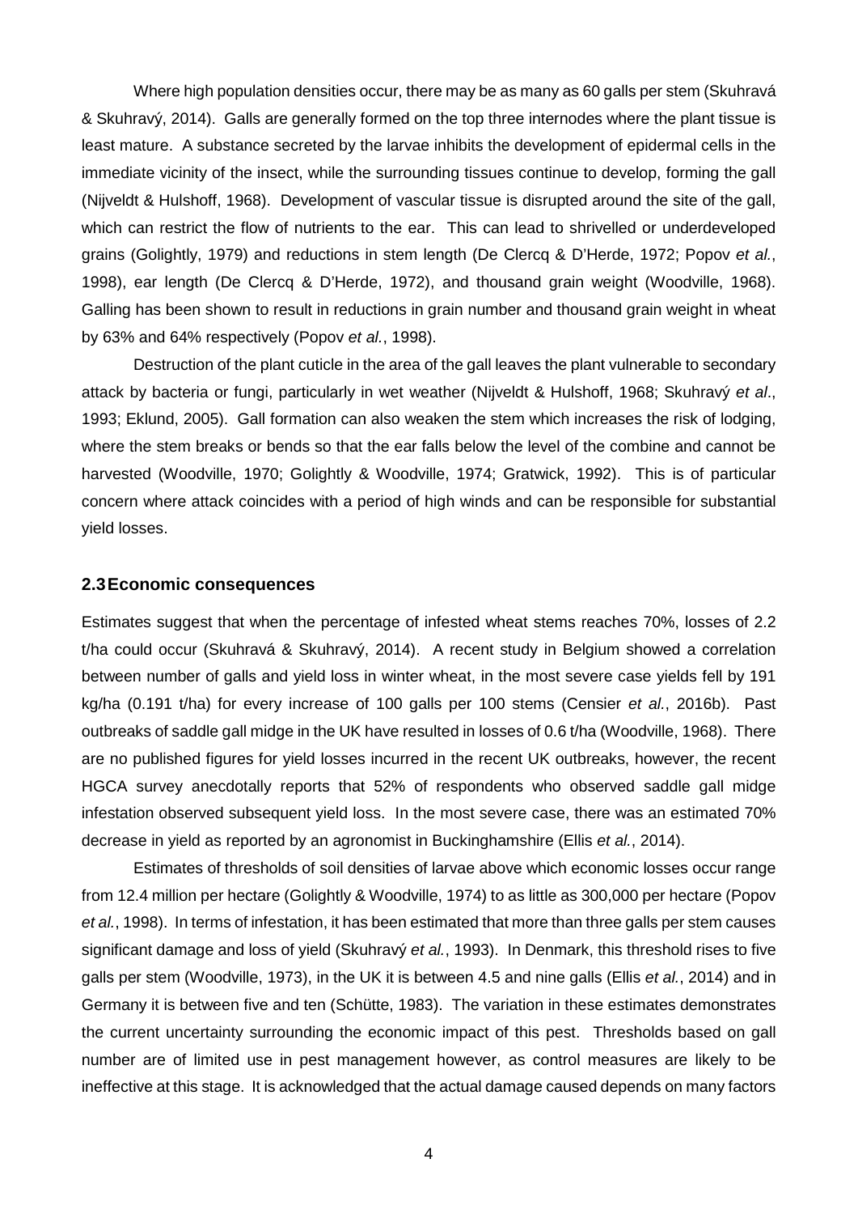Where high population densities occur, there may be as many as 60 galls per stem (Skuhravá & Skuhravý, 2014). Galls are generally formed on the top three internodes where the plant tissue is least mature. A substance secreted by the larvae inhibits the development of epidermal cells in the immediate vicinity of the insect, while the surrounding tissues continue to develop, forming the gall (Nijveldt & Hulshoff, 1968). Development of vascular tissue is disrupted around the site of the gall, which can restrict the flow of nutrients to the ear. This can lead to shrivelled or underdeveloped grains (Golightly, 1979) and reductions in stem length (De Clercq & D'Herde, 1972; Popov *et al.*, 1998), ear length (De Clercq & D'Herde, 1972), and thousand grain weight (Woodville, 1968). Galling has been shown to result in reductions in grain number and thousand grain weight in wheat by 63% and 64% respectively (Popov *et al.*, 1998).

Destruction of the plant cuticle in the area of the gall leaves the plant vulnerable to secondary attack by bacteria or fungi, particularly in wet weather (Nijveldt & Hulshoff, 1968; Skuhravý *et al*., 1993; Eklund, 2005). Gall formation can also weaken the stem which increases the risk of lodging, where the stem breaks or bends so that the ear falls below the level of the combine and cannot be harvested (Woodville, 1970; Golightly & Woodville, 1974; Gratwick, 1992). This is of particular concern where attack coincides with a period of high winds and can be responsible for substantial yield losses.

### 2.3 Economic consequences

Estimates suggest that when the percentage of infested wheat stems reaches 70%, losses of 2.2 t/ha could occur (Skuhravá & Skuhravý, 2014). A recent study in Belgium showed a correlation between number of galls and yield loss in winter wheat, in the most severe case yields fell by 191 kg/ha (0.191 t/ha) for every increase of 100 galls per 100 stems (Censier *et al.*, 2016b). Past outbreaks of saddle gall midge in the UK have resulted in losses of 0.6 t/ha (Woodville, 1968). There are no published figures for yield losses incurred in the recent UK outbreaks, however, the recent HGCA survey anecdotally reports that 52% of respondents who observed saddle gall midge infestation observed subsequent yield loss. In the most severe case, there was an estimated 70% decrease in yield as reported by an agronomist in Buckinghamshire (Ellis *et al.*, 2014).

Estimates of thresholds of soil densities of larvae above which economic losses occur range from 12.4 million per hectare (Golightly & Woodville, 1974) to as little as 300,000 per hectare (Popov *et al.*, 1998). In terms of infestation, it has been estimated that more than three galls per stem causes significant damage and loss of yield (Skuhravý *et al.*, 1993). In Denmark, this threshold rises to five galls per stem (Woodville, 1973), in the UK it is between 4.5 and nine galls (Ellis *et al.*, 2014) and in Germany it is between five and ten (Schütte, 1983). The variation in these estimates demonstrates the current uncertainty surrounding the economic impact of this pest. Thresholds based on gall number are of limited use in pest management however, as control measures are likely to be ineffective at this stage. It is acknowledged that the actual damage caused depends on many factors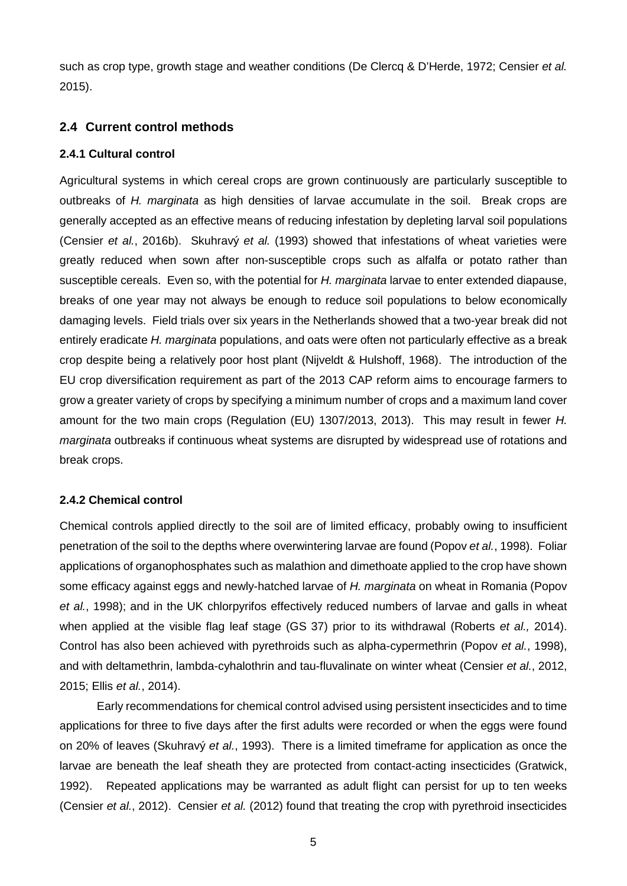such as crop type, growth stage and weather conditions (De Clercq & D'Herde, 1972; Censier *et al.* 2015).

## 2.4 Current control methods

### 2.4.1 Cultural control

Agricultural systems in which cereal crops are grown continuously are particularly susceptible to outbreaks of *H. marginata* as high densities of larvae accumulate in the soil. Break crops are generally accepted as an effective means of reducing infestation by depleting larval soil populations (Censier *et al.*, 2016b). Skuhravý *et al.* (1993) showed that infestations of wheat varieties were greatly reduced when sown after non-susceptible crops such as alfalfa or potato rather than susceptible cereals. Even so, with the potential for *H. marginata* larvae to enter extended diapause, breaks of one year may not always be enough to reduce soil populations to below economically damaging levels. Field trials over six years in the Netherlands showed that a two-year break did not entirely eradicate *H. marginata* populations, and oats were often not particularly effective as a break crop despite being a relatively poor host plant (Nijveldt & Hulshoff, 1968). The introduction of the EU crop diversification requirement as part of the 2013 CAP reform aims to encourage farmers to grow a greater variety of crops by specifying a minimum number of crops and a maximum land cover amount for the two main crops (Regulation (EU) 1307/2013, 2013). This may result in fewer *H. marginata* outbreaks if continuous wheat systems are disrupted by widespread use of rotations and break crops.

### 2.4.2 Chemical control

Chemical controls applied directly to the soil are of limited efficacy, probably owing to insufficient penetration of the soil to the depths where overwintering larvae are found (Popov *et al.*, 1998). Foliar applications of organophosphates such as malathion and dimethoate applied to the crop have shown some efficacy against eggs and newly-hatched larvae of *H. marginata* on wheat in Romania (Popov *et al.*, 1998); and in the UK chlorpyrifos effectively reduced numbers of larvae and galls in wheat when applied at the visible flag leaf stage (GS 37) prior to its withdrawal (Roberts *et al.,* 2014). Control has also been achieved with pyrethroids such as alpha-cypermethrin (Popov *et al.*, 1998), and with deltamethrin, lambda-cyhalothrin and tau-fluvalinate on winter wheat (Censier *et al.*, 2012, 2015; Ellis *et al.*, 2014).

Early recommendations for chemical control advised using persistent insecticides and to time applications for three to five days after the first adults were recorded or when the eggs were found on 20% of leaves (Skuhravý *et al.*, 1993). There is a limited timeframe for application as once the larvae are beneath the leaf sheath they are protected from contact-acting insecticides (Gratwick, 1992). Repeated applications may be warranted as adult flight can persist for up to ten weeks (Censier *et al.*, 2012). Censier *et al.* (2012) found that treating the crop with pyrethroid insecticides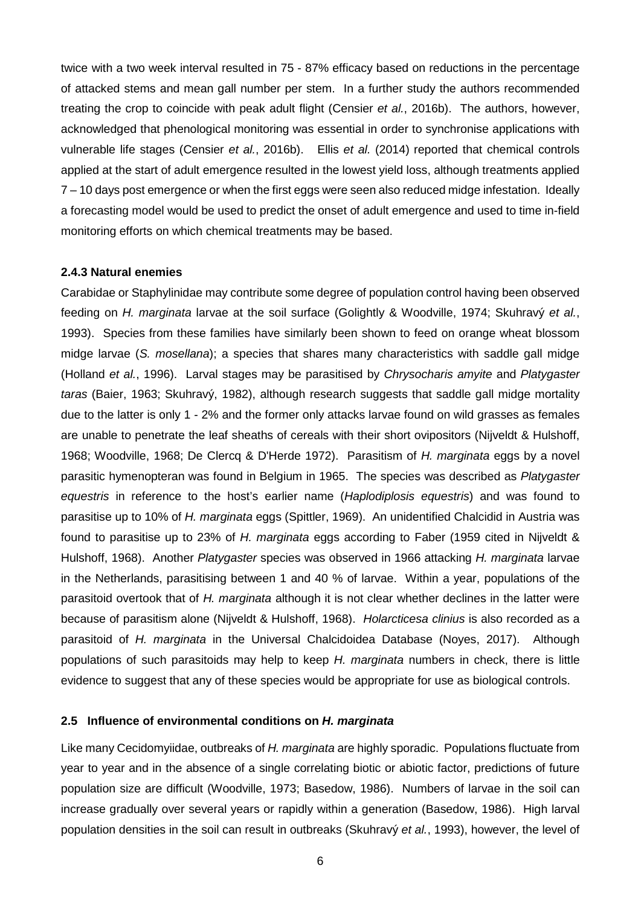twice with a two week interval resulted in 75 - 87% efficacy based on reductions in the percentage of attacked stems and mean gall number per stem. In a further study the authors recommended treating the crop to coincide with peak adult flight (Censier *et al.*, 2016b). The authors, however, acknowledged that phenological monitoring was essential in order to synchronise applications with vulnerable life stages (Censier *et al.*, 2016b). Ellis *et al.* (2014) reported that chemical controls applied at the start of adult emergence resulted in the lowest yield loss, although treatments applied 7 – 10 days post emergence or when the first eggs were seen also reduced midge infestation. Ideally a forecasting model would be used to predict the onset of adult emergence and used to time in-field monitoring efforts on which chemical treatments may be based.

### 2.4.3 Natural enemies

Carabidae or Staphylinidae may contribute some degree of population control having been observed feeding on *H. marginata* larvae at the soil surface (Golightly & Woodville, 1974; Skuhravý *et al.*, 1993). Species from these families have similarly been shown to feed on orange wheat blossom midge larvae (*S. mosellana*); a species that shares many characteristics with saddle gall midge (Holland *et al.*, 1996). Larval stages may be parasitised by *Chrysocharis amyite* and *Platygaster taras* (Baier, 1963; Skuhravý, 1982), although research suggests that saddle gall midge mortality due to the latter is only 1 - 2% and the former only attacks larvae found on wild grasses as females are unable to penetrate the leaf sheaths of cereals with their short ovipositors (Nijveldt & Hulshoff, 1968; Woodville, 1968; De Clercq & D'Herde 1972). Parasitism of *H. marginata* eggs by a novel parasitic hymenopteran was found in Belgium in 1965. The species was described as *Platygaster equestris* in reference to the host's earlier name (*Haplodiplosis equestris*) and was found to parasitise up to 10% of *H. marginata* eggs (Spittler, 1969). An unidentified Chalcidid in Austria was found to parasitise up to 23% of *H. marginata* eggs according to Faber (1959 cited in Nijveldt & Hulshoff, 1968). Another *Platygaster* species was observed in 1966 attacking *H. marginata* larvae in the Netherlands, parasitising between 1 and 40 % of larvae. Within a year, populations of the parasitoid overtook that of *H. marginata* although it is not clear whether declines in the latter were because of parasitism alone (Nijveldt & Hulshoff, 1968). *Holarcticesa clinius* is also recorded as a parasitoid of *H. marginata* in the Universal Chalcidoidea Database (Noyes, 2017). Although populations of such parasitoids may help to keep *H. marginata* numbers in check, there is little evidence to suggest that any of these species would be appropriate for use as biological controls.

## 2.5 Influence of environmental conditions on *H. marginata*

Like many Cecidomyiidae, outbreaks of *H. marginata* are highly sporadic. Populations fluctuate from year to year and in the absence of a single correlating biotic or abiotic factor, predictions of future population size are difficult (Woodville, 1973; Basedow, 1986). Numbers of larvae in the soil can increase gradually over several years or rapidly within a generation (Basedow, 1986). High larval population densities in the soil can result in outbreaks (Skuhravý *et al.*, 1993), however, the level of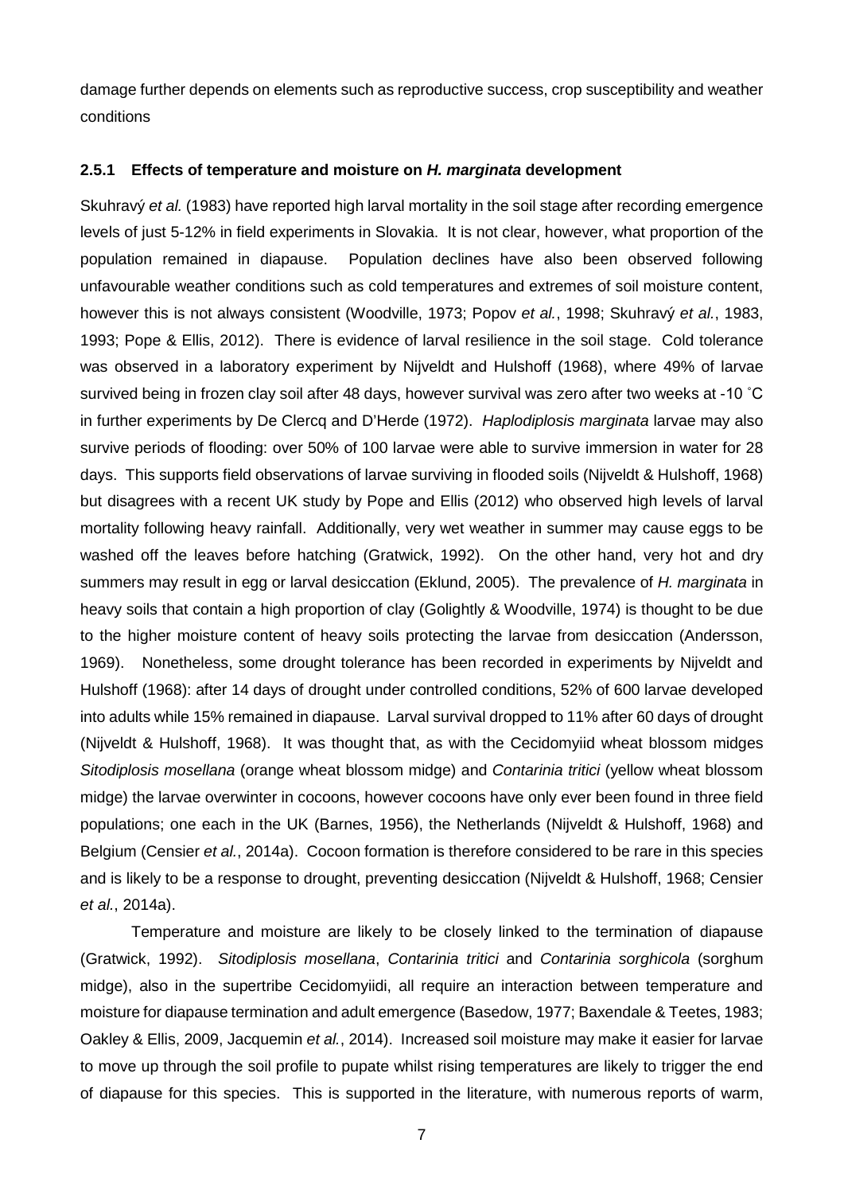damage further depends on elements such as reproductive success, crop susceptibility and weather conditions

### 2.5.1 Effects of temperature and moisture on *H. marginata* development

Skuhravý *et al.* (1983) have reported high larval mortality in the soil stage after recording emergence levels of just 5-12% in field experiments in Slovakia. It is not clear, however, what proportion of the population remained in diapause. Population declines have also been observed following unfavourable weather conditions such as cold temperatures and extremes of soil moisture content, however this is not always consistent (Woodville, 1973; Popov *et al.*, 1998; Skuhravý *et al.*, 1983, 1993; Pope & Ellis, 2012). There is evidence of larval resilience in the soil stage. Cold tolerance was observed in a laboratory experiment by Nijveldt and Hulshoff (1968), where 49% of larvae survived being in frozen clay soil after 48 days, however survival was zero after two weeks at -10 ˚C in further experiments by De Clercq and D'Herde (1972). *Haplodiplosis marginata* larvae may also survive periods of flooding: over 50% of 100 larvae were able to survive immersion in water for 28 days. This supports field observations of larvae surviving in flooded soils (Nijveldt & Hulshoff, 1968) but disagrees with a recent UK study by Pope and Ellis (2012) who observed high levels of larval mortality following heavy rainfall. Additionally, very wet weather in summer may cause eggs to be washed off the leaves before hatching (Gratwick, 1992). On the other hand, very hot and dry summers may result in egg or larval desiccation (Eklund, 2005). The prevalence of *H. marginata* in heavy soils that contain a high proportion of clay (Golightly & Woodville, 1974) is thought to be due to the higher moisture content of heavy soils protecting the larvae from desiccation (Andersson, 1969). Nonetheless, some drought tolerance has been recorded in experiments by Nijveldt and Hulshoff (1968): after 14 days of drought under controlled conditions, 52% of 600 larvae developed into adults while 15% remained in diapause. Larval survival dropped to 11% after 60 days of drought (Nijveldt & Hulshoff, 1968). It was thought that, as with the Cecidomyiid wheat blossom midges *Sitodiplosis mosellana* (orange wheat blossom midge) and *Contarinia tritici* (yellow wheat blossom midge) the larvae overwinter in cocoons, however cocoons have only ever been found in three field populations; one each in the UK (Barnes, 1956), the Netherlands (Nijveldt & Hulshoff, 1968) and Belgium (Censier *et al.*, 2014a). Cocoon formation is therefore considered to be rare in this species and is likely to be a response to drought, preventing desiccation (Nijveldt & Hulshoff, 1968; Censier *et al.*, 2014a).

Temperature and moisture are likely to be closely linked to the termination of diapause (Gratwick, 1992). *Sitodiplosis mosellana*, *Contarinia tritici* and *Contarinia sorghicola* (sorghum midge), also in the supertribe Cecidomyiidi, all require an interaction between temperature and moisture for diapause termination and adult emergence (Basedow, 1977; Baxendale & Teetes, 1983; Oakley & Ellis, 2009, Jacquemin *et al.*, 2014). Increased soil moisture may make it easier for larvae to move up through the soil profile to pupate whilst rising temperatures are likely to trigger the end of diapause for this species. This is supported in the literature, with numerous reports of warm,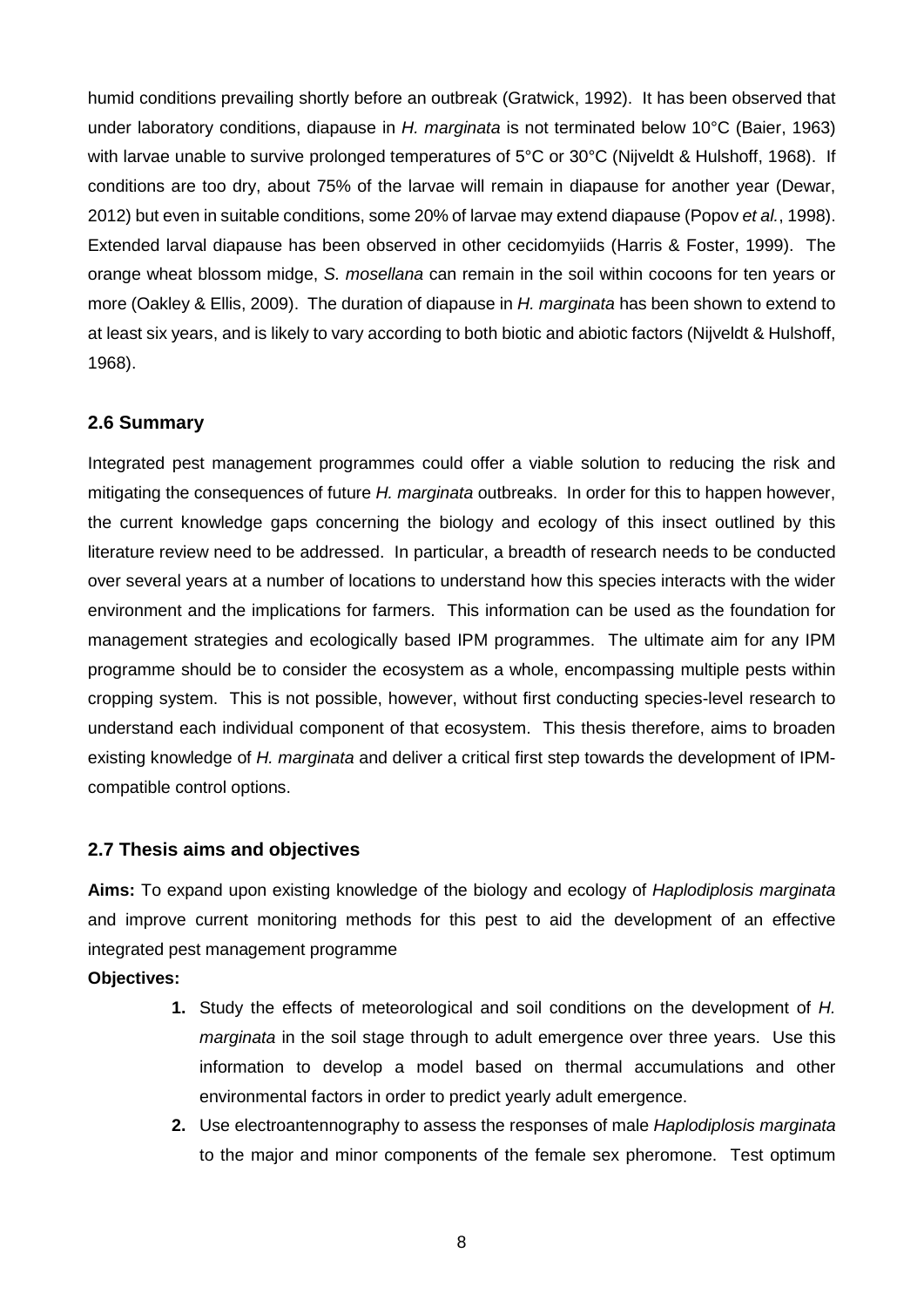humid conditions prevailing shortly before an outbreak (Gratwick, 1992). It has been observed that under laboratory conditions, diapause in *H. marginata* is not terminated below 10°C (Baier, 1963) with larvae unable to survive prolonged temperatures of 5°C or 30°C (Nijveldt & Hulshoff, 1968). If conditions are too dry, about 75% of the larvae will remain in diapause for another year (Dewar, 2012) but even in suitable conditions, some 20% of larvae may extend diapause (Popov *et al.*, 1998). Extended larval diapause has been observed in other cecidomyiids (Harris & Foster, 1999). The orange wheat blossom midge, *S. mosellana* can remain in the soil within cocoons for ten years or more (Oakley & Ellis, 2009). The duration of diapause in *H. marginata* has been shown to extend to at least six years, and is likely to vary according to both biotic and abiotic factors (Nijveldt & Hulshoff, 1968).

## 2.6 Summary

Integrated pest management programmes could offer a viable solution to reducing the risk and mitigating the consequences of future *H. marginata* outbreaks. In order for this to happen however, the current knowledge gaps concerning the biology and ecology of this insect outlined by this literature review need to be addressed. In particular, a breadth of research needs to be conducted over several years at a number of locations to understand how this species interacts with the wider environment and the implications for farmers. This information can be used as the foundation for management strategies and ecologically based IPM programmes. The ultimate aim for any IPM programme should be to consider the ecosystem as a whole, encompassing multiple pests within cropping system. This is not possible, however, without first conducting species-level research to understand each individual component of that ecosystem. This thesis therefore, aims to broaden existing knowledge of *H. marginata* and deliver a critical first step towards the development of IPM-compatible control options.

## 2.7 Thesis aims and objectives

**Aims:** To expand upon existing knowledge of the biology and ecology of *Haplodiplosis marginata* and improve current monitoring methods for this pest to aid the development of an effective integrated pest management programme

**Objectives:**

1. Study the effects of meteorological and soil conditions on the development of *H. marginata* in the soil stage through to adult emergence over three years. Use this information to develop a model based on thermal accumulations and other environmental factors in order to predict yearly adult emergence.
2. Use electroantennography to assess the responses of male *Haplodiplosis marginata* to the major and minor components of the female sex pheromone. Test optimum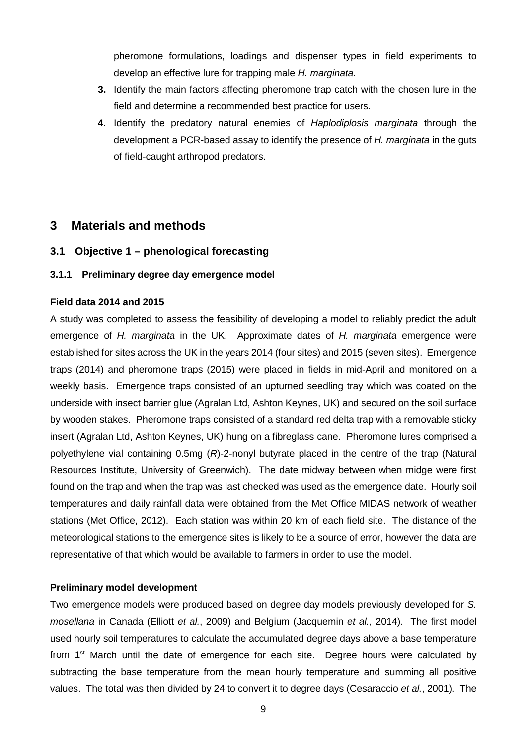pheromone formulations, loadings and dispenser types in field experiments to develop an effective lure for trapping male *H. marginata.*

3. Identify the main factors affecting pheromone trap catch with the chosen lure in the field and determine a recommended best practice for users.
4. Identify the predatory natural enemies of *Haplodiplosis marginata* through the development a PCR-based assay to identify the presence of *H. marginata* in the guts of field-caught arthropod predators.

# 3 Materials and methods

## 3.1 Objective 1 – phenological forecasting

### 3.1.1 Preliminary degree day emergence model

**Field data 2014 and 2015**

A study was completed to assess the feasibility of developing a model to reliably predict the adult emergence of *H. marginata* in the UK. Approximate dates of *H. marginata* emergence were established for sites across the UK in the years 2014 (four sites) and 2015 (seven sites). Emergence traps (2014) and pheromone traps (2015) were placed in fields in mid-April and monitored on a weekly basis. Emergence traps consisted of an upturned seedling tray which was coated on the underside with insect barrier glue (Agralan Ltd, Ashton Keynes, UK) and secured on the soil surface by wooden stakes. Pheromone traps consisted of a standard red delta trap with a removable sticky insert (Agralan Ltd, Ashton Keynes, UK) hung on a fibreglass cane. Pheromone lures comprised a polyethylene vial containing 0.5mg (*R*)-2-nonyl butyrate placed in the centre of the trap (Natural Resources Institute, University of Greenwich). The date midway between when midge were first found on the trap and when the trap was last checked was used as the emergence date. Hourly soil temperatures and daily rainfall data were obtained from the Met Office MIDAS network of weather stations (Met Office, 2012). Each station was within 20 km of each field site. The distance of the meteorological stations to the emergence sites is likely to be a source of error, however the data are representative of that which would be available to farmers in order to use the model.

**Preliminary model development**

Two emergence models were produced based on degree day models previously developed for *S. mosellana* in Canada (Elliott *et al.*, 2009) and Belgium (Jacquemin *et al.*, 2014). The first model used hourly soil temperatures to calculate the accumulated degree days above a base temperature from 1st March until the date of emergence for each site. Degree hours were calculated by subtracting the base temperature from the mean hourly temperature and summing all positive values. The total was then divided by 24 to convert it to degree days (Cesaraccio *et al.*, 2001). The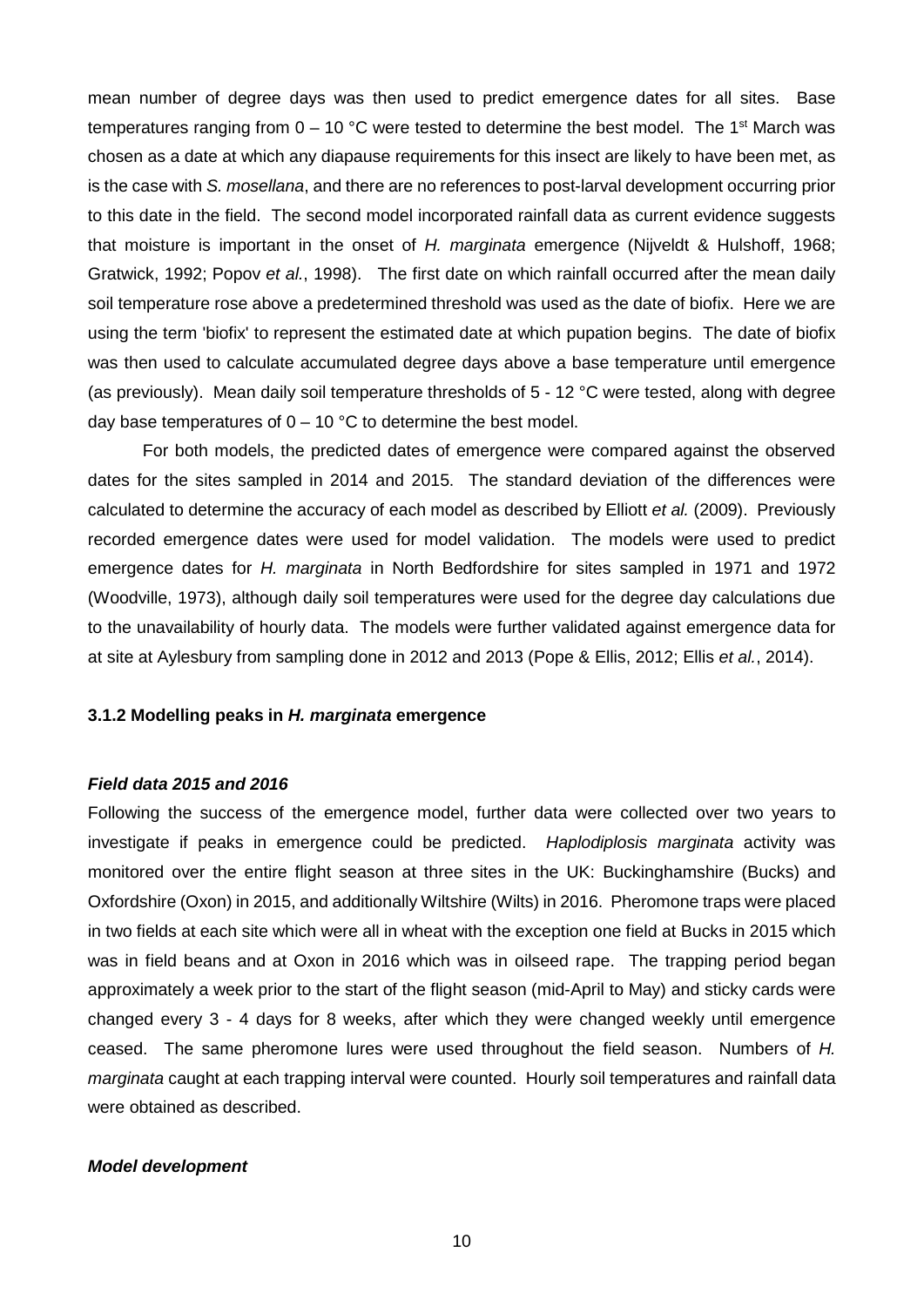mean number of degree days was then used to predict emergence dates for all sites. Base temperatures ranging from 0 – 10 °C were tested to determine the best model. The 1st March was chosen as a date at which any diapause requirements for this insect are likely to have been met, as is the case with *S. mosellana*, and there are no references to post-larval development occurring prior to this date in the field. The second model incorporated rainfall data as current evidence suggests that moisture is important in the onset of *H. marginata* emergence (Nijveldt & Hulshoff, 1968; Gratwick, 1992; Popov *et al.*, 1998). The first date on which rainfall occurred after the mean daily soil temperature rose above a predetermined threshold was used as the date of biofix. Here we are using the term 'biofix' to represent the estimated date at which pupation begins. The date of biofix was then used to calculate accumulated degree days above a base temperature until emergence (as previously). Mean daily soil temperature thresholds of 5 - 12 °C were tested, along with degree day base temperatures of 0 – 10 °C to determine the best model.

For both models, the predicted dates of emergence were compared against the observed dates for the sites sampled in 2014 and 2015. The standard deviation of the differences were calculated to determine the accuracy of each model as described by Elliott *et al.* (2009). Previously recorded emergence dates were used for model validation. The models were used to predict emergence dates for *H. marginata* in North Bedfordshire for sites sampled in 1971 and 1972 (Woodville, 1973), although daily soil temperatures were used for the degree day calculations due to the unavailability of hourly data. The models were further validated against emergence data for at site at Aylesbury from sampling done in 2012 and 2013 (Pope & Ellis, 2012; Ellis *et al.*, 2014).

### 3.1.2 Modelling peaks in *H. marginata* emergence

#### *Field data 2015 and 2016*

Following the success of the emergence model, further data were collected over two years to investigate if peaks in emergence could be predicted. *Haplodiplosis marginata* activity was monitored over the entire flight season at three sites in the UK: Buckinghamshire (Bucks) and Oxfordshire (Oxon) in 2015, and additionally Wiltshire (Wilts) in 2016. Pheromone traps were placed in two fields at each site which were all in wheat with the exception one field at Bucks in 2015 which was in field beans and at Oxon in 2016 which was in oilseed rape. The trapping period began approximately a week prior to the start of the flight season (mid-April to May) and sticky cards were changed every 3 - 4 days for 8 weeks, after which they were changed weekly until emergence ceased. The same pheromone lures were used throughout the field season. Numbers of *H. marginata* caught at each trapping interval were counted. Hourly soil temperatures and rainfall data were obtained as described.

#### *Model development*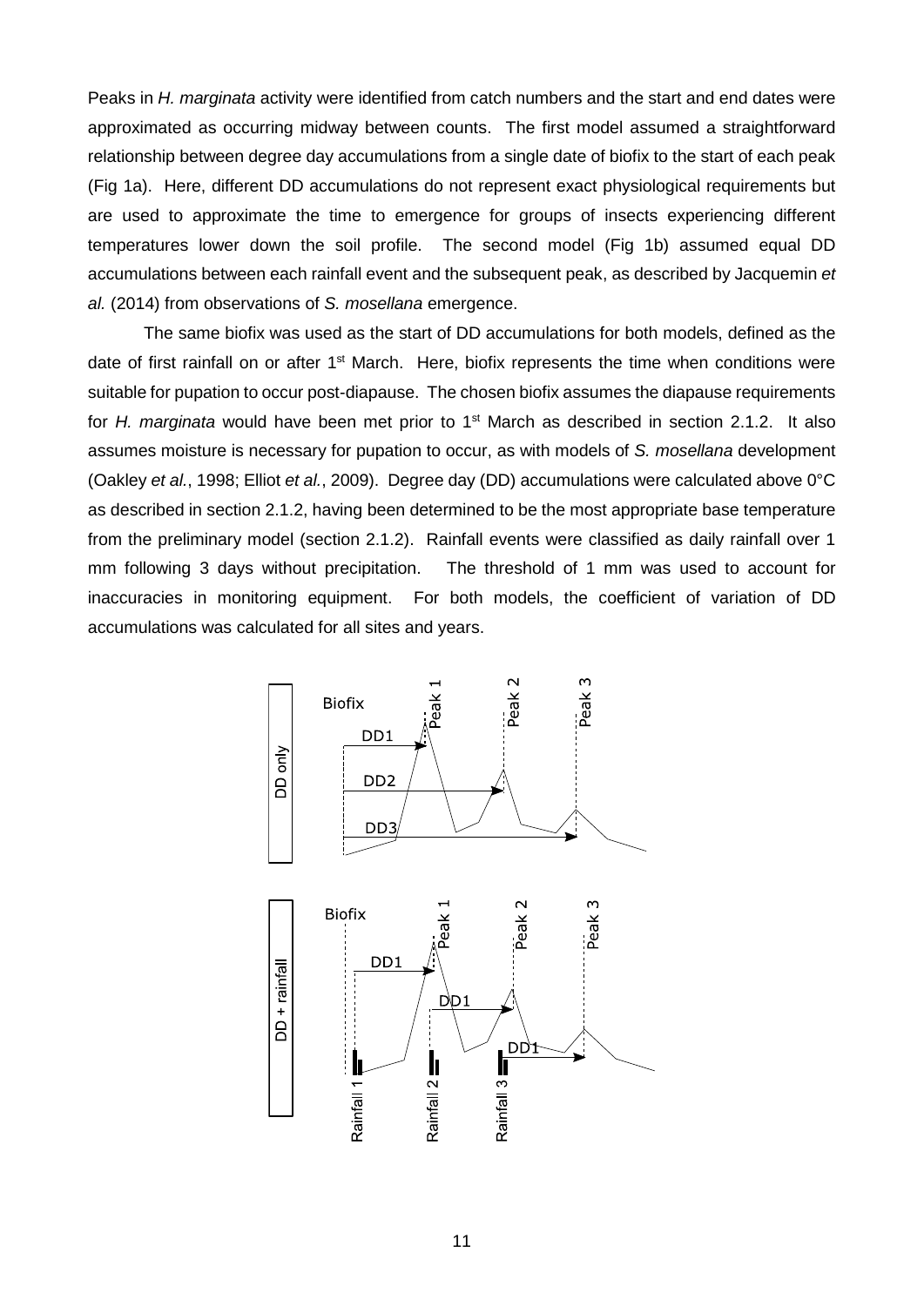Peaks in *H. marginata* activity were identified from catch numbers and the start and end dates were approximated as occurring midway between counts. The first model assumed a straightforward relationship between degree day accumulations from a single date of biofix to the start of each peak (Fig 1a). Here, different DD accumulations do not represent exact physiological requirements but are used to approximate the time to emergence for groups of insects experiencing different temperatures lower down the soil profile. The second model (Fig 1b) assumed equal DD accumulations between each rainfall event and the subsequent peak, as described by Jacquemin *et al.* (2014) from observations of *S. mosellana* emergence.

The same biofix was used as the start of DD accumulations for both models, defined as the date of first rainfall on or after 1st March. Here, biofix represents the time when conditions were suitable for pupation to occur post-diapause. The chosen biofix assumes the diapause requirements for *H. marginata* would have been met prior to 1st March as described in section 2.1.2. It also assumes moisture is necessary for pupation to occur, as with models of *S. mosellana* development (Oakley *et al.*, 1998; Elliot *et al.*, 2009). Degree day (DD) accumulations were calculated above 0°C as described in section 2.1.2, having been determined to be the most appropriate base temperature from the preliminary model (section 2.1.2). Rainfall events were classified as daily rainfall over 1 mm following 3 days without precipitation. The threshold of 1 mm was used to account for inaccuracies in monitoring equipment. For both models, the coefficient of variation of DD accumulations was calculated for all sites and years.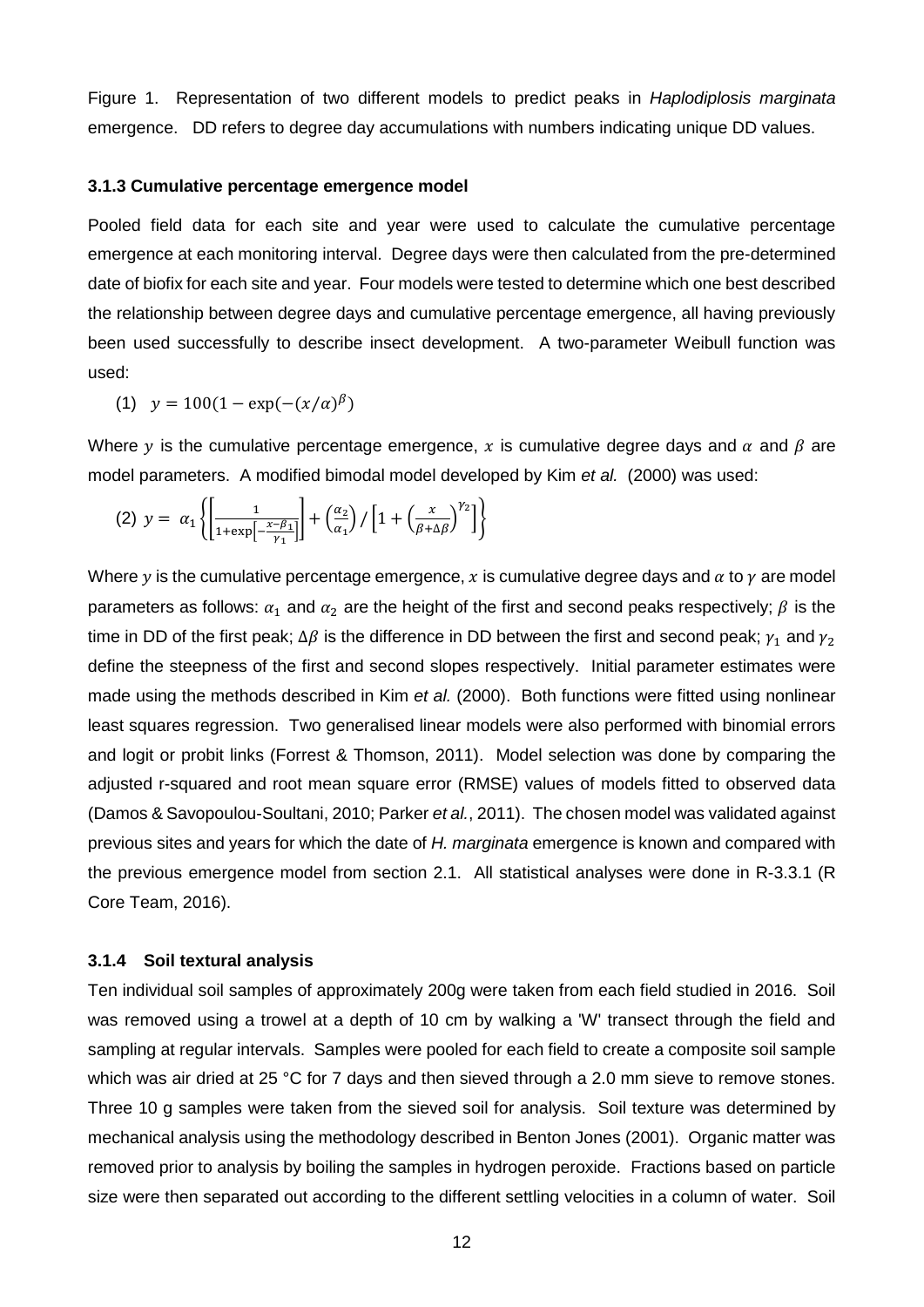Figure 1. Representation of two different models to predict peaks in *Haplodiplosis marginata* emergence. DD refers to degree day accumulations with numbers indicating unique DD values.

### 3.1.3 Cumulative percentage emergence model

Pooled field data for each site and year were used to calculate the cumulative percentage emergence at each monitoring interval. Degree days were then calculated from the pre-determined date of biofix for each site and year. Four models were tested to determine which one best described the relationship between degree days and cumulative percentage emergence, all having previously been used successfully to describe insect development. A two-parameter Weibull function was used:

(1) $y = 100(1 - \exp(-(x/\alpha)^{\beta})$

Where $y$ is the cumulative percentage emergence, $x$ is cumulative degree days and $\alpha$ and $\beta$ are model parameters. A modified bimodal model developed by Kim *et al.* (2000) was used:

(2) $y = \alpha_1 \left\{ \left[ \frac{1}{1+\exp\left[-\frac{x-\beta_1}{\gamma_1}\right]} \right] + \left(\frac{\alpha_2}{\alpha_1}\right) / \left[ 1 + \left(\frac{x}{\beta + \Delta\beta}\right)^{\gamma_2} \right] \right\}$

Where $y$ is the cumulative percentage emergence, $x$ is cumulative degree days and $\alpha$ to $\gamma$ are model parameters as follows: $\alpha_1$ and $\alpha_2$ are the height of the first and second peaks respectively; $\beta$ is the time in DD of the first peak; $\Delta\beta$ is the difference in DD between the first and second peak; $\gamma_1$ and $\gamma_2$ define the steepness of the first and second slopes respectively. Initial parameter estimates were made using the methods described in Kim *et al.* (2000). Both functions were fitted using nonlinear least squares regression. Two generalised linear models were also performed with binomial errors and logit or probit links (Forrest & Thomson, 2011). Model selection was done by comparing the adjusted r-squared and root mean square error (RMSE) values of models fitted to observed data (Damos & Savopoulou-Soultani, 2010; Parker *et al.*, 2011). The chosen model was validated against previous sites and years for which the date of *H. marginata* emergence is known and compared with the previous emergence model from section 2.1. All statistical analyses were done in R-3.3.1 (R Core Team, 2016).

### 3.1.4 Soil textural analysis

Ten individual soil samples of approximately 200g were taken from each field studied in 2016. Soil was removed using a trowel at a depth of 10 cm by walking a 'W' transect through the field and sampling at regular intervals. Samples were pooled for each field to create a composite soil sample which was air dried at 25 °C for 7 days and then sieved through a 2.0 mm sieve to remove stones. Three 10 g samples were taken from the sieved soil for analysis. Soil texture was determined by mechanical analysis using the methodology described in Benton Jones (2001). Organic matter was removed prior to analysis by boiling the samples in hydrogen peroxide. Fractions based on particle size were then separated out according to the different settling velocities in a column of water. Soil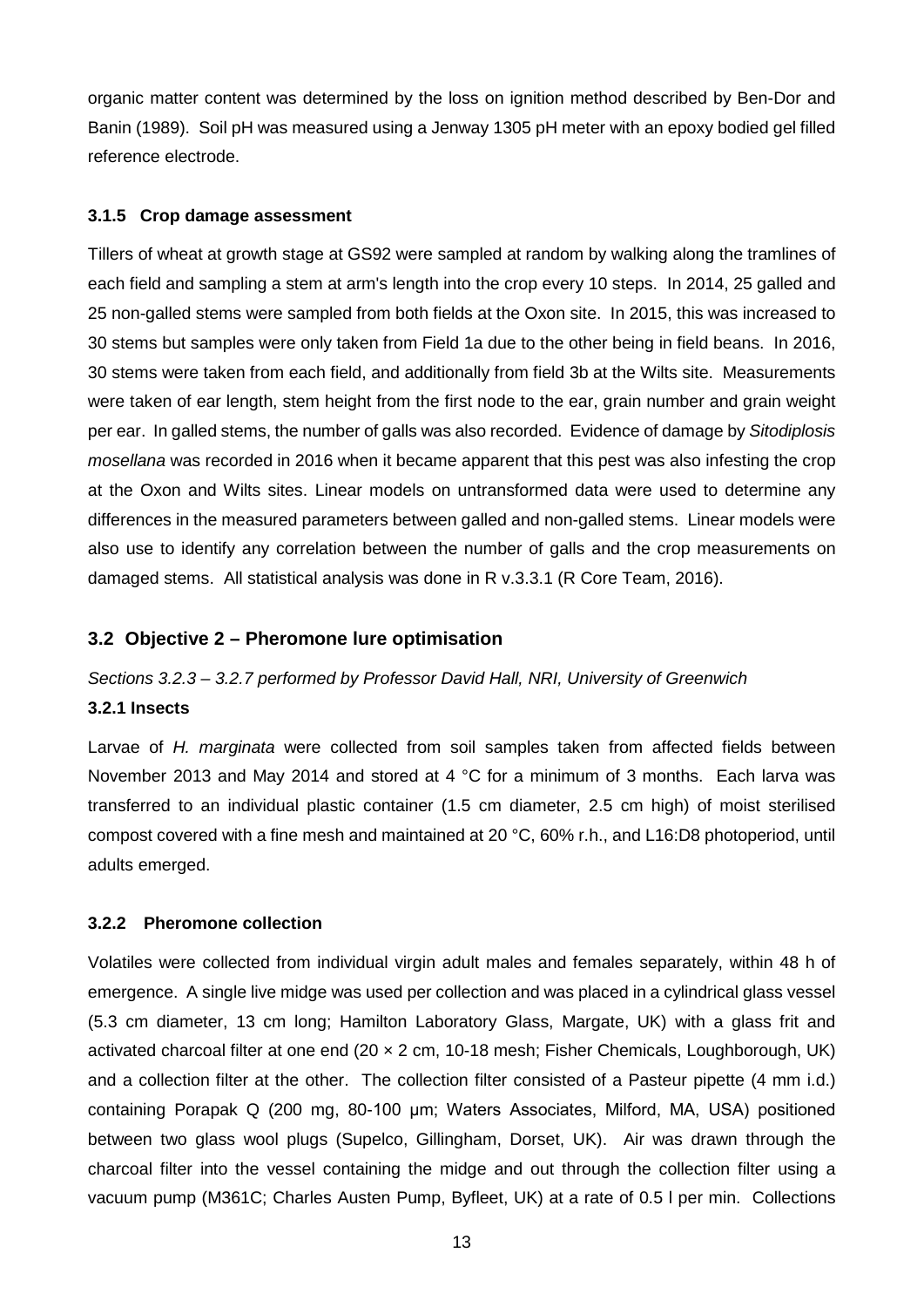organic matter content was determined by the loss on ignition method described by Ben-Dor and Banin (1989). Soil pH was measured using a Jenway 1305 pH meter with an epoxy bodied gel filled reference electrode.

### 3.1.5 Crop damage assessment

Tillers of wheat at growth stage at GS92 were sampled at random by walking along the tramlines of each field and sampling a stem at arm's length into the crop every 10 steps. In 2014, 25 galled and 25 non-galled stems were sampled from both fields at the Oxon site. In 2015, this was increased to 30 stems but samples were only taken from Field 1a due to the other being in field beans. In 2016, 30 stems were taken from each field, and additionally from field 3b at the Wilts site. Measurements were taken of ear length, stem height from the first node to the ear, grain number and grain weight per ear. In galled stems, the number of galls was also recorded. Evidence of damage by *Sitodiplosis mosellana* was recorded in 2016 when it became apparent that this pest was also infesting the crop at the Oxon and Wilts sites. Linear models on untransformed data were used to determine any differences in the measured parameters between galled and non-galled stems. Linear models were also use to identify any correlation between the number of galls and the crop measurements on damaged stems. All statistical analysis was done in R v.3.3.1 (R Core Team, 2016).

## 3.2 Objective 2 – Pheromone lure optimisation

*Sections 3.2.3 – 3.2.7 performed by Professor David Hall, NRI, University of Greenwich*

### 3.2.1 Insects

Larvae of *H. marginata* were collected from soil samples taken from affected fields between November 2013 and May 2014 and stored at 4 °C for a minimum of 3 months. Each larva was transferred to an individual plastic container (1.5 cm diameter, 2.5 cm high) of moist sterilised compost covered with a fine mesh and maintained at 20 °C, 60% r.h., and L16:D8 photoperiod, until adults emerged.

### 3.2.2 Pheromone collection

Volatiles were collected from individual virgin adult males and females separately, within 48 h of emergence. A single live midge was used per collection and was placed in a cylindrical glass vessel (5.3 cm diameter, 13 cm long; Hamilton Laboratory Glass, Margate, UK) with a glass frit and activated charcoal filter at one end (20 × 2 cm, 10-18 mesh; Fisher Chemicals, Loughborough, UK) and a collection filter at the other. The collection filter consisted of a Pasteur pipette (4 mm i.d.) containing Porapak Q (200 mg, 80-100 µm; Waters Associates, Milford, MA, USA) positioned between two glass wool plugs (Supelco, Gillingham, Dorset, UK). Air was drawn through the charcoal filter into the vessel containing the midge and out through the collection filter using a vacuum pump (M361C; Charles Austen Pump, Byfleet, UK) at a rate of 0.5 l per min. Collections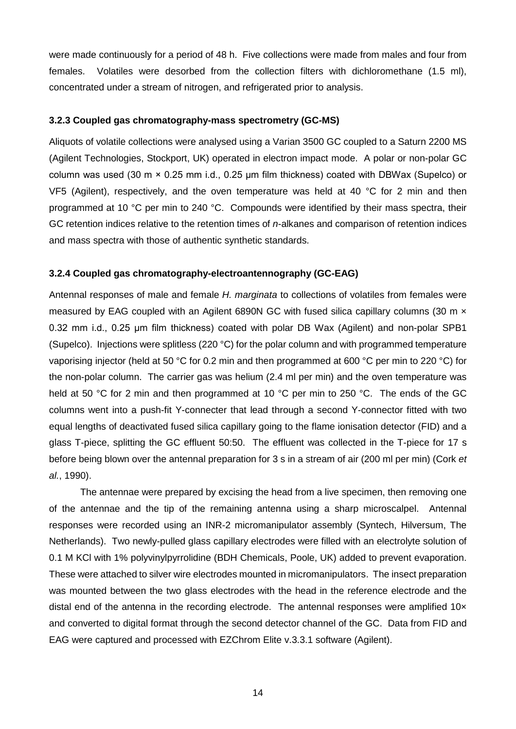were made continuously for a period of 48 h. Five collections were made from males and four from females. Volatiles were desorbed from the collection filters with dichloromethane (1.5 ml), concentrated under a stream of nitrogen, and refrigerated prior to analysis.

### 3.2.3 Coupled gas chromatography-mass spectrometry (GC-MS)

Aliquots of volatile collections were analysed using a Varian 3500 GC coupled to a Saturn 2200 MS (Agilent Technologies, Stockport, UK) operated in electron impact mode. A polar or non-polar GC column was used (30 m × 0.25 mm i.d., 0.25 µm film thickness) coated with DBWax (Supelco) or VF5 (Agilent), respectively, and the oven temperature was held at 40 °C for 2 min and then programmed at 10 °C per min to 240 °C. Compounds were identified by their mass spectra, their GC retention indices relative to the retention times of *n*-alkanes and comparison of retention indices and mass spectra with those of authentic synthetic standards.

### 3.2.4 Coupled gas chromatography-electroantennography (GC-EAG)

Antennal responses of male and female *H. marginata* to collections of volatiles from females were measured by EAG coupled with an Agilent 6890N GC with fused silica capillary columns (30 m × 0.32 mm i.d., 0.25 µm film thickness) coated with polar DB Wax (Agilent) and non-polar SPB1 (Supelco). Injections were splitless (220 °C) for the polar column and with programmed temperature vaporising injector (held at 50 °C for 0.2 min and then programmed at 600 °C per min to 220 °C) for the non-polar column. The carrier gas was helium (2.4 ml per min) and the oven temperature was held at 50 °C for 2 min and then programmed at 10 °C per min to 250 °C. The ends of the GC columns went into a push-fit Y-connecter that lead through a second Y-connector fitted with two equal lengths of deactivated fused silica capillary going to the flame ionisation detector (FID) and a glass T-piece, splitting the GC effluent 50:50. The effluent was collected in the T-piece for 17 s before being blown over the antennal preparation for 3 s in a stream of air (200 ml per min) (Cork *et al.*, 1990).

The antennae were prepared by excising the head from a live specimen, then removing one of the antennae and the tip of the remaining antenna using a sharp microscalpel. Antennal responses were recorded using an INR-2 micromanipulator assembly (Syntech, Hilversum, The Netherlands). Two newly-pulled glass capillary electrodes were filled with an electrolyte solution of 0.1 M KCl with 1% polyvinylpyrrolidine (BDH Chemicals, Poole, UK) added to prevent evaporation. These were attached to silver wire electrodes mounted in micromanipulators. The insect preparation was mounted between the two glass electrodes with the head in the reference electrode and the distal end of the antenna in the recording electrode. The antennal responses were amplified 10× and converted to digital format through the second detector channel of the GC. Data from FID and EAG were captured and processed with EZChrom Elite v.3.3.1 software (Agilent).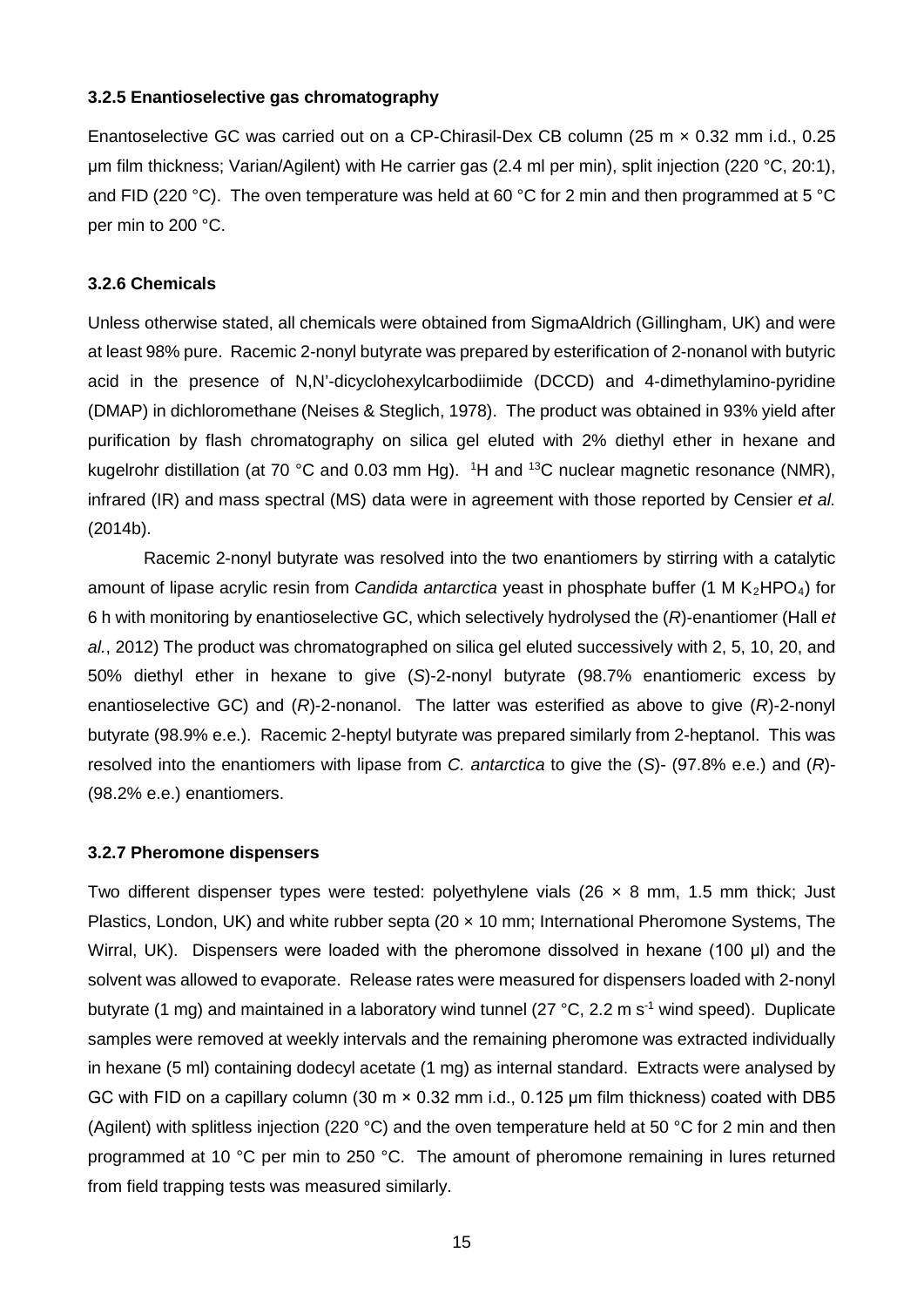### 3.2.5 Enantioselective gas chromatography

Enantoselective GC was carried out on a CP-Chirasil-Dex CB column (25 m × 0.32 mm i.d., 0.25 μm film thickness; Varian/Agilent) with He carrier gas (2.4 ml per min), split injection (220 °C, 20:1), and FID (220 °C). The oven temperature was held at 60 °C for 2 min and then programmed at 5 °C per min to 200 °C.

### 3.2.6 Chemicals

Unless otherwise stated, all chemicals were obtained from SigmaAldrich (Gillingham, UK) and were at least 98% pure. Racemic 2-nonyl butyrate was prepared by esterification of 2-nonanol with butyric acid in the presence of N,N'-dicyclohexylcarbodiimide (DCCD) and 4-dimethylamino-pyridine (DMAP) in dichloromethane (Neises & Steglich, 1978). The product was obtained in 93% yield after purification by flash chromatography on silica gel eluted with 2% diethyl ether in hexane and kugelrohr distillation (at 70 °C and 0.03 mm Hg). $^{1}$H and $^{13}$C nuclear magnetic resonance (NMR), infrared (IR) and mass spectral (MS) data were in agreement with those reported by Censier *et al.* (2014b).

Racemic 2-nonyl butyrate was resolved into the two enantiomers by stirring with a catalytic amount of lipase acrylic resin from *Candida antarctica* yeast in phosphate buffer (1 M $K_2HPO_4$) for 6 h with monitoring by enantioselective GC, which selectively hydrolysed the (*R*)-enantiomer (Hall *et al.*, 2012) The product was chromatographed on silica gel eluted successively with 2, 5, 10, 20, and 50% diethyl ether in hexane to give (*S*)-2-nonyl butyrate (98.7% enantiomeric excess by enantioselective GC) and (*R*)-2-nonanol. The latter was esterified as above to give (*R*)-2-nonyl butyrate (98.9% e.e.). Racemic 2-heptyl butyrate was prepared similarly from 2-heptanol. This was resolved into the enantiomers with lipase from *C. antarctica* to give the (*S*)- (97.8% e.e.) and (*R*)- (98.2% e.e.) enantiomers.

### 3.2.7 Pheromone dispensers

Two different dispenser types were tested: polyethylene vials (26 × 8 mm, 1.5 mm thick; Just Plastics, London, UK) and white rubber septa (20 × 10 mm; International Pheromone Systems, The Wirral, UK). Dispensers were loaded with the pheromone dissolved in hexane (100 μl) and the solvent was allowed to evaporate. Release rates were measured for dispensers loaded with 2-nonyl butyrate (1 mg) and maintained in a laboratory wind tunnel (27 °C, 2.2 m s$^{-1}$ wind speed). Duplicate samples were removed at weekly intervals and the remaining pheromone was extracted individually in hexane (5 ml) containing dodecyl acetate (1 mg) as internal standard. Extracts were analysed by GC with FID on a capillary column (30 m × 0.32 mm i.d., 0.125 μm film thickness) coated with DB5 (Agilent) with splitless injection (220 °C) and the oven temperature held at 50 °C for 2 min and then programmed at 10 °C per min to 250 °C. The amount of pheromone remaining in lures returned from field trapping tests was measured similarly.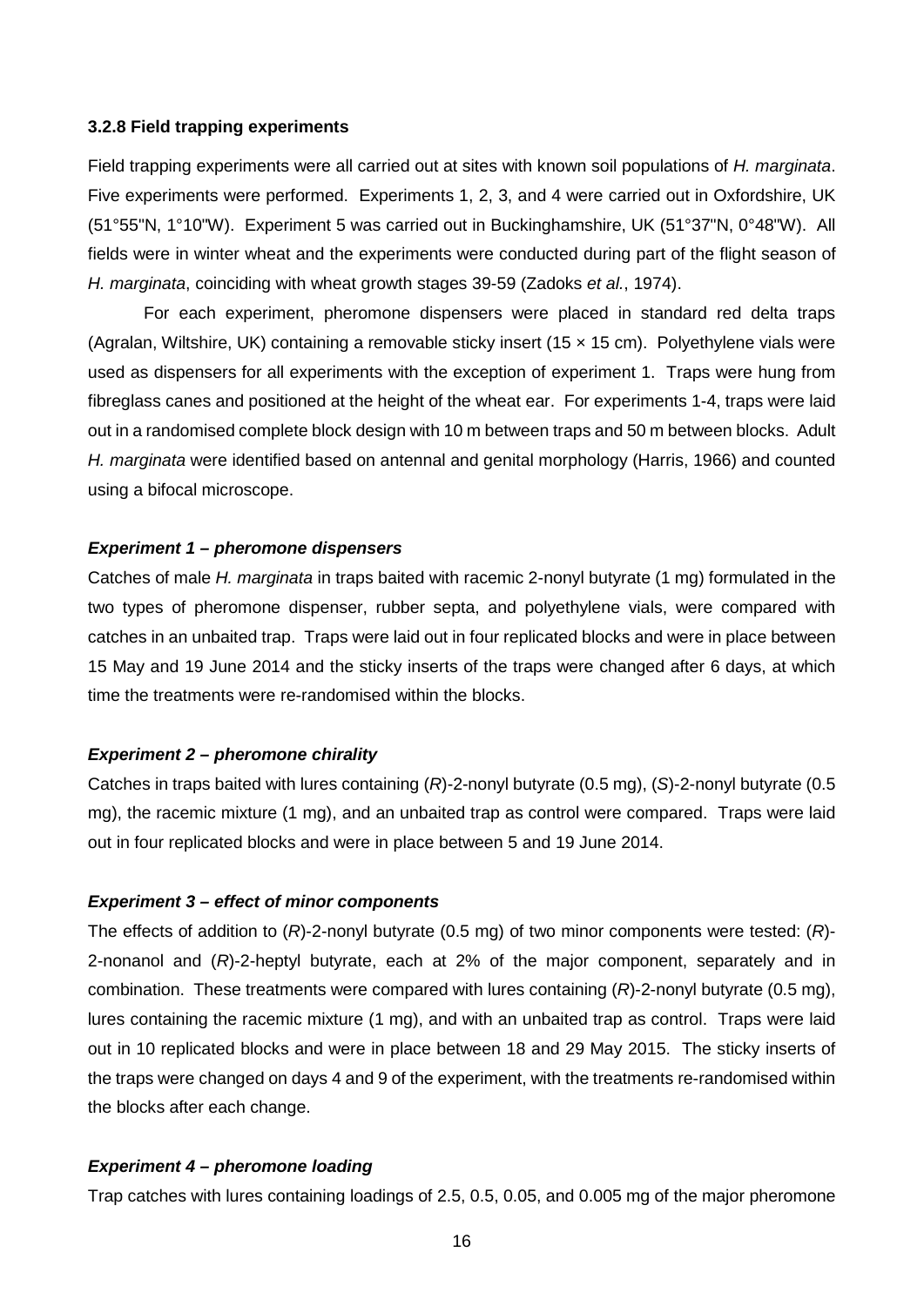### 3.2.8 Field trapping experiments

Field trapping experiments were all carried out at sites with known soil populations of *H. marginata*. Five experiments were performed. Experiments 1, 2, 3, and 4 were carried out in Oxfordshire, UK (51°55"N, 1°10"W). Experiment 5 was carried out in Buckinghamshire, UK (51°37"N, 0°48"W). All fields were in winter wheat and the experiments were conducted during part of the flight season of *H. marginata*, coinciding with wheat growth stages 39-59 (Zadoks *et al.*, 1974).

For each experiment, pheromone dispensers were placed in standard red delta traps (Agralan, Wiltshire, UK) containing a removable sticky insert (15 × 15 cm). Polyethylene vials were used as dispensers for all experiments with the exception of experiment 1. Traps were hung from fibreglass canes and positioned at the height of the wheat ear. For experiments 1-4, traps were laid out in a randomised complete block design with 10 m between traps and 50 m between blocks. Adult *H. marginata* were identified based on antennal and genital morphology (Harris, 1966) and counted using a bifocal microscope.

#### *Experiment 1 – pheromone dispensers*

Catches of male *H. marginata* in traps baited with racemic 2-nonyl butyrate (1 mg) formulated in the two types of pheromone dispenser, rubber septa, and polyethylene vials, were compared with catches in an unbaited trap. Traps were laid out in four replicated blocks and were in place between 15 May and 19 June 2014 and the sticky inserts of the traps were changed after 6 days, at which time the treatments were re-randomised within the blocks.

#### *Experiment 2 – pheromone chirality*

Catches in traps baited with lures containing (*R*)-2-nonyl butyrate (0.5 mg), (*S*)-2-nonyl butyrate (0.5 mg), the racemic mixture (1 mg), and an unbaited trap as control were compared. Traps were laid out in four replicated blocks and were in place between 5 and 19 June 2014.

#### *Experiment 3 – effect of minor components*

The effects of addition to (*R*)-2-nonyl butyrate (0.5 mg) of two minor components were tested: (*R*)-2-nonanol and (*R*)-2-heptyl butyrate, each at 2% of the major component, separately and in combination. These treatments were compared with lures containing (*R*)-2-nonyl butyrate (0.5 mg), lures containing the racemic mixture (1 mg), and with an unbaited trap as control. Traps were laid out in 10 replicated blocks and were in place between 18 and 29 May 2015. The sticky inserts of the traps were changed on days 4 and 9 of the experiment, with the treatments re-randomised within the blocks after each change.

#### *Experiment 4 – pheromone loading*

Trap catches with lures containing loadings of 2.5, 0.5, 0.05, and 0.005 mg of the major pheromone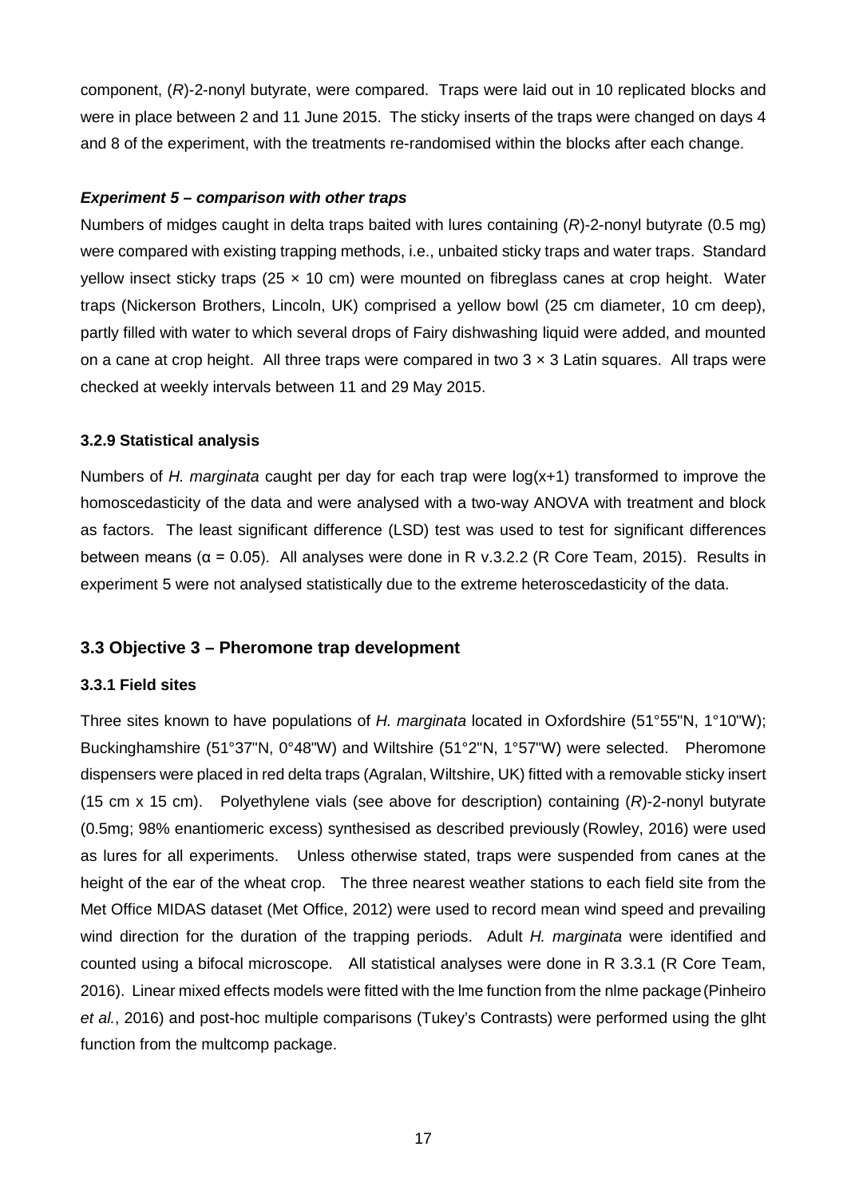component, (*R*)-2-nonyl butyrate, were compared. Traps were laid out in 10 replicated blocks and were in place between 2 and 11 June 2015. The sticky inserts of the traps were changed on days 4 and 8 of the experiment, with the treatments re-randomised within the blocks after each change.

#### *Experiment 5 – comparison with other traps*

Numbers of midges caught in delta traps baited with lures containing (*R*)-2-nonyl butyrate (0.5 mg) were compared with existing trapping methods, i.e., unbaited sticky traps and water traps. Standard yellow insect sticky traps (25 × 10 cm) were mounted on fibreglass canes at crop height. Water traps (Nickerson Brothers, Lincoln, UK) comprised a yellow bowl (25 cm diameter, 10 cm deep), partly filled with water to which several drops of Fairy dishwashing liquid were added, and mounted on a cane at crop height. All three traps were compared in two 3 × 3 Latin squares. All traps were checked at weekly intervals between 11 and 29 May 2015.

### 3.2.9 Statistical analysis

Numbers of *H. marginata* caught per day for each trap were log(x+1) transformed to improve the homoscedasticity of the data and were analysed with a two-way ANOVA with treatment and block as factors. The least significant difference (LSD) test was used to test for significant differences between means ($\alpha = 0.05$). All analyses were done in R v.3.2.2 (R Core Team, 2015). Results in experiment 5 were not analysed statistically due to the extreme heteroscedasticity of the data.

## 3.3 Objective 3 – Pheromone trap development

### 3.3.1 Field sites

Three sites known to have populations of *H. marginata* located in Oxfordshire (51°55"N, 1°10"W); Buckinghamshire (51°37"N, 0°48"W) and Wiltshire (51°2"N, 1°57"W) were selected. Pheromone dispensers were placed in red delta traps (Agralan, Wiltshire, UK) fitted with a removable sticky insert (15 cm x 15 cm). Polyethylene vials (see above for description) containing (*R*)-2-nonyl butyrate (0.5mg; 98% enantiomeric excess) synthesised as described previously (Rowley, 2016) were used as lures for all experiments. Unless otherwise stated, traps were suspended from canes at the height of the ear of the wheat crop. The three nearest weather stations to each field site from the Met Office MIDAS dataset (Met Office, 2012) were used to record mean wind speed and prevailing wind direction for the duration of the trapping periods. Adult *H. marginata* were identified and counted using a bifocal microscope. All statistical analyses were done in R 3.3.1 (R Core Team, 2016). Linear mixed effects models were fitted with the lme function from the nlme package (Pinheiro *et al.*, 2016) and post-hoc multiple comparisons (Tukey's Contrasts) were performed using the glht function from the multcomp package.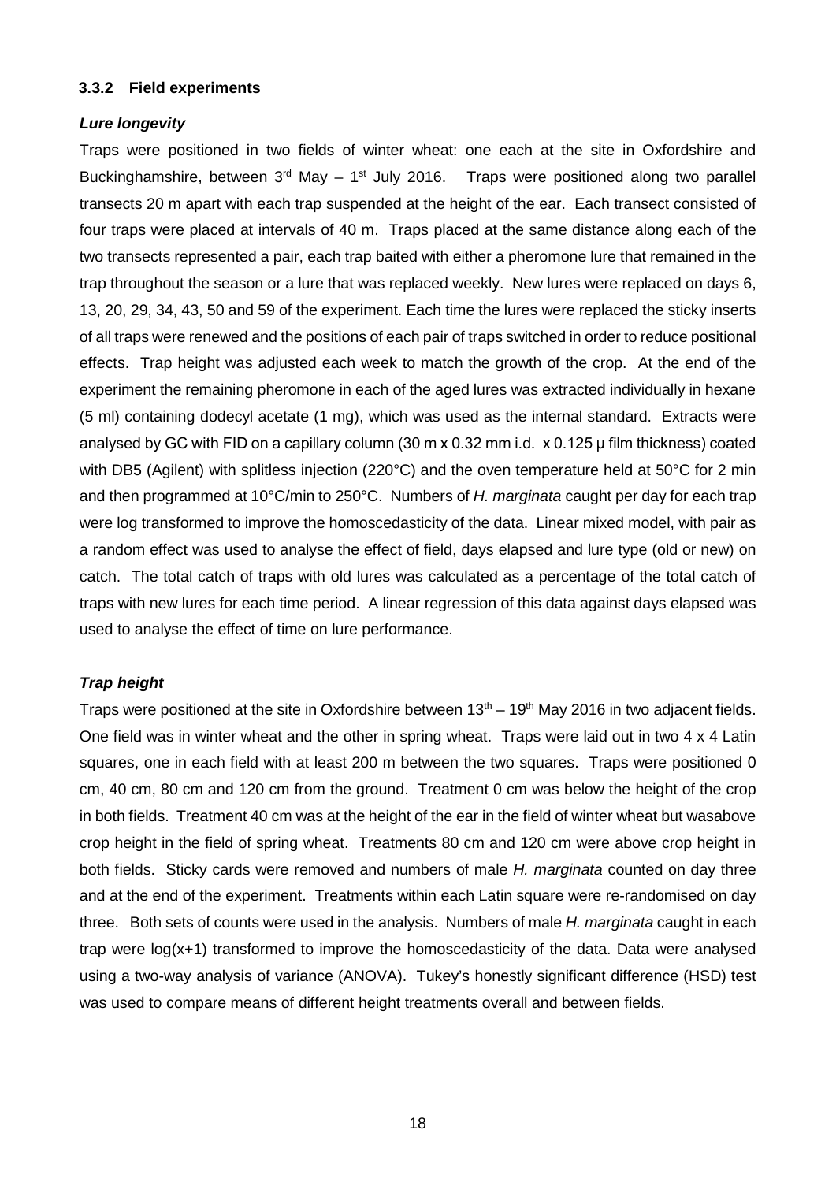### 3.3.2 Field experiments

***Lure longevity***

Traps were positioned in two fields of winter wheat: one each at the site in Oxfordshire and Buckinghamshire, between 3[rd] May – 1[st] July 2016. Traps were positioned along two parallel transects 20 m apart with each trap suspended at the height of the ear. Each transect consisted of four traps were placed at intervals of 40 m. Traps placed at the same distance along each of the two transects represented a pair, each trap baited with either a pheromone lure that remained in the trap throughout the season or a lure that was replaced weekly. New lures were replaced on days 6, 13, 20, 29, 34, 43, 50 and 59 of the experiment. Each time the lures were replaced the sticky inserts of all traps were renewed and the positions of each pair of traps switched in order to reduce positional effects. Trap height was adjusted each week to match the growth of the crop. At the end of the experiment the remaining pheromone in each of the aged lures was extracted individually in hexane (5 ml) containing dodecyl acetate (1 mg), which was used as the internal standard. Extracts were analysed by GC with FID on a capillary column (30 m x 0.32 mm i.d. x 0.125 μ film thickness) coated with DB5 (Agilent) with splitless injection (220°C) and the oven temperature held at 50°C for 2 min and then programmed at 10°C/min to 250°C. Numbers of *H. marginata* caught per day for each trap were log transformed to improve the homoscedasticity of the data. Linear mixed model, with pair as a random effect was used to analyse the effect of field, days elapsed and lure type (old or new) on catch. The total catch of traps with old lures was calculated as a percentage of the total catch of traps with new lures for each time period. A linear regression of this data against days elapsed was used to analyse the effect of time on lure performance.

***Trap height***

Traps were positioned at the site in Oxfordshire between 13[th] – 19[th] May 2016 in two adjacent fields. One field was in winter wheat and the other in spring wheat. Traps were laid out in two 4 x 4 Latin squares, one in each field with at least 200 m between the two squares. Traps were positioned 0 cm, 40 cm, 80 cm and 120 cm from the ground. Treatment 0 cm was below the height of the crop in both fields. Treatment 40 cm was at the height of the ear in the field of winter wheat but wasabove crop height in the field of spring wheat. Treatments 80 cm and 120 cm were above crop height in both fields. Sticky cards were removed and numbers of male *H. marginata* counted on day three and at the end of the experiment. Treatments within each Latin square were re-randomised on day three. Both sets of counts were used in the analysis. Numbers of male *H. marginata* caught in each trap were log(x+1) transformed to improve the homoscedasticity of the data. Data were analysed using a two-way analysis of variance (ANOVA). Tukey's honestly significant difference (HSD) test was used to compare means of different height treatments overall and between fields.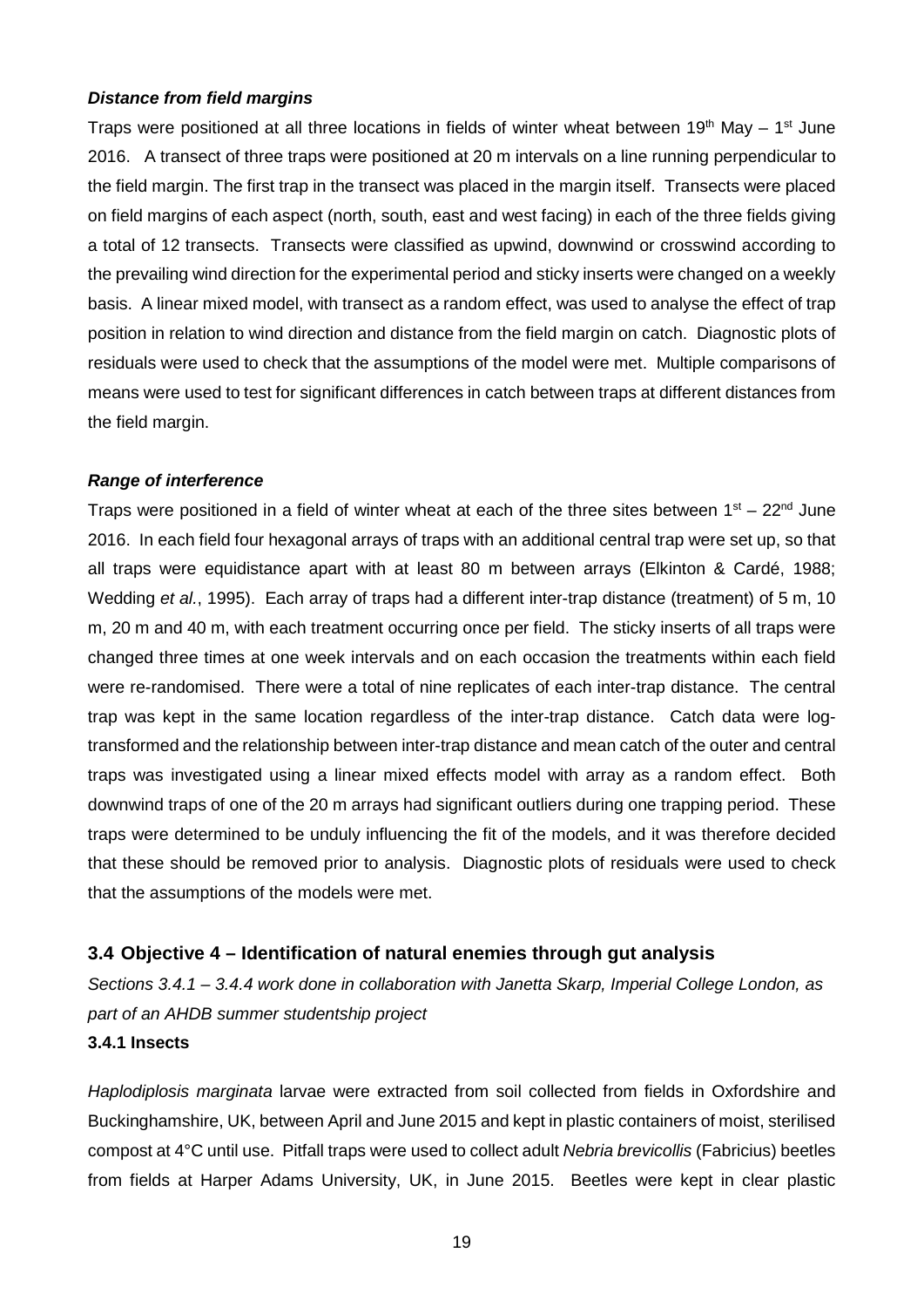***Distance from field margins***

Traps were positioned at all three locations in fields of winter wheat between 19th May – 1st June 2016. A transect of three traps were positioned at 20 m intervals on a line running perpendicular to the field margin. The first trap in the transect was placed in the margin itself. Transects were placed on field margins of each aspect (north, south, east and west facing) in each of the three fields giving a total of 12 transects. Transects were classified as upwind, downwind or crosswind according to the prevailing wind direction for the experimental period and sticky inserts were changed on a weekly basis. A linear mixed model, with transect as a random effect, was used to analyse the effect of trap position in relation to wind direction and distance from the field margin on catch. Diagnostic plots of residuals were used to check that the assumptions of the model were met. Multiple comparisons of means were used to test for significant differences in catch between traps at different distances from the field margin.

***Range of interference***

Traps were positioned in a field of winter wheat at each of the three sites between 1st – 22nd June 2016. In each field four hexagonal arrays of traps with an additional central trap were set up, so that all traps were equidistance apart with at least 80 m between arrays (Elkinton & Cardé, 1988; Wedding *et al.*, 1995). Each array of traps had a different inter-trap distance (treatment) of 5 m, 10 m, 20 m and 40 m, with each treatment occurring once per field. The sticky inserts of all traps were changed three times at one week intervals and on each occasion the treatments within each field were re-randomised. There were a total of nine replicates of each inter-trap distance. The central trap was kept in the same location regardless of the inter-trap distance. Catch data were log-transformed and the relationship between inter-trap distance and mean catch of the outer and central traps was investigated using a linear mixed effects model with array as a random effect. Both downwind traps of one of the 20 m arrays had significant outliers during one trapping period. These traps were determined to be unduly influencing the fit of the models, and it was therefore decided that these should be removed prior to analysis. Diagnostic plots of residuals were used to check that the assumptions of the models were met.

## 3.4 Objective 4 – Identification of natural enemies through gut analysis

*Sections 3.4.1 – 3.4.4 work done in collaboration with Janetta Skarp, Imperial College London, as part of an AHDB summer studentship project*

### 3.4.1 Insects

*Haplodiplosis marginata* larvae were extracted from soil collected from fields in Oxfordshire and Buckinghamshire, UK, between April and June 2015 and kept in plastic containers of moist, sterilised compost at 4°C until use. Pitfall traps were used to collect adult *Nebria brevicollis* (Fabricius) beetles from fields at Harper Adams University, UK, in June 2015. Beetles were kept in clear plastic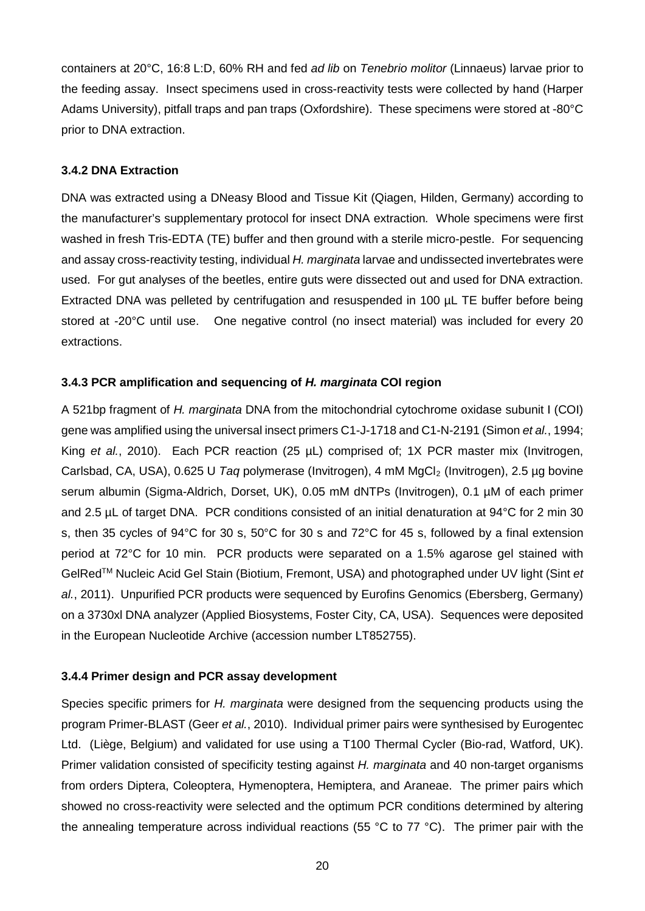containers at 20°C, 16:8 L:D, 60% RH and fed *ad lib* on *Tenebrio molitor* (Linnaeus) larvae prior to the feeding assay. Insect specimens used in cross-reactivity tests were collected by hand (Harper Adams University), pitfall traps and pan traps (Oxfordshire). These specimens were stored at -80°C prior to DNA extraction.

### 3.4.2 DNA Extraction

DNA was extracted using a DNeasy Blood and Tissue Kit (Qiagen, Hilden, Germany) according to the manufacturer's supplementary protocol for insect DNA extraction. Whole specimens were first washed in fresh Tris-EDTA (TE) buffer and then ground with a sterile micro-pestle. For sequencing and assay cross-reactivity testing, individual *H. marginata* larvae and undissected invertebrates were used. For gut analyses of the beetles, entire guts were dissected out and used for DNA extraction. Extracted DNA was pelleted by centrifugation and resuspended in 100 µL TE buffer before being stored at -20°C until use. One negative control (no insect material) was included for every 20 extractions.

### 3.4.3 PCR amplification and sequencing of *H. marginata* COI region

A 521bp fragment of *H. marginata* DNA from the mitochondrial cytochrome oxidase subunit I (COI) gene was amplified using the universal insect primers C1-J-1718 and C1-N-2191 (Simon *et al.*, 1994; King *et al.*, 2010). Each PCR reaction (25 µL) comprised of; 1X PCR master mix (Invitrogen, Carlsbad, CA, USA), 0.625 U *Taq* polymerase (Invitrogen), 4 mM $MgCl_2$ (Invitrogen), 2.5 µg bovine serum albumin (Sigma-Aldrich, Dorset, UK), 0.05 mM dNTPs (Invitrogen), 0.1 µM of each primer and 2.5 µL of target DNA. PCR conditions consisted of an initial denaturation at 94°C for 2 min 30 s, then 35 cycles of 94°C for 30 s, 50°C for 30 s and 72°C for 45 s, followed by a final extension period at 72°C for 10 min. PCR products were separated on a 1.5% agarose gel stained with GelRed™ Nucleic Acid Gel Stain (Biotium, Fremont, USA) and photographed under UV light (Sint *et al.*, 2011). Unpurified PCR products were sequenced by Eurofins Genomics (Ebersberg, Germany) on a 3730xl DNA analyzer (Applied Biosystems, Foster City, CA, USA). Sequences were deposited in the European Nucleotide Archive (accession number LT852755).

### 3.4.4 Primer design and PCR assay development

Species specific primers for *H. marginata* were designed from the sequencing products using the program Primer-BLAST (Geer *et al.*, 2010). Individual primer pairs were synthesised by Eurogentec Ltd. (Liège, Belgium) and validated for use using a T100 Thermal Cycler (Bio-rad, Watford, UK). Primer validation consisted of specificity testing against *H. marginata* and 40 non-target organisms from orders Diptera, Coleoptera, Hymenoptera, Hemiptera, and Araneae. The primer pairs which showed no cross-reactivity were selected and the optimum PCR conditions determined by altering the annealing temperature across individual reactions (55 °C to 77 °C). The primer pair with the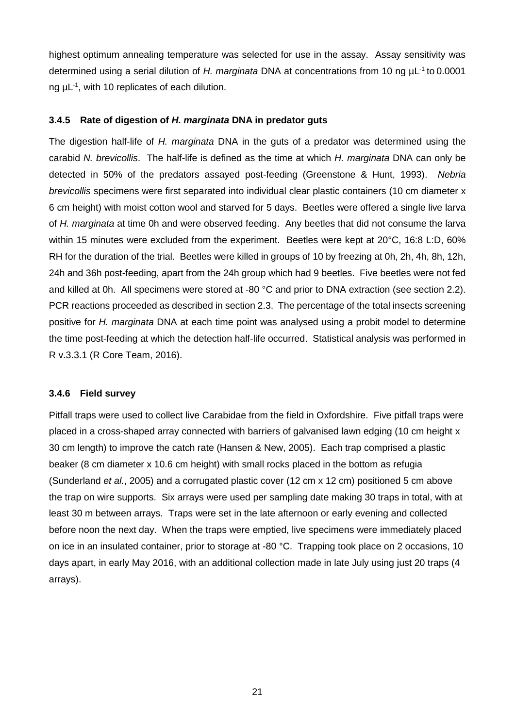highest optimum annealing temperature was selected for use in the assay. Assay sensitivity was determined using a serial dilution of *H. marginata* DNA at concentrations from 10 ng $\mu L^{-1}$ to 0.0001 ng $\mu L^{-1}$, with 10 replicates of each dilution.

### 3.4.5 Rate of digestion of *H. marginata* DNA in predator guts

The digestion half-life of *H. marginata* DNA in the guts of a predator was determined using the carabid *N. brevicollis*. The half-life is defined as the time at which *H. marginata* DNA can only be detected in 50% of the predators assayed post-feeding (Greenstone & Hunt, 1993). *Nebria brevicollis* specimens were first separated into individual clear plastic containers (10 cm diameter x 6 cm height) with moist cotton wool and starved for 5 days. Beetles were offered a single live larva of *H. marginata* at time 0h and were observed feeding. Any beetles that did not consume the larva within 15 minutes were excluded from the experiment. Beetles were kept at 20°C, 16:8 L:D, 60% RH for the duration of the trial. Beetles were killed in groups of 10 by freezing at 0h, 2h, 4h, 8h, 12h, 24h and 36h post-feeding, apart from the 24h group which had 9 beetles. Five beetles were not fed and killed at 0h. All specimens were stored at -80 °C and prior to DNA extraction (see section 2.2). PCR reactions proceeded as described in section 2.3. The percentage of the total insects screening positive for *H. marginata* DNA at each time point was analysed using a probit model to determine the time post-feeding at which the detection half-life occurred. Statistical analysis was performed in R v.3.3.1 (R Core Team, 2016).

### 3.4.6 Field survey

Pitfall traps were used to collect live Carabidae from the field in Oxfordshire. Five pitfall traps were placed in a cross-shaped array connected with barriers of galvanised lawn edging (10 cm height x 30 cm length) to improve the catch rate (Hansen & New, 2005). Each trap comprised a plastic beaker (8 cm diameter x 10.6 cm height) with small rocks placed in the bottom as refugia (Sunderland *et al.*, 2005) and a corrugated plastic cover (12 cm x 12 cm) positioned 5 cm above the trap on wire supports. Six arrays were used per sampling date making 30 traps in total, with at least 30 m between arrays. Traps were set in the late afternoon or early evening and collected before noon the next day. When the traps were emptied, live specimens were immediately placed on ice in an insulated container, prior to storage at -80 °C. Trapping took place on 2 occasions, 10 days apart, in early May 2016, with an additional collection made in late July using just 20 traps (4 arrays).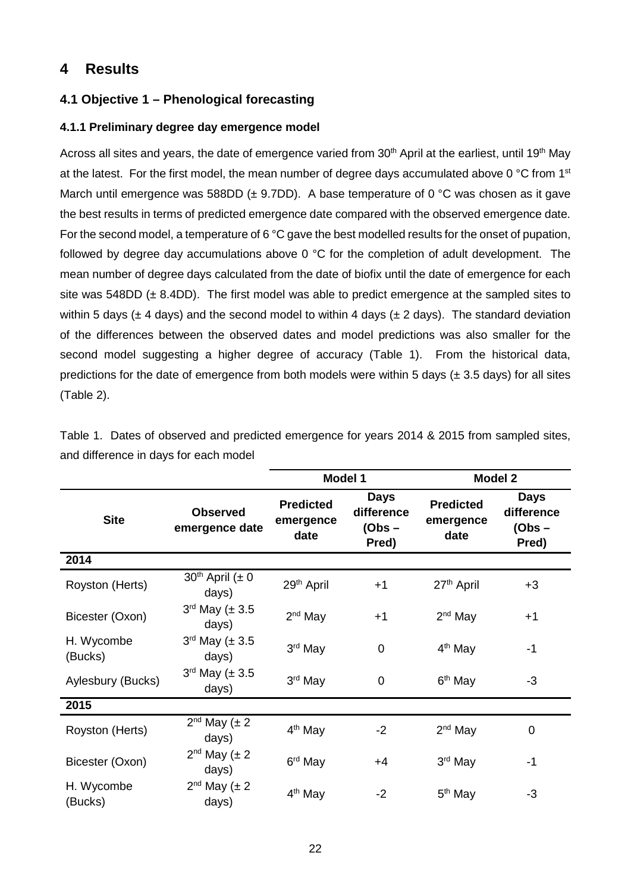# 4 Results

## 4.1 Objective 1 – Phenological forecasting

### 4.1.1 Preliminary degree day emergence model

Across all sites and years, the date of emergence varied from 30th April at the earliest, until 19th May at the latest. For the first model, the mean number of degree days accumulated above 0 °C from 1st March until emergence was 588DD (± 9.7DD). A base temperature of 0 °C was chosen as it gave the best results in terms of predicted emergence date compared with the observed emergence date. For the second model, a temperature of 6 °C gave the best modelled results for the onset of pupation, followed by degree day accumulations above 0 °C for the completion of adult development. The mean number of degree days calculated from the date of biofix until the date of emergence for each site was 548DD (± 8.4DD). The first model was able to predict emergence at the sampled sites to within 5 days (± 4 days) and the second model to within 4 days (± 2 days). The standard deviation of the differences between the observed dates and model predictions was also smaller for the second model suggesting a higher degree of accuracy (Table 1). From the historical data, predictions for the date of emergence from both models were within 5 days (± 3.5 days) for all sites (Table 2).

Table 1. Dates of observed and predicted emergence for years 2014 & 2015 from sampled sites, and difference in days for each model

| | | Model 1 | | Model 2 | |
|---|---|---|---|---|---|
| **Site** | **Observed emergence date** | **Predicted emergence date** | **Days difference (Obs – Pred)** | **Predicted emergence date** | **Days difference (Obs – Pred)** |
| **2014** | | | | | |
| Royston (Herts) | 30th April (± 0 days) | 29th April | +1 | 27th April | +3 |
| Bicester (Oxon) | 3rd May (± 3.5 days) | 2nd May | +1 | 2nd May | +1 |
| H. Wycombe (Bucks) | 3rd May (± 3.5 days) | 3rd May | 0 | 4th May | -1 |
| Aylesbury (Bucks) | 3rd May (± 3.5 days) | 3rd May | 0 | 6th May | -3 |
| **2015** | | | | | |
| Royston (Herts) | 2nd May (± 2 days) | 4th May | -2 | 2nd May | 0 |
| Bicester (Oxon) | 2nd May (± 2 days) | 6rd May | +4 | 3rd May | -1 |
| H. Wycombe (Bucks) | 2nd May (± 2 days) | 4th May | -2 | 5th May | -3 |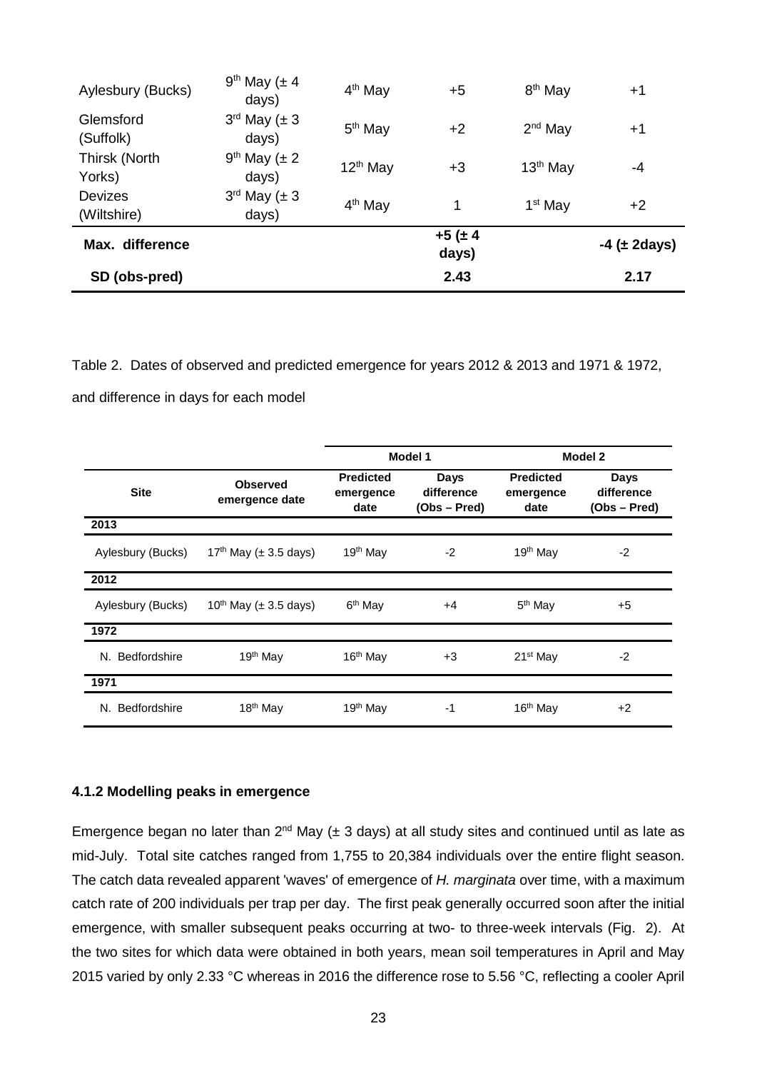| | | | | | |
|---|---|---|---|---|---|
| Aylesbury (Bucks) | 9th May (± 4 days) | 4th May | +5 | 8th May | +1 |
| Glemsford (Suffolk) | 3rd May (± 3 days) | 5th May | +2 | 2nd May | +1 |
| Thirsk (North Yorks) | 9th May (± 2 days) | 12th May | +3 | 13th May | -4 |
| Devizes (Wiltshire) | 3rd May (± 3 days) | 4th May | 1 | 1st May | +2 |
| **Max. difference** | | | **+5 (± 4 days)** | | **-4 (± 2days)** |
| **SD (obs-pred)** | | | **2.43** | | **2.17** |

Table 2. Dates of observed and predicted emergence for years 2012 & 2013 and 1971 & 1972, and difference in days for each model

| | | **Model 1** | | **Model 2** | |
|---|---|---|---|---|---|
| **Site** | **Observed emergence date** | **Predicted emergence date** | **Days difference (Obs – Pred)** | **Predicted emergence date** | **Days difference (Obs – Pred)** |
| **2013** | | | | | |
| Aylesbury (Bucks) | 17th May (± 3.5 days) | 19th May | -2 | 19th May | -2 |
| **2012** | | | | | |
| Aylesbury (Bucks) | 10th May (± 3.5 days) | 6th May | +4 | 5th May | +5 |
| **1972** | | | | | |
| N. Bedfordshire | 19th May | 16th May | +3 | 21st May | -2 |
| **1971** | | | | | |
| N. Bedfordshire | 18th May | 19th May | -1 | 16th May | +2 |

#### 4.1.2 Modelling peaks in emergence

Emergence began no later than 2nd May (± 3 days) at all study sites and continued until as late as mid-July. Total site catches ranged from 1,755 to 20,384 individuals over the entire flight season. The catch data revealed apparent 'waves' of emergence of *H. marginata* over time, with a maximum catch rate of 200 individuals per trap per day. The first peak generally occurred soon after the initial emergence, with smaller subsequent peaks occurring at two- to three-week intervals (Fig. 2). At the two sites for which data were obtained in both years, mean soil temperatures in April and May 2015 varied by only 2.33 °C whereas in 2016 the difference rose to 5.56 °C, reflecting a cooler April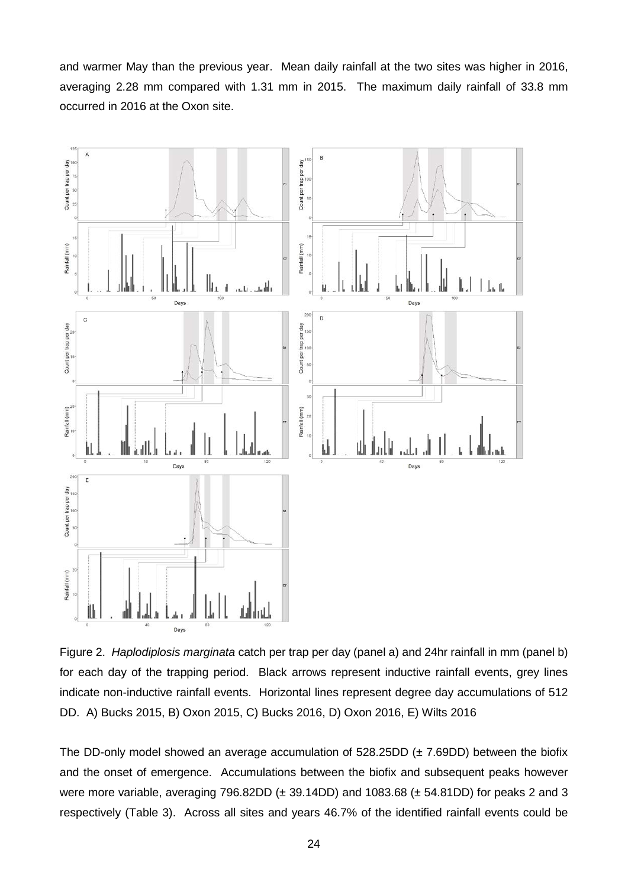and warmer May than the previous year. Mean daily rainfall at the two sites was higher in 2016, averaging 2.28 mm compared with 1.31 mm in 2015. The maximum daily rainfall of 33.8 mm occurred in 2016 at the Oxon site.

Figure 2. *Haplodiplosis marginata* catch per trap per day (panel a) and 24hr rainfall in mm (panel b) for each day of the trapping period. Black arrows represent inductive rainfall events, grey lines indicate non-inductive rainfall events. Horizontal lines represent degree day accumulations of 512 DD. A) Bucks 2015, B) Oxon 2015, C) Bucks 2016, D) Oxon 2016, E) Wilts 2016

The DD-only model showed an average accumulation of 528.25DD (± 7.69DD) between the biofix and the onset of emergence. Accumulations between the biofix and subsequent peaks however were more variable, averaging 796.82DD (± 39.14DD) and 1083.68 (± 54.81DD) for peaks 2 and 3 respectively (Table 3). Across all sites and years 46.7% of the identified rainfall events could be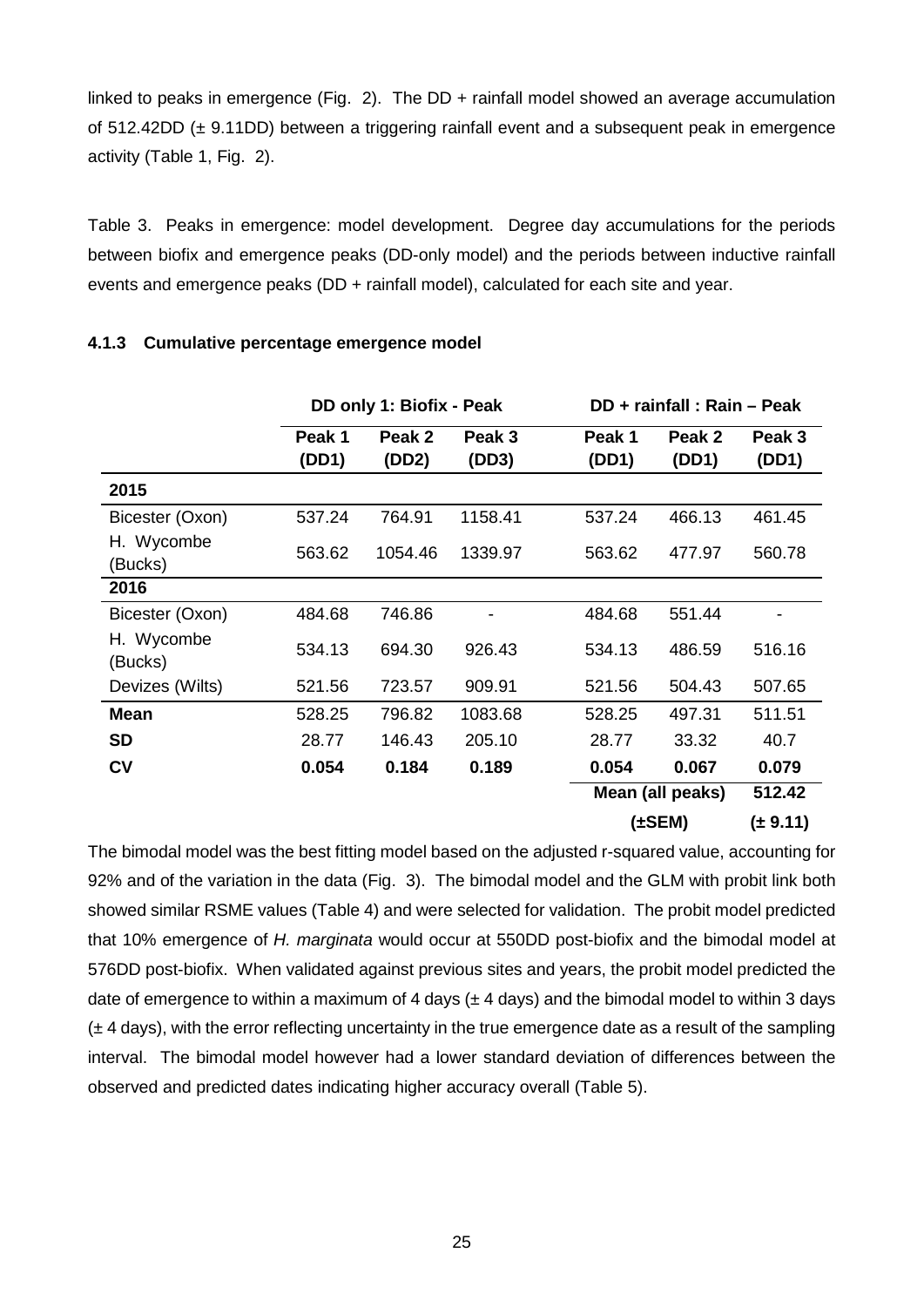linked to peaks in emergence (Fig. 2). The DD + rainfall model showed an average accumulation of 512.42DD (± 9.11DD) between a triggering rainfall event and a subsequent peak in emergence activity (Table 1, Fig. 2).

Table 3. Peaks in emergence: model development. Degree day accumulations for the periods between biofix and emergence peaks (DD-only model) and the periods between inductive rainfall events and emergence peaks (DD + rainfall model), calculated for each site and year.

#### 4.1.3 Cumulative percentage emergence model

| | DD only 1: Biofix - Peak | | | DD + rainfall : Rain – Peak | | |
|---|---|---|---|---|---|---|
| | **Peak 1 (DD1)** | **Peak 2 (DD2)** | **Peak 3 (DD3)** | **Peak 1 (DD1)** | **Peak 2 (DD1)** | **Peak 3 (DD1)** |
| **2015** | | | | | | |
| Bicester (Oxon) | 537.24 | 764.91 | 1158.41 | 537.24 | 466.13 | 461.45 |
| H. Wycombe (Bucks) | 563.62 | 1054.46 | 1339.97 | 563.62 | 477.97 | 560.78 |
| **2016** | | | | | | |
| Bicester (Oxon) | 484.68 | 746.86 | - | 484.68 | 551.44 | - |
| H. Wycombe (Bucks) | 534.13 | 694.30 | 926.43 | 534.13 | 486.59 | 516.16 |
| Devizes (Wilts) | 521.56 | 723.57 | 909.91 | 521.56 | 504.43 | 507.65 |
| **Mean** | 528.25 | 796.82 | 1083.68 | 528.25 | 497.31 | 511.51 |
| **SD** | 28.77 | 146.43 | 205.10 | 28.77 | 33.32 | 40.7 |
| **CV** | **0.054** | **0.184** | **0.189** | **0.054** | **0.067** | **0.079** |
| | | | | **Mean (all peaks)** | | **512.42** |
| | | | | **(±SEM)** | | **(± 9.11)** |

The bimodal model was the best fitting model based on the adjusted r-squared value, accounting for 92% and of the variation in the data (Fig. 3). The bimodal model and the GLM with probit link both showed similar RSME values (Table 4) and were selected for validation. The probit model predicted that 10% emergence of *H. marginata* would occur at 550DD post-biofix and the bimodal model at 576DD post-biofix. When validated against previous sites and years, the probit model predicted the date of emergence to within a maximum of 4 days (± 4 days) and the bimodal model to within 3 days (± 4 days), with the error reflecting uncertainty in the true emergence date as a result of the sampling interval. The bimodal model however had a lower standard deviation of differences between the observed and predicted dates indicating higher accuracy overall (Table 5).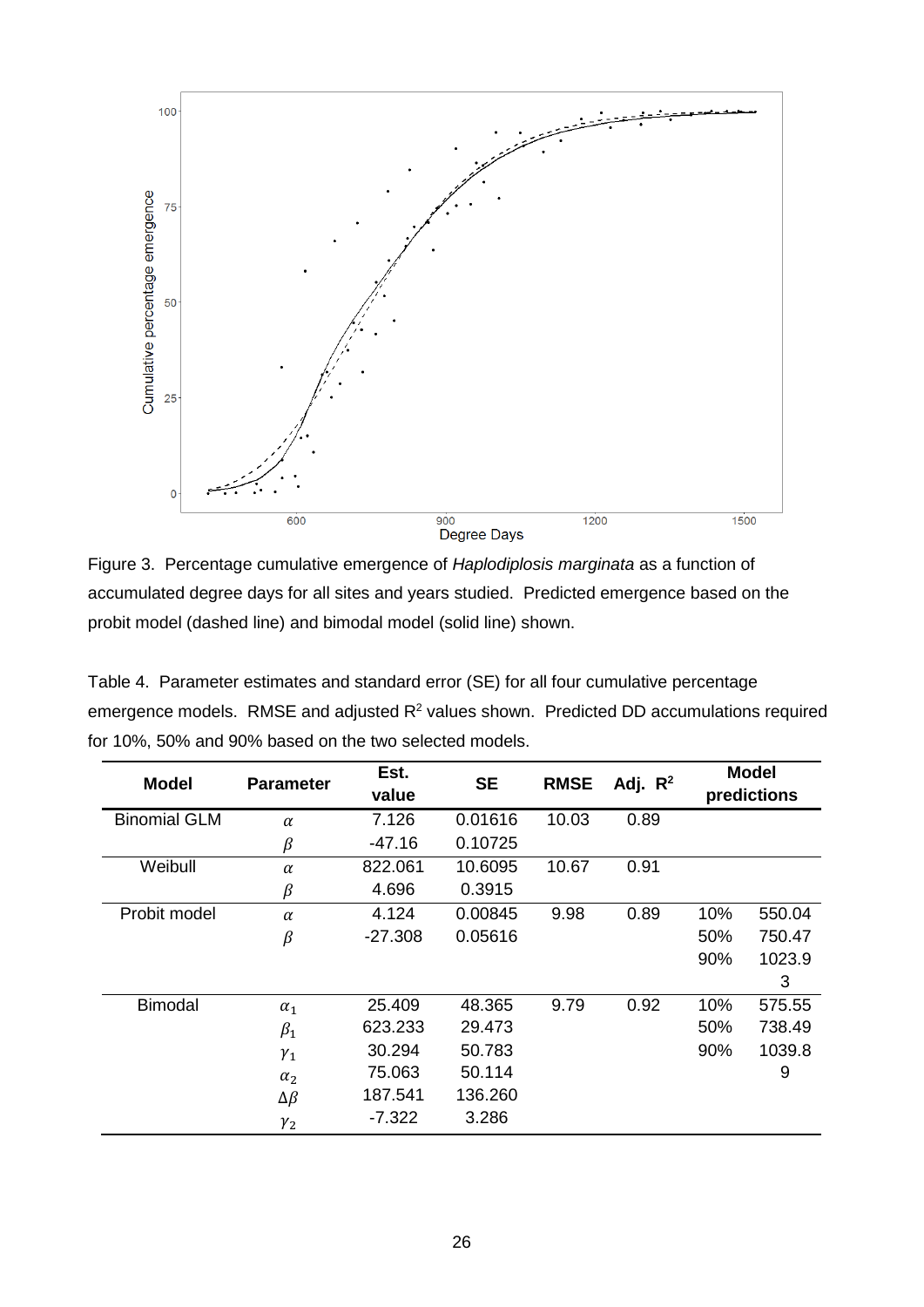Figure 3. Percentage cumulative emergence of *Haplodiplosis marginata* as a function of accumulated degree days for all sites and years studied. Predicted emergence based on the probit model (dashed line) and bimodal model (solid line) shown.

Table 4. Parameter estimates and standard error (SE) for all four cumulative percentage emergence models. RMSE and adjusted $R^2$ values shown. Predicted DD accumulations required for 10%, 50% and 90% based on the two selected models.

| Model | Parameter | Est. value | SE | RMSE | Adj. $R^2$ | Model predictions | |
|---|---|---|---|---|---|---|---|
| Binomial GLM | $\alpha$ | 7.126 | 0.01616 | 10.03 | 0.89 | | |
| | $\beta$ | -47.16 | 0.10725 | | | | |
| Weibull | $\alpha$ | 822.061 | 10.6095 | 10.67 | 0.91 | | |
| | $\beta$ | 4.696 | 0.3915 | | | | |
| Probit model | $\alpha$ | 4.124 | 0.00845 | 9.98 | 0.89 | 10% | 550.04 |
| | $\beta$ | -27.308 | 0.05616 | | | 50% | 750.47 |
| | | | | | | 90% | 1023.93 |
| Bimodal | $\alpha_1$ | 25.409 | 48.365 | 9.79 | 0.92 | 10% | 575.55 |
| | $\beta_1$ | 623.233 | 29.473 | | | 50% | 738.49 |
| | $\gamma_1$ | 30.294 | 50.783 | | | 90% | 1039.89 |
| | $\alpha_2$ | 75.063 | 50.114 | | | | |
| | $\Delta\beta$ | 187.541 | 136.260 | | | | |
| | $\gamma_2$ | -7.322 | 3.286 | | | | |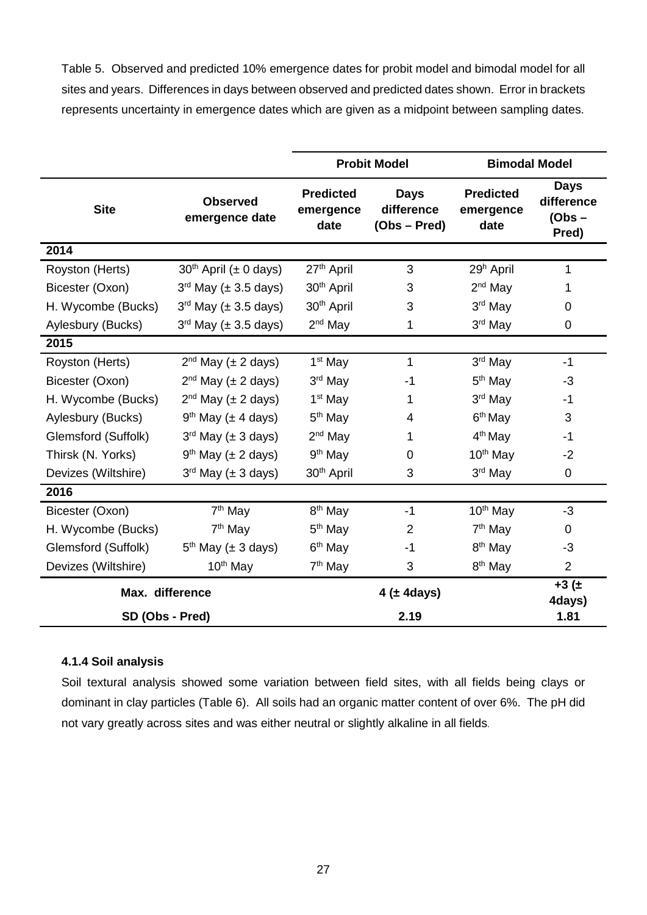Table 5. Observed and predicted 10% emergence dates for probit model and bimodal model for all sites and years. Differences in days between observed and predicted dates shown. Error in brackets represents uncertainty in emergence dates which are given as a midpoint between sampling dates.

| | | Probit Model | | Bimodal Model | |
|---|---|---|---|---|---|
| **Site** | **Observed emergence date** | **Predicted emergence date** | **Days difference (Obs – Pred)** | **Predicted emergence date** | **Days difference (Obs – Pred)** |
| **2014** | | | | | |
| Royston (Herts) | 30th April (± 0 days) | 27th April | 3 | 29h April | 1 |
| Bicester (Oxon) | 3rd May (± 3.5 days) | 30th April | 3 | 2nd May | 1 |
| H. Wycombe (Bucks) | 3rd May (± 3.5 days) | 30th April | 3 | 3rd May | 0 |
| Aylesbury (Bucks) | 3rd May (± 3.5 days) | 2nd May | 1 | 3rd May | 0 |
| **2015** | | | | | |
| Royston (Herts) | 2nd May (± 2 days) | 1st May | 1 | 3rd May | -1 |
| Bicester (Oxon) | 2nd May (± 2 days) | 3rd May | -1 | 5th May | -3 |
| H. Wycombe (Bucks) | 2nd May (± 2 days) | 1st May | 1 | 3rd May | -1 |
| Aylesbury (Bucks) | 9th May (± 4 days) | 5th May | 4 | 6th May | 3 |
| Glemsford (Suffolk) | 3rd May (± 3 days) | 2nd May | 1 | 4th May | -1 |
| Thirsk (N. Yorks) | 9th May (± 2 days) | 9th May | 0 | 10th May | -2 |
| Devizes (Wiltshire) | 3rd May (± 3 days) | 30th April | 3 | 3rd May | 0 |
| **2016** | | | | | |
| Bicester (Oxon) | 7th May | 8th May | -1 | 10th May | -3 |
| H. Wycombe (Bucks) | 7th May | 5th May | 2 | 7th May | 0 |
| Glemsford (Suffolk) | 5th May (± 3 days) | 6th May | -1 | 8th May | -3 |
| Devizes (Wiltshire) | 10th May | 7th May | 3 | 8th May | 2 |
| **Max. difference** | | | **4 (± 4days)** | | **+3 (± 4days)** |
| **SD (Obs - Pred)** | | | **2.19** | | **1.81** |

#### 4.1.4 Soil analysis

Soil textural analysis showed some variation between field sites, with all fields being clays or dominant in clay particles (Table 6). All soils had an organic matter content of over 6%. The pH did not vary greatly across sites and was either neutral or slightly alkaline in all fields.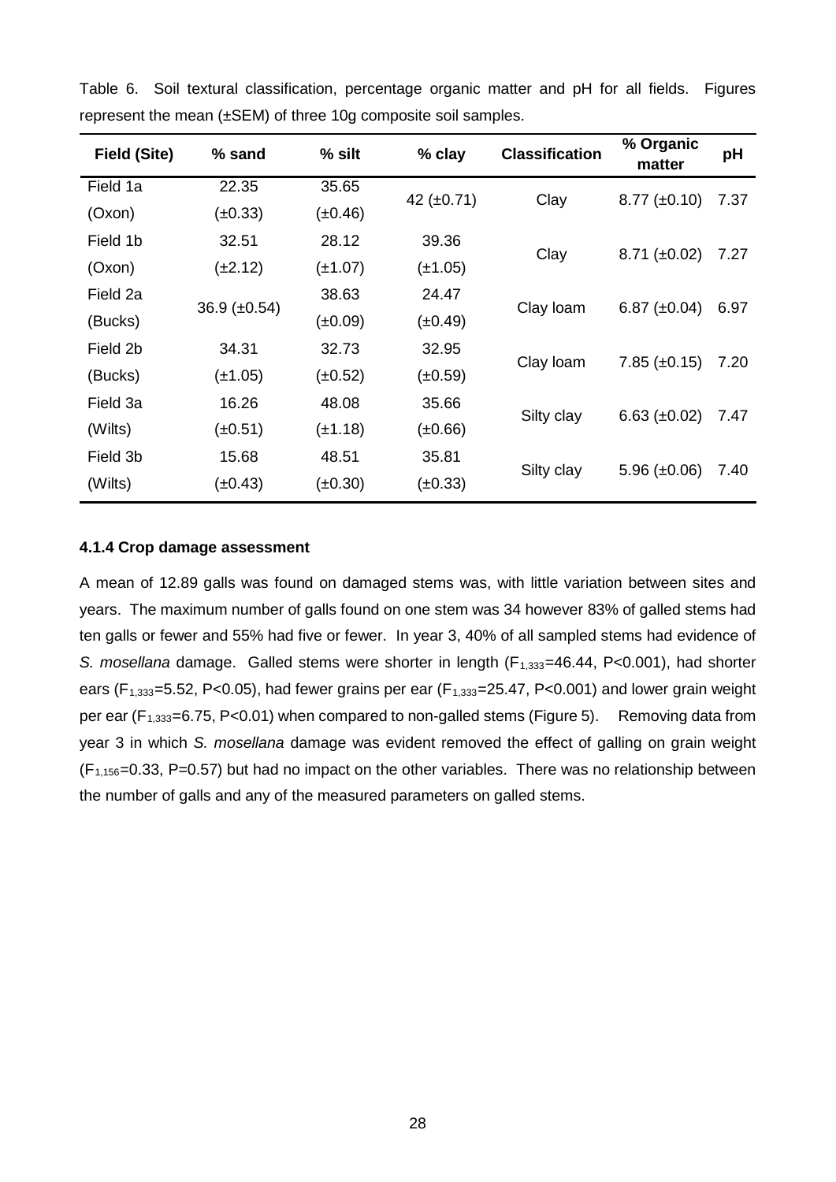Table 6. Soil textural classification, percentage organic matter and pH for all fields. Figures represent the mean (±SEM) of three 10g composite soil samples.

| Field (Site) | % sand | % silt | % clay | Classification | % Organic matter | pH |
|---|---|---|---|---|---|---|
| Field 1a (Oxon) | 22.35 (±0.33) | 35.65 (±0.46) | 42 (±0.71) | Clay | 8.77 (±0.10) | 7.37 |
| Field 1b (Oxon) | 32.51 (±2.12) | 28.12 (±1.07) | 39.36 (±1.05) | Clay | 8.71 (±0.02) | 7.27 |
| Field 2a (Bucks) | 36.9 (±0.54) | 38.63 (±0.09) | 24.47 (±0.49) | Clay loam | 6.87 (±0.04) | 6.97 |
| Field 2b (Bucks) | 34.31 (±1.05) | 32.73 (±0.52) | 32.95 (±0.59) | Clay loam | 7.85 (±0.15) | 7.20 |
| Field 3a (Wilts) | 16.26 (±0.51) | 48.08 (±1.18) | 35.66 (±0.66) | Silty clay | 6.63 (±0.02) | 7.47 |
| Field 3b (Wilts) | 15.68 (±0.43) | 48.51 (±0.30) | 35.81 (±0.33) | Silty clay | 5.96 (±0.06) | 7.40 |

#### 4.1.4 Crop damage assessment

A mean of 12.89 galls was found on damaged stems was, with little variation between sites and years. The maximum number of galls found on one stem was 34 however 83% of galled stems had ten galls or fewer and 55% had five or fewer. In year 3, 40% of all sampled stems had evidence of *S. mosellana* damage. Galled stems were shorter in length ($F_{1,333}$=46.44, P<0.001), had shorter ears ($F_{1,333}$=5.52, P<0.05), had fewer grains per ear ($F_{1,333}$=25.47, P<0.001) and lower grain weight per ear ($F_{1,333}$=6.75, P<0.01) when compared to non-galled stems (Figure 5). Removing data from year 3 in which *S. mosellana* damage was evident removed the effect of galling on grain weight ($F_{1,156}$=0.33, P=0.57) but had no impact on the other variables. There was no relationship between the number of galls and any of the measured parameters on galled stems.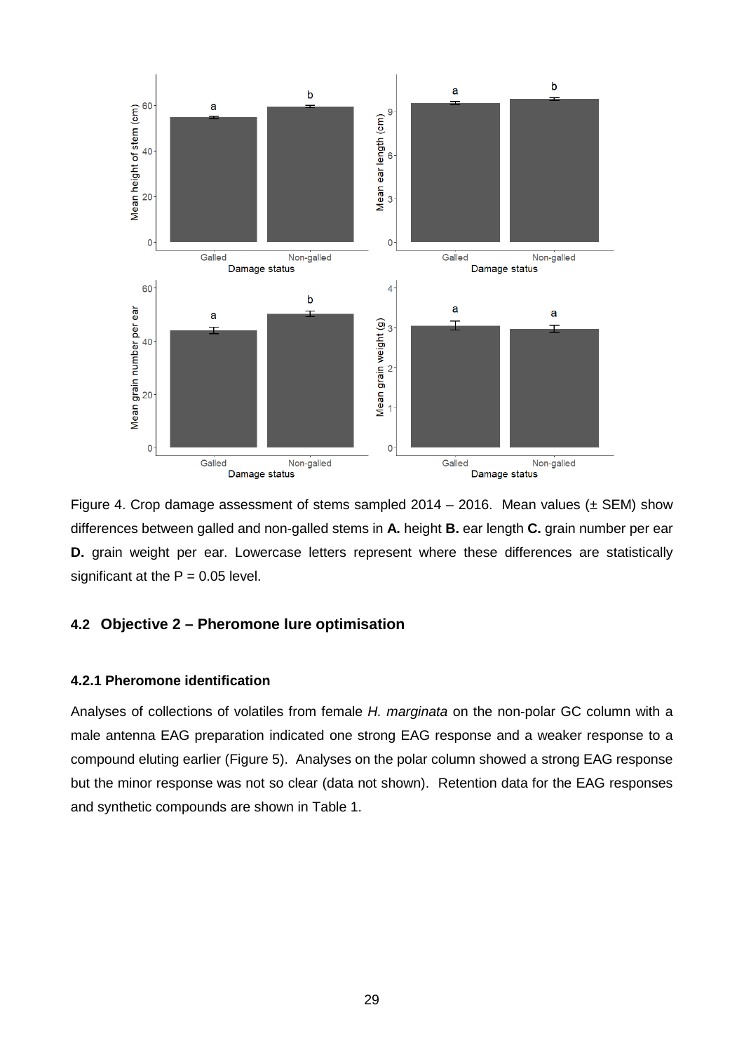Figure 4. Crop damage assessment of stems sampled 2014 – 2016. Mean values (± SEM) show differences between galled and non-galled stems in **A.** height **B.** ear length **C.** grain number per ear **D.** grain weight per ear. Lowercase letters represent where these differences are statistically significant at the P = 0.05 level.

## 4.2 Objective 2 – Pheromone lure optimisation

### 4.2.1 Pheromone identification

Analyses of collections of volatiles from female *H. marginata* on the non-polar GC column with a male antenna EAG preparation indicated one strong EAG response and a weaker response to a compound eluting earlier (Figure 5). Analyses on the polar column showed a strong EAG response but the minor response was not so clear (data not shown). Retention data for the EAG responses and synthetic compounds are shown in Table 1.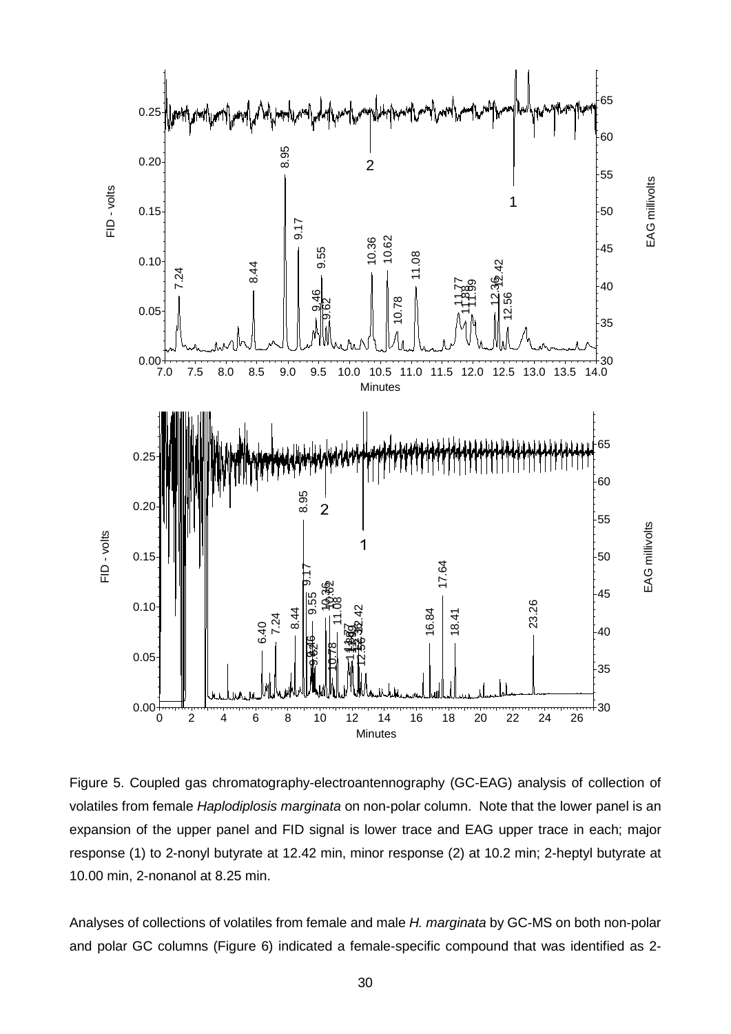Figure 5. Coupled gas chromatography-electroantennography (GC-EAG) analysis of collection of volatiles from female *Haplodiplosis marginata* on non-polar column. Note that the lower panel is an expansion of the upper panel and FID signal is lower trace and EAG upper trace in each; major response (1) to 2-nonyl butyrate at 12.42 min, minor response (2) at 10.2 min; 2-heptyl butyrate at 10.00 min, 2-nonanol at 8.25 min.

Analyses of collections of volatiles from female and male *H. marginata* by GC-MS on both non-polar and polar GC columns (Figure 6) indicated a female-specific compound that was identified as 2-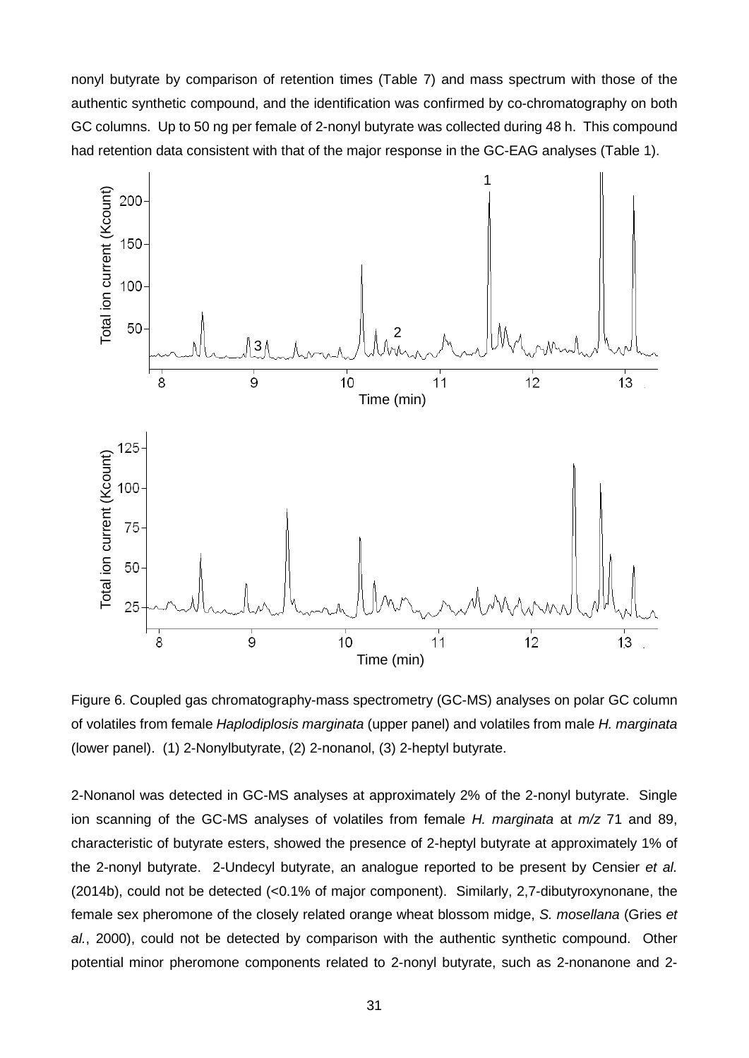nonyl butyrate by comparison of retention times (Table 7) and mass spectrum with those of the authentic synthetic compound, and the identification was confirmed by co-chromatography on both GC columns. Up to 50 ng per female of 2-nonyl butyrate was collected during 48 h. This compound had retention data consistent with that of the major response in the GC-EAG analyses (Table 1).

Figure 6. Coupled gas chromatography-mass spectrometry (GC-MS) analyses on polar GC column of volatiles from female *Haplodiplosis marginata* (upper panel) and volatiles from male *H. marginata* (lower panel). (1) 2-Nonylbutyrate, (2) 2-nonanol, (3) 2-heptyl butyrate.

2-Nonanol was detected in GC-MS analyses at approximately 2% of the 2-nonyl butyrate. Single ion scanning of the GC-MS analyses of volatiles from female *H. marginata* at *m/z* 71 and 89, characteristic of butyrate esters, showed the presence of 2-heptyl butyrate at approximately 1% of the 2-nonyl butyrate. 2-Undecyl butyrate, an analogue reported to be present by Censier *et al.* (2014b), could not be detected (<0.1% of major component). Similarly, 2,7-dibutyroxynonane, the female sex pheromone of the closely related orange wheat blossom midge, *S. mosellana* (Gries *et al.*, 2000), could not be detected by comparison with the authentic synthetic compound. Other potential minor pheromone components related to 2-nonyl butyrate, such as 2-nonanone and 2-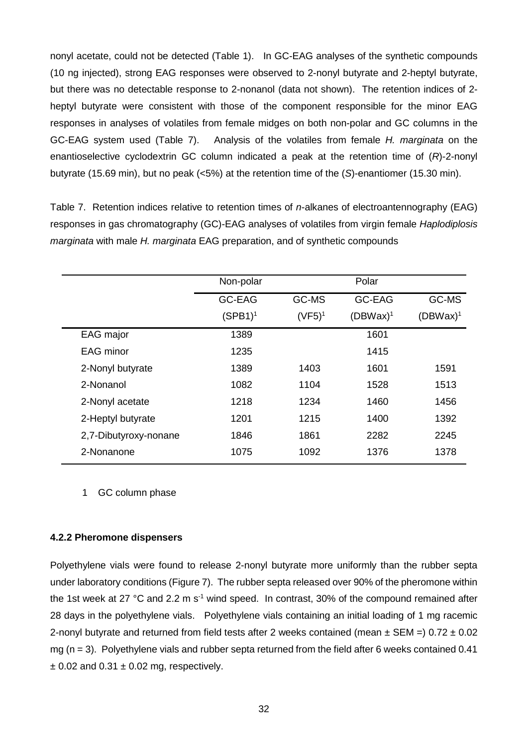nonyl acetate, could not be detected (Table 1). In GC-EAG analyses of the synthetic compounds (10 ng injected), strong EAG responses were observed to 2-nonyl butyrate and 2-heptyl butyrate, but there was no detectable response to 2-nonanol (data not shown). The retention indices of 2-heptyl butyrate were consistent with those of the component responsible for the minor EAG responses in analyses of volatiles from female midges on both non-polar and GC columns in the GC-EAG system used (Table 7). Analysis of the volatiles from female *H. marginata* on the enantioselective cyclodextrin GC column indicated a peak at the retention time of (*R*)-2-nonyl butyrate (15.69 min), but no peak (<5%) at the retention time of the (*S*)-enantiomer (15.30 min).

Table 7. Retention indices relative to retention times of *n*-alkanes of electroantennography (EAG) responses in gas chromatography (GC)-EAG analyses of volatiles from virgin female *Haplodiplosis marginata* with male *H. marginata* EAG preparation, and of synthetic compounds

| | Non-polar | | Polar | |
|---|---|---|---|---|
| | GC-EAG (SPB1)[1] | GC-MS (VF5)[1] | GC-EAG (DBWax)[1] | GC-MS (DBWax)[1] |
| EAG major | 1389 | | 1601 | |
| EAG minor | 1235 | | 1415 | |
| 2-Nonyl butyrate | 1389 | 1403 | 1601 | 1591 |
| 2-Nonanol | 1082 | 1104 | 1528 | 1513 |
| 2-Nonyl acetate | 1218 | 1234 | 1460 | 1456 |
| 2-Heptyl butyrate | 1201 | 1215 | 1400 | 1392 |
| 2,7-Dibutyroxy-nonane | 1846 | 1861 | 2282 | 2245 |
| 2-Nonanone | 1075 | 1092 | 1376 | 1378 |

1 GC column phase

#### 4.2.2 Pheromone dispensers

Polyethylene vials were found to release 2-nonyl butyrate more uniformly than the rubber septa under laboratory conditions (Figure 7). The rubber septa released over 90% of the pheromone within the 1st week at 27 °C and 2.2 m $s^{-1}$ wind speed. In contrast, 30% of the compound remained after 28 days in the polyethylene vials. Polyethylene vials containing an initial loading of 1 mg racemic 2-nonyl butyrate and returned from field tests after 2 weeks contained (mean ± SEM =) 0.72 ± 0.02 mg (n = 3). Polyethylene vials and rubber septa returned from the field after 6 weeks contained 0.41 ± 0.02 and 0.31 ± 0.02 mg, respectively.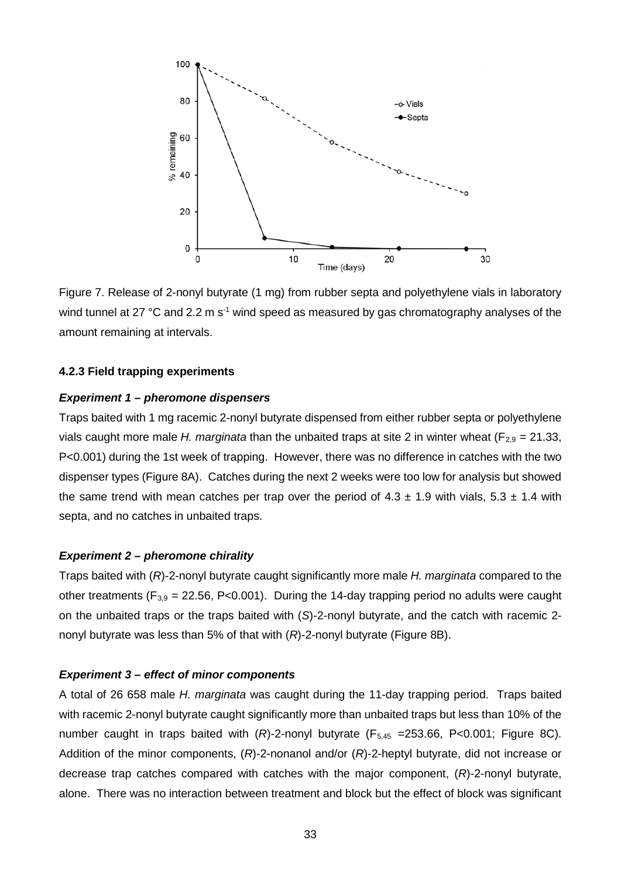Figure 7. Release of 2-nonyl butyrate (1 mg) from rubber septa and polyethylene vials in laboratory wind tunnel at 27 °C and 2.2 m $s^{-1}$ wind speed as measured by gas chromatography analyses of the amount remaining at intervals.

### 4.2.3 Field trapping experiments

***Experiment 1 – pheromone dispensers***

Traps baited with 1 mg racemic 2-nonyl butyrate dispensed from either rubber septa or polyethylene vials caught more male *H. marginata* than the unbaited traps at site 2 in winter wheat ($F_{2,9}$ = 21.33, P<0.001) during the 1st week of trapping. However, there was no difference in catches with the two dispenser types (Figure 8A). Catches during the next 2 weeks were too low for analysis but showed the same trend with mean catches per trap over the period of 4.3 ± 1.9 with vials, 5.3 ± 1.4 with septa, and no catches in unbaited traps.

***Experiment 2 – pheromone chirality***

Traps baited with (*R*)-2-nonyl butyrate caught significantly more male *H. marginata* compared to the other treatments ($F_{3,9}$ = 22.56, P<0.001). During the 14-day trapping period no adults were caught on the unbaited traps or the traps baited with (*S*)-2-nonyl butyrate, and the catch with racemic 2-nonyl butyrate was less than 5% of that with (*R*)-2-nonyl butyrate (Figure 8B).

***Experiment 3 – effect of minor components***

A total of 26 658 male *H. marginata* was caught during the 11-day trapping period. Traps baited with racemic 2-nonyl butyrate caught significantly more than unbaited traps but less than 10% of the number caught in traps baited with (*R*)-2-nonyl butyrate ($F_{5,45}$ =253.66, P<0.001; Figure 8C). Addition of the minor components, (*R*)-2-nonanol and/or (*R*)-2-heptyl butyrate, did not increase or decrease trap catches compared with catches with the major component, (*R*)-2-nonyl butyrate, alone. There was no interaction between treatment and block but the effect of block was significant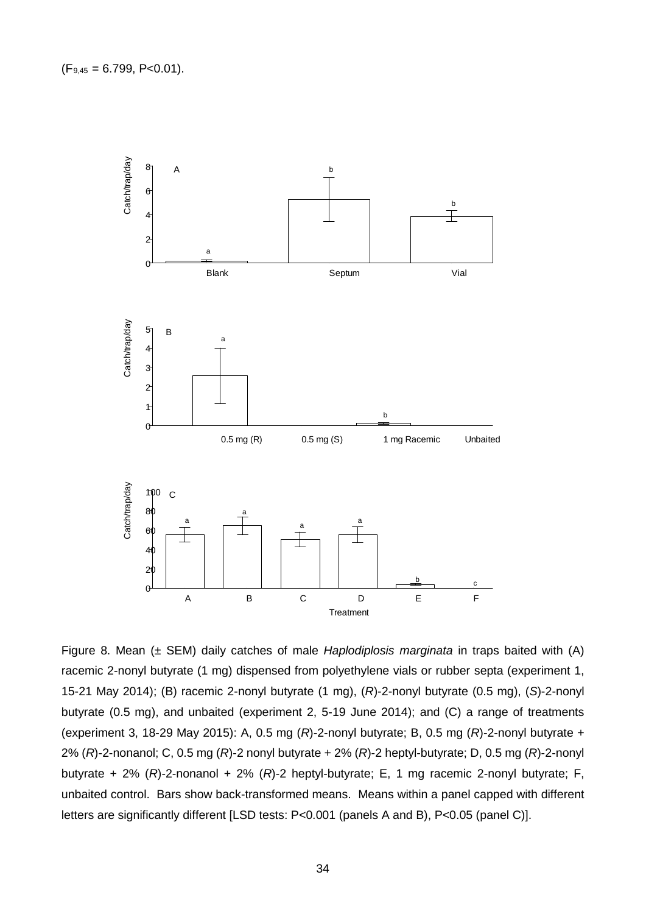($F_{9,45}$ = 6.799, P<0.01).

Figure 8. Mean (± SEM) daily catches of male *Haplodiplosis marginata* in traps baited with (A) racemic 2-nonyl butyrate (1 mg) dispensed from polyethylene vials or rubber septa (experiment 1, 15-21 May 2014); (B) racemic 2-nonyl butyrate (1 mg), (*R*)-2-nonyl butyrate (0.5 mg), (*S*)-2-nonyl butyrate (0.5 mg), and unbaited (experiment 2, 5-19 June 2014); and (C) a range of treatments (experiment 3, 18-29 May 2015): A, 0.5 mg (*R*)-2-nonyl butyrate; B, 0.5 mg (*R*)-2-nonyl butyrate + 2% (*R*)-2-nonanol; C, 0.5 mg (*R*)-2 nonyl butyrate + 2% (*R*)-2 heptyl-butyrate; D, 0.5 mg (*R*)-2-nonyl butyrate + 2% (*R*)-2-nonanol + 2% (*R*)-2 heptyl-butyrate; E, 1 mg racemic 2-nonyl butyrate; F, unbaited control. Bars show back-transformed means. Means within a panel capped with different letters are significantly different [LSD tests: P<0.001 (panels A and B), P<0.05 (panel C)].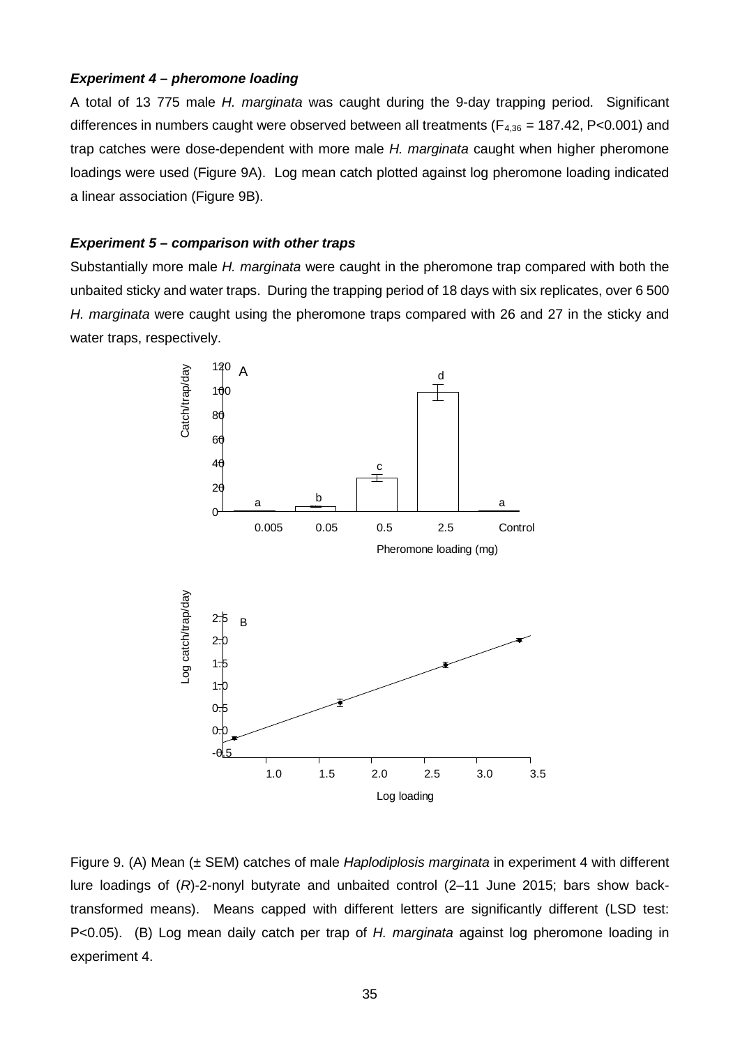***Experiment 4 – pheromone loading***

A total of 13 775 male *H. marginata* was caught during the 9-day trapping period. Significant differences in numbers caught were observed between all treatments ($F_{4,36}$ = 187.42, P<0.001) and trap catches were dose-dependent with more male *H. marginata* caught when higher pheromone loadings were used (Figure 9A). Log mean catch plotted against log pheromone loading indicated a linear association (Figure 9B).

***Experiment 5 – comparison with other traps***

Substantially more male *H. marginata* were caught in the pheromone trap compared with both the unbaited sticky and water traps. During the trapping period of 18 days with six replicates, over 6 500 *H. marginata* were caught using the pheromone traps compared with 26 and 27 in the sticky and water traps, respectively.

Figure 9. (A) Mean (± SEM) catches of male *Haplodiplosis marginata* in experiment 4 with different lure loadings of (*R*)-2-nonyl butyrate and unbaited control (2–11 June 2015; bars show back-transformed means). Means capped with different letters are significantly different (LSD test: P<0.05). (B) Log mean daily catch per trap of *H. marginata* against log pheromone loading in experiment 4.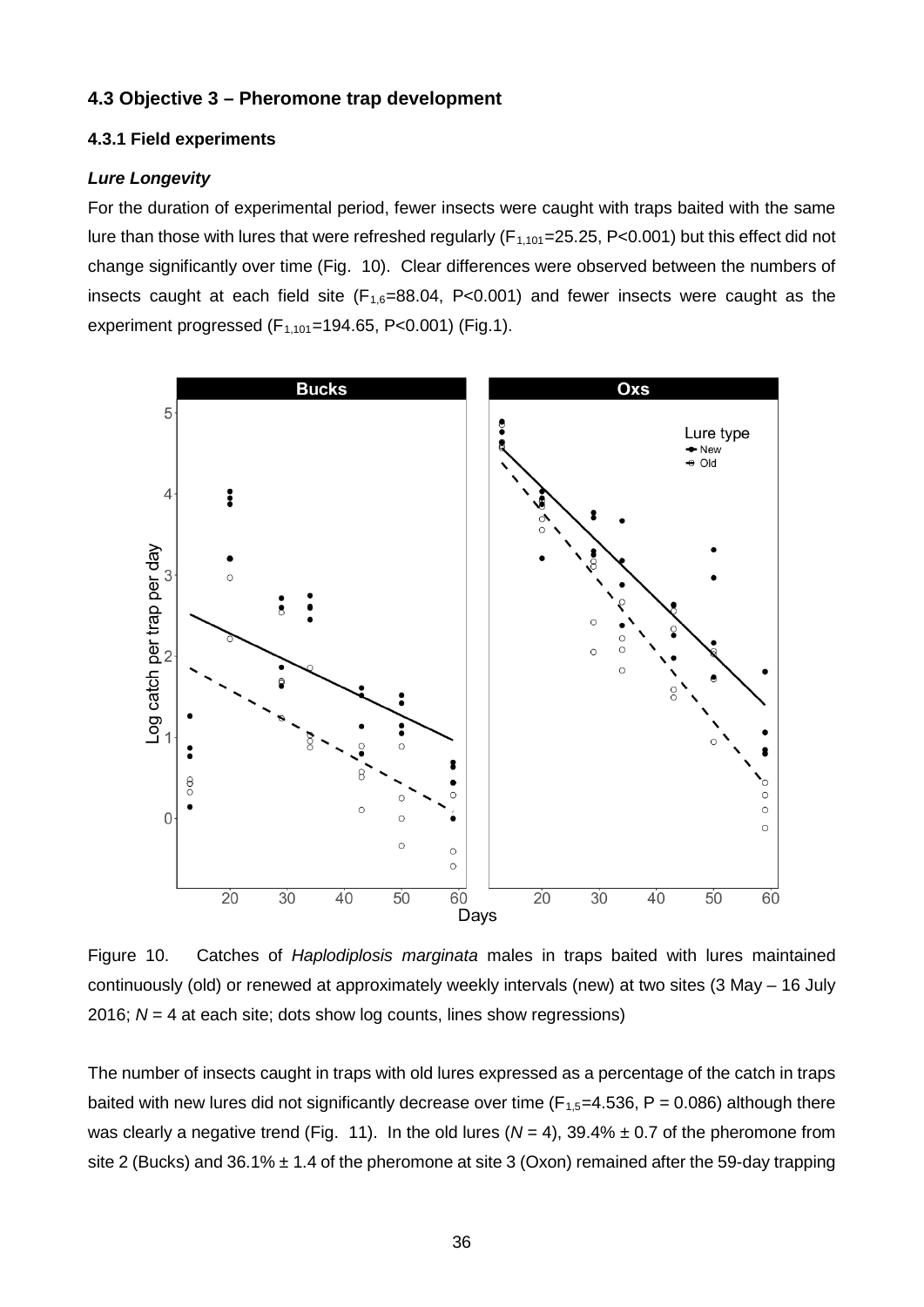### 4.3 Objective 3 – Pheromone trap development

#### 4.3.1 Field experiments

***Lure Longevity***

For the duration of experimental period, fewer insects were caught with traps baited with the same lure than those with lures that were refreshed regularly ($F_{1,101}$=25.25, P<0.001) but this effect did not change significantly over time (Fig. 10). Clear differences were observed between the numbers of insects caught at each field site ($F_{1,6}$=88.04, P<0.001) and fewer insects were caught as the experiment progressed ($F_{1,101}$=194.65, P<0.001) (Fig.1).

Figure 10. Catches of *Haplodiplosis marginata* males in traps baited with lures maintained continuously (old) or renewed at approximately weekly intervals (new) at two sites (3 May – 16 July 2016; *N* = 4 at each site; dots show log counts, lines show regressions)

The number of insects caught in traps with old lures expressed as a percentage of the catch in traps baited with new lures did not significantly decrease over time ($F_{1,5}$=4.536, P = 0.086) although there was clearly a negative trend (Fig. 11). In the old lures (*N* = 4), 39.4% ± 0.7 of the pheromone from site 2 (Bucks) and 36.1% ± 1.4 of the pheromone at site 3 (Oxon) remained after the 59-day trapping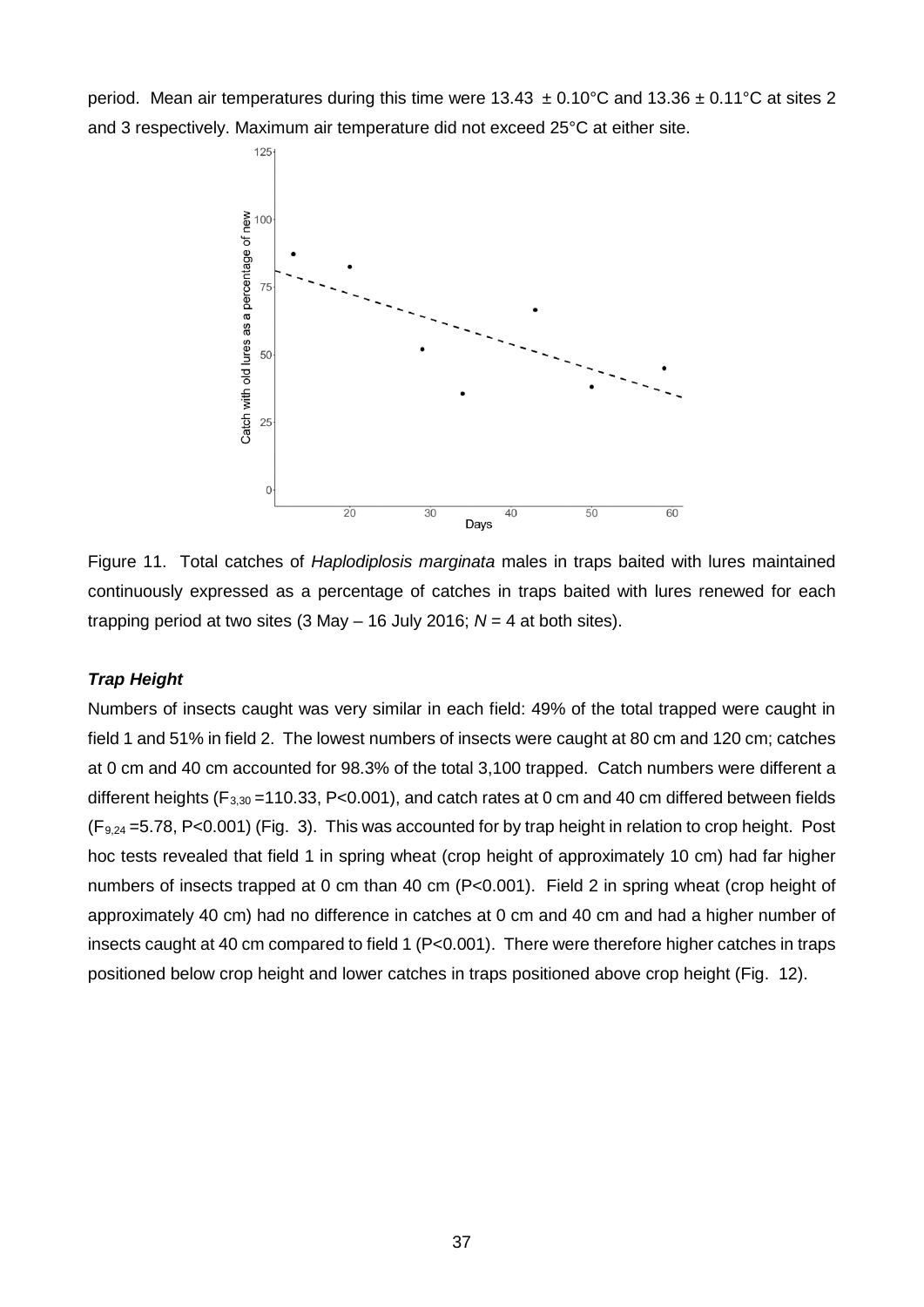period. Mean air temperatures during this time were 13.43 ± 0.10°C and 13.36 ± 0.11°C at sites 2 and 3 respectively. Maximum air temperature did not exceed 25°C at either site.

Figure 11. Total catches of *Haplodiplosis marginata* males in traps baited with lures maintained continuously expressed as a percentage of catches in traps baited with lures renewed for each trapping period at two sites (3 May – 16 July 2016; *N* = 4 at both sites).

### *Trap Height*

Numbers of insects caught was very similar in each field: 49% of the total trapped were caught in field 1 and 51% in field 2. The lowest numbers of insects were caught at 80 cm and 120 cm; catches at 0 cm and 40 cm accounted for 98.3% of the total 3,100 trapped. Catch numbers were different a different heights ($F_{3,30}$ =110.33, P<0.001), and catch rates at 0 cm and 40 cm differed between fields ($F_{9,24}$ =5.78, P<0.001) (Fig. 3). This was accounted for by trap height in relation to crop height. Post hoc tests revealed that field 1 in spring wheat (crop height of approximately 10 cm) had far higher numbers of insects trapped at 0 cm than 40 cm (P<0.001). Field 2 in spring wheat (crop height of approximately 40 cm) had no difference in catches at 0 cm and 40 cm and had a higher number of insects caught at 40 cm compared to field 1 (P<0.001). There were therefore higher catches in traps positioned below crop height and lower catches in traps positioned above crop height (Fig. 12).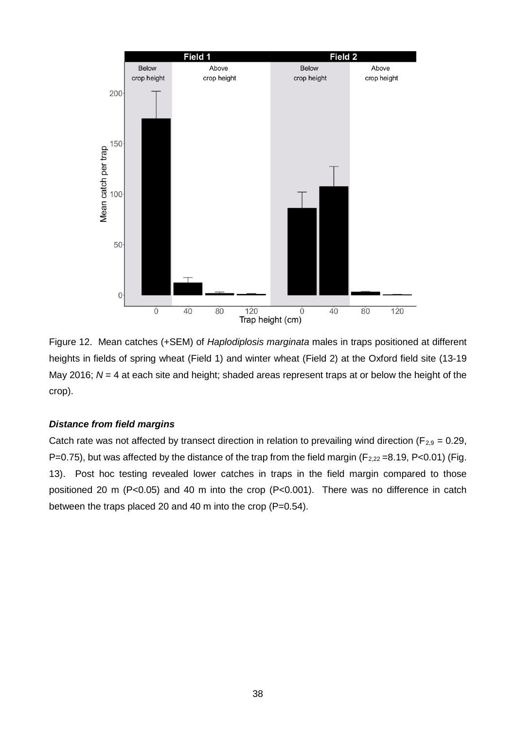Figure 12. Mean catches (+SEM) of *Haplodiplosis marginata* males in traps positioned at different heights in fields of spring wheat (Field 1) and winter wheat (Field 2) at the Oxford field site (13-19 May 2016; *N* = 4 at each site and height; shaded areas represent traps at or below the height of the crop).

***Distance from field margins***

Catch rate was not affected by transect direction in relation to prevailing wind direction ($F_{2,9}$ = 0.29, P=0.75), but was affected by the distance of the trap from the field margin ($F_{2,22}$ =8.19, P<0.01) (Fig. 13). Post hoc testing revealed lower catches in traps in the field margin compared to those positioned 20 m (P<0.05) and 40 m into the crop (P<0.001). There was no difference in catch between the traps placed 20 and 40 m into the crop (P=0.54).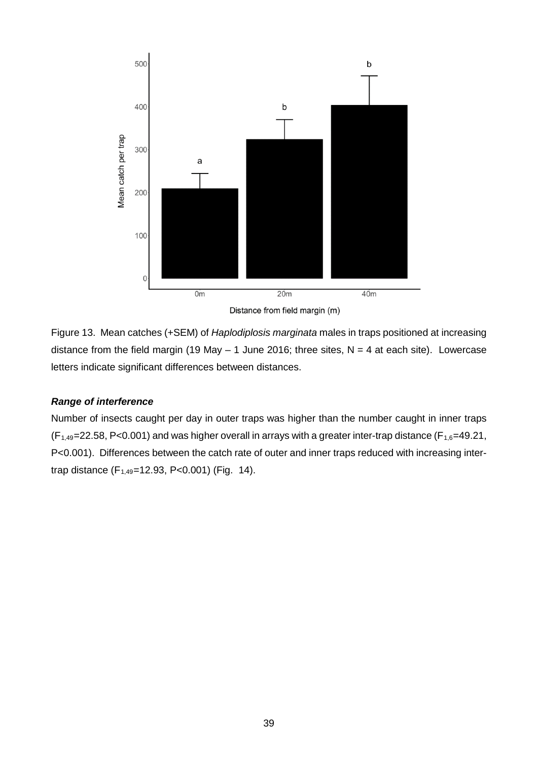Figure 13. Mean catches (+SEM) of *Haplodiplosis marginata* males in traps positioned at increasing distance from the field margin (19 May – 1 June 2016; three sites, N = 4 at each site). Lowercase letters indicate significant differences between distances.

***Range of interference***

Number of insects caught per day in outer traps was higher than the number caught in inner traps ($F_{1,49}$=22.58, P<0.001) and was higher overall in arrays with a greater inter-trap distance ($F_{1,6}$=49.21, P<0.001). Differences between the catch rate of outer and inner traps reduced with increasing inter-trap distance ($F_{1,49}$=12.93, P<0.001) (Fig. 14).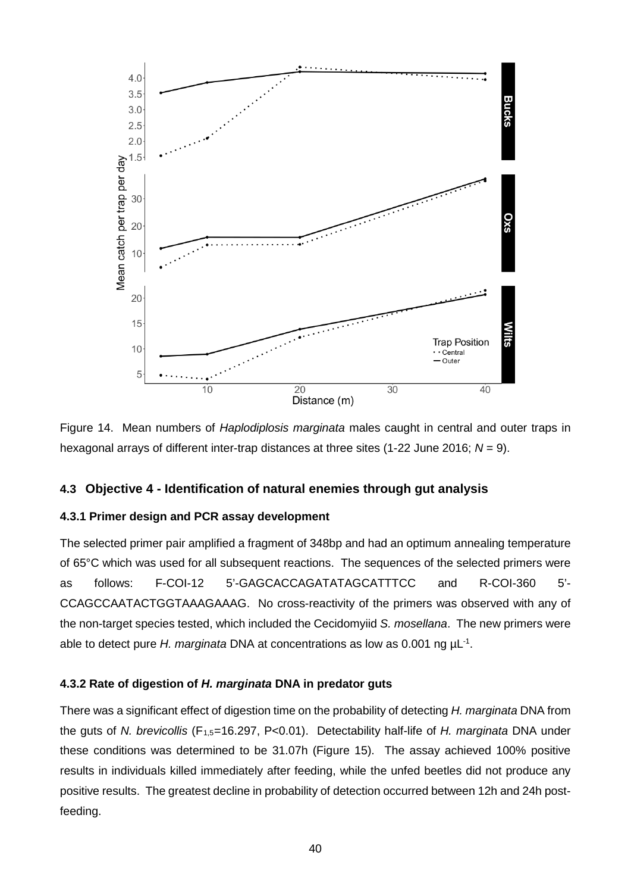Figure 14. Mean numbers of *Haplodiplosis marginata* males caught in central and outer traps in hexagonal arrays of different inter-trap distances at three sites (1-22 June 2016; *N* = 9).

### 4.3 Objective 4 - Identification of natural enemies through gut analysis

#### 4.3.1 Primer design and PCR assay development

The selected primer pair amplified a fragment of 348bp and had an optimum annealing temperature of 65°C which was used for all subsequent reactions. The sequences of the selected primers were as follows: F-COI-12 5'-GAGCACCAGATATAGCATTTCC and R-COI-360 5'-CCAGCCAATACTGGTAAAGAAAG. No cross-reactivity of the primers was observed with any of the non-target species tested, which included the Cecidomyiid *S. mosellana*. The new primers were able to detect pure *H. marginata* DNA at concentrations as low as 0.001 ng $\mu L^{-1}$.

#### 4.3.2 Rate of digestion of *H. marginata* DNA in predator guts

There was a significant effect of digestion time on the probability of detecting *H. marginata* DNA from the guts of *N. brevicollis* ($F_{1,5}$=16.297, P<0.01). Detectability half-life of *H. marginata* DNA under these conditions was determined to be 31.07h (Figure 15). The assay achieved 100% positive results in individuals killed immediately after feeding, while the unfed beetles did not produce any positive results. The greatest decline in probability of detection occurred between 12h and 24h post-feeding.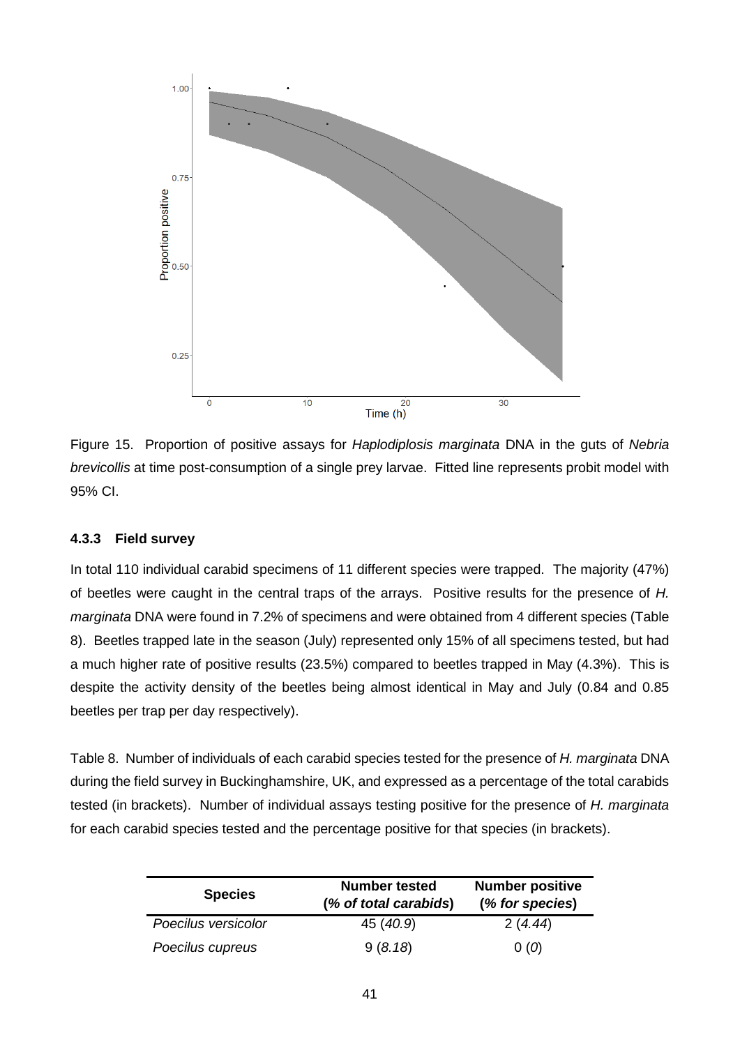Figure 15. Proportion of positive assays for *Haplodiplosis marginata* DNA in the guts of *Nebria brevicollis* at time post-consumption of a single prey larvae. Fitted line represents probit model with 95% CI.

### 4.3.3 Field survey

In total 110 individual carabid specimens of 11 different species were trapped. The majority (47%) of beetles were caught in the central traps of the arrays. Positive results for the presence of *H. marginata* DNA were found in 7.2% of specimens and were obtained from 4 different species (Table 8). Beetles trapped late in the season (July) represented only 15% of all specimens tested, but had a much higher rate of positive results (23.5%) compared to beetles trapped in May (4.3%). This is despite the activity density of the beetles being almost identical in May and July (0.84 and 0.85 beetles per trap per day respectively).

Table 8. Number of individuals of each carabid species tested for the presence of *H. marginata* DNA during the field survey in Buckinghamshire, UK, and expressed as a percentage of the total carabids tested (in brackets). Number of individual assays testing positive for the presence of *H. marginata* for each carabid species tested and the percentage positive for that species (in brackets).

| **Species** | **Number tested (*% of total carabids*)** | **Number positive (*% for species*)** |
|---|---|---|
| *Poecilus versicolor* | 45 (*40.9*) | 2 (*4.44*) |
| *Poecilus cupreus* | 9 (*8.18*) | 0 (*0*) |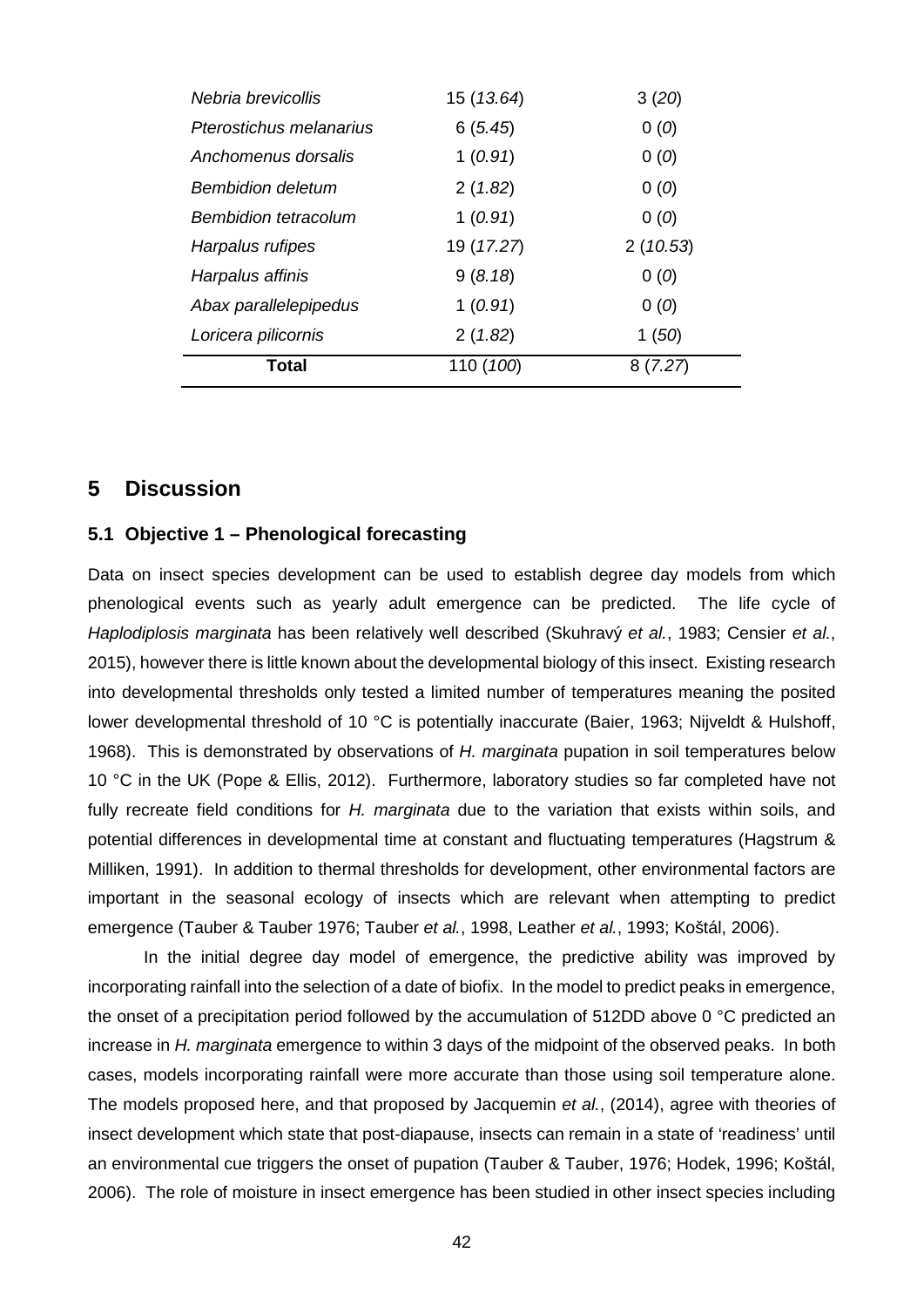| | | |
|---|---|---|
| *Nebria brevicollis* | 15 (*13.64*) | 3 (*20*) |
| *Pterostichus melanarius* | 6 (*5.45*) | 0 (*0*) |
| *Anchomenus dorsalis* | 1 (*0.91*) | 0 (*0*) |
| *Bembidion deletum* | 2 (*1.82*) | 0 (*0*) |
| *Bembidion tetracolum* | 1 (*0.91*) | 0 (*0*) |
| *Harpalus rufipes* | 19 (*17.27*) | 2 (*10.53*) |
| *Harpalus affinis* | 9 (*8.18*) | 0 (*0*) |
| *Abax parallelepipedus* | 1 (*0.91*) | 0 (*0*) |
| *Loricera pilicornis* | 2 (*1.82*) | 1 (*50*) |
| **Total** | 110 (*100*) | 8 (*7.27*) |

# 5 Discussion

## 5.1 Objective 1 – Phenological forecasting

Data on insect species development can be used to establish degree day models from which phenological events such as yearly adult emergence can be predicted. The life cycle of *Haplodiplosis marginata* has been relatively well described (Skuhravý *et al.*, 1983; Censier *et al.*, 2015), however there is little known about the developmental biology of this insect. Existing research into developmental thresholds only tested a limited number of temperatures meaning the posited lower developmental threshold of 10 °C is potentially inaccurate (Baier, 1963; Nijveldt & Hulshoff, 1968). This is demonstrated by observations of *H. marginata* pupation in soil temperatures below 10 °C in the UK (Pope & Ellis, 2012). Furthermore, laboratory studies so far completed have not fully recreate field conditions for *H. marginata* due to the variation that exists within soils, and potential differences in developmental time at constant and fluctuating temperatures (Hagstrum & Milliken, 1991). In addition to thermal thresholds for development, other environmental factors are important in the seasonal ecology of insects which are relevant when attempting to predict emergence (Tauber & Tauber 1976; Tauber *et al.*, 1998, Leather *et al.*, 1993; Koštál, 2006).

In the initial degree day model of emergence, the predictive ability was improved by incorporating rainfall into the selection of a date of biofix. In the model to predict peaks in emergence, the onset of a precipitation period followed by the accumulation of 512DD above 0 °C predicted an increase in *H. marginata* emergence to within 3 days of the midpoint of the observed peaks. In both cases, models incorporating rainfall were more accurate than those using soil temperature alone. The models proposed here, and that proposed by Jacquemin *et al.*, (2014), agree with theories of insect development which state that post-diapause, insects can remain in a state of 'readiness' until an environmental cue triggers the onset of pupation (Tauber & Tauber, 1976; Hodek, 1996; Koštál, 2006). The role of moisture in insect emergence has been studied in other insect species including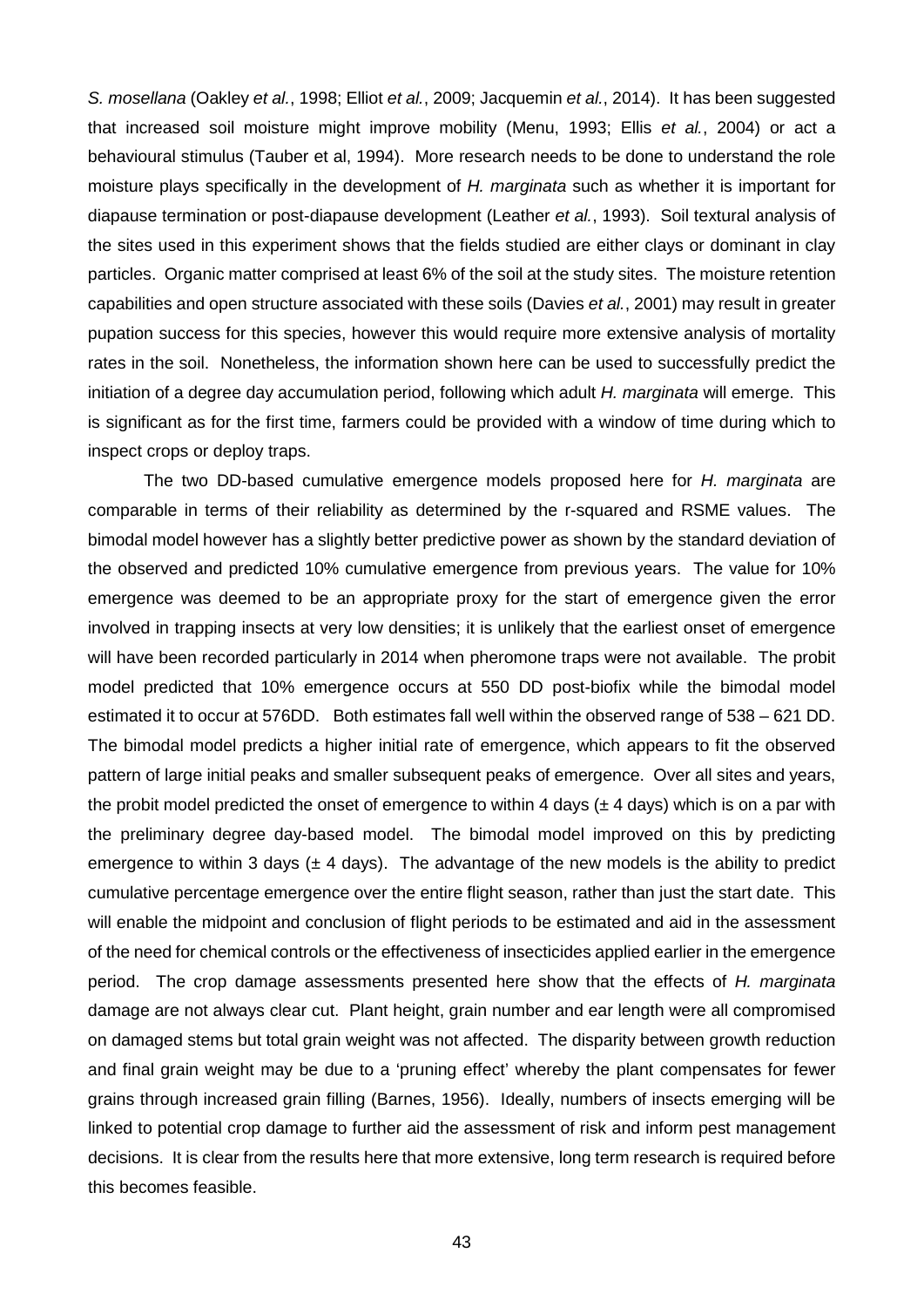*S. mosellana* (Oakley *et al.*, 1998; Elliot *et al.*, 2009; Jacquemin *et al.*, 2014). It has been suggested that increased soil moisture might improve mobility (Menu, 1993; Ellis *et al.*, 2004) or act a behavioural stimulus (Tauber et al, 1994). More research needs to be done to understand the role moisture plays specifically in the development of *H. marginata* such as whether it is important for diapause termination or post-diapause development (Leather *et al.*, 1993). Soil textural analysis of the sites used in this experiment shows that the fields studied are either clays or dominant in clay particles. Organic matter comprised at least 6% of the soil at the study sites. The moisture retention capabilities and open structure associated with these soils (Davies *et al.*, 2001) may result in greater pupation success for this species, however this would require more extensive analysis of mortality rates in the soil. Nonetheless, the information shown here can be used to successfully predict the initiation of a degree day accumulation period, following which adult *H. marginata* will emerge. This is significant as for the first time, farmers could be provided with a window of time during which to inspect crops or deploy traps.

The two DD-based cumulative emergence models proposed here for *H. marginata* are comparable in terms of their reliability as determined by the r-squared and RSME values. The bimodal model however has a slightly better predictive power as shown by the standard deviation of the observed and predicted 10% cumulative emergence from previous years. The value for 10% emergence was deemed to be an appropriate proxy for the start of emergence given the error involved in trapping insects at very low densities; it is unlikely that the earliest onset of emergence will have been recorded particularly in 2014 when pheromone traps were not available. The probit model predicted that 10% emergence occurs at 550 DD post-biofix while the bimodal model estimated it to occur at 576DD. Both estimates fall well within the observed range of 538 – 621 DD. The bimodal model predicts a higher initial rate of emergence, which appears to fit the observed pattern of large initial peaks and smaller subsequent peaks of emergence. Over all sites and years, the probit model predicted the onset of emergence to within 4 days (± 4 days) which is on a par with the preliminary degree day-based model. The bimodal model improved on this by predicting emergence to within 3 days (± 4 days). The advantage of the new models is the ability to predict cumulative percentage emergence over the entire flight season, rather than just the start date. This will enable the midpoint and conclusion of flight periods to be estimated and aid in the assessment of the need for chemical controls or the effectiveness of insecticides applied earlier in the emergence period. The crop damage assessments presented here show that the effects of *H. marginata* damage are not always clear cut. Plant height, grain number and ear length were all compromised on damaged stems but total grain weight was not affected. The disparity between growth reduction and final grain weight may be due to a 'pruning effect' whereby the plant compensates for fewer grains through increased grain filling (Barnes, 1956). Ideally, numbers of insects emerging will be linked to potential crop damage to further aid the assessment of risk and inform pest management decisions. It is clear from the results here that more extensive, long term research is required before this becomes feasible.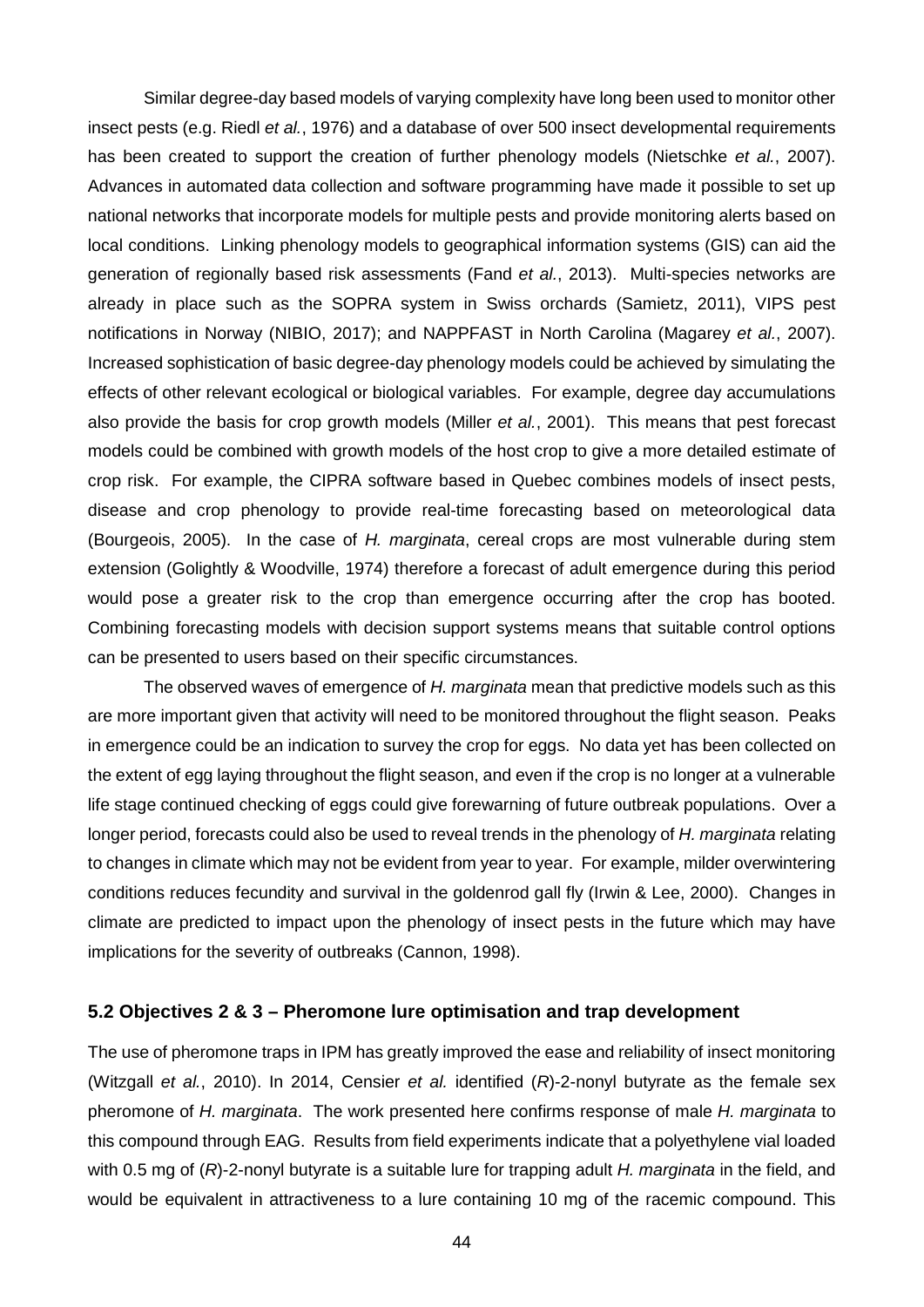Similar degree-day based models of varying complexity have long been used to monitor other insect pests (e.g. Riedl *et al.*, 1976) and a database of over 500 insect developmental requirements has been created to support the creation of further phenology models (Nietschke *et al.*, 2007). Advances in automated data collection and software programming have made it possible to set up national networks that incorporate models for multiple pests and provide monitoring alerts based on local conditions. Linking phenology models to geographical information systems (GIS) can aid the generation of regionally based risk assessments (Fand *et al.*, 2013). Multi-species networks are already in place such as the SOPRA system in Swiss orchards (Samietz, 2011), VIPS pest notifications in Norway (NIBIO, 2017); and NAPPFAST in North Carolina (Magarey *et al.*, 2007). Increased sophistication of basic degree-day phenology models could be achieved by simulating the effects of other relevant ecological or biological variables. For example, degree day accumulations also provide the basis for crop growth models (Miller *et al.*, 2001). This means that pest forecast models could be combined with growth models of the host crop to give a more detailed estimate of crop risk. For example, the CIPRA software based in Quebec combines models of insect pests, disease and crop phenology to provide real-time forecasting based on meteorological data (Bourgeois, 2005). In the case of *H. marginata*, cereal crops are most vulnerable during stem extension (Golightly & Woodville, 1974) therefore a forecast of adult emergence during this period would pose a greater risk to the crop than emergence occurring after the crop has booted. Combining forecasting models with decision support systems means that suitable control options can be presented to users based on their specific circumstances.

The observed waves of emergence of *H. marginata* mean that predictive models such as this are more important given that activity will need to be monitored throughout the flight season. Peaks in emergence could be an indication to survey the crop for eggs. No data yet has been collected on the extent of egg laying throughout the flight season, and even if the crop is no longer at a vulnerable life stage continued checking of eggs could give forewarning of future outbreak populations. Over a longer period, forecasts could also be used to reveal trends in the phenology of *H. marginata* relating to changes in climate which may not be evident from year to year. For example, milder overwintering conditions reduces fecundity and survival in the goldenrod gall fly (Irwin & Lee, 2000). Changes in climate are predicted to impact upon the phenology of insect pests in the future which may have implications for the severity of outbreaks (Cannon, 1998).

### 5.2 Objectives 2 & 3 – Pheromone lure optimisation and trap development

The use of pheromone traps in IPM has greatly improved the ease and reliability of insect monitoring (Witzgall *et al.*, 2010). In 2014, Censier *et al.* identified (*R*)-2-nonyl butyrate as the female sex pheromone of *H. marginata*. The work presented here confirms response of male *H. marginata* to this compound through EAG. Results from field experiments indicate that a polyethylene vial loaded with 0.5 mg of (*R*)-2-nonyl butyrate is a suitable lure for trapping adult *H. marginata* in the field, and would be equivalent in attractiveness to a lure containing 10 mg of the racemic compound. This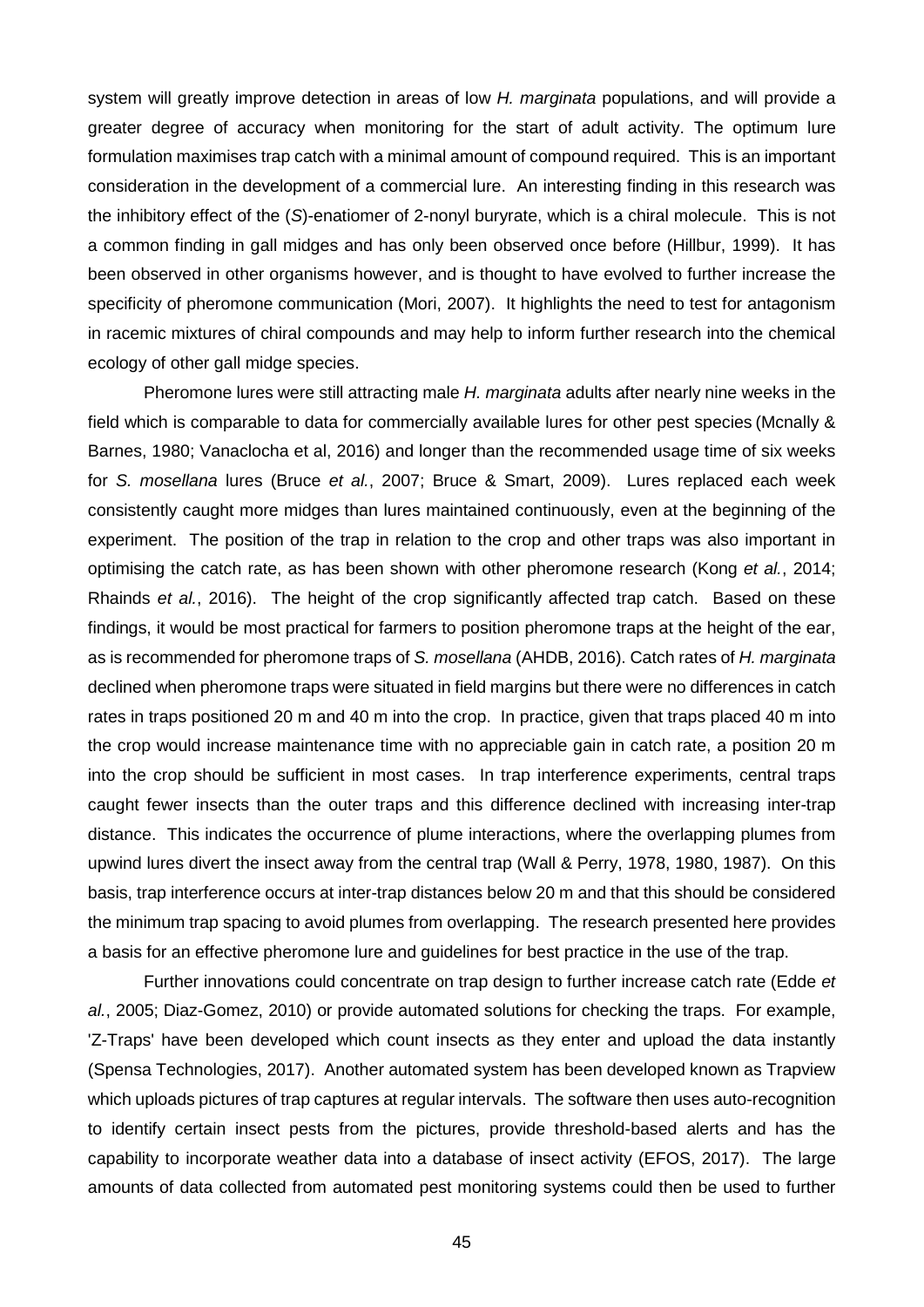system will greatly improve detection in areas of low *H. marginata* populations, and will provide a greater degree of accuracy when monitoring for the start of adult activity. The optimum lure formulation maximises trap catch with a minimal amount of compound required. This is an important consideration in the development of a commercial lure. An interesting finding in this research was the inhibitory effect of the (*S*)-enatiomer of 2-nonyl buryrate, which is a chiral molecule. This is not a common finding in gall midges and has only been observed once before (Hillbur, 1999). It has been observed in other organisms however, and is thought to have evolved to further increase the specificity of pheromone communication (Mori, 2007). It highlights the need to test for antagonism in racemic mixtures of chiral compounds and may help to inform further research into the chemical ecology of other gall midge species.

Pheromone lures were still attracting male *H. marginata* adults after nearly nine weeks in the field which is comparable to data for commercially available lures for other pest species (Mcnally & Barnes, 1980; Vanaclocha et al, 2016) and longer than the recommended usage time of six weeks for *S. mosellana* lures (Bruce *et al.*, 2007; Bruce & Smart, 2009). Lures replaced each week consistently caught more midges than lures maintained continuously, even at the beginning of the experiment. The position of the trap in relation to the crop and other traps was also important in optimising the catch rate, as has been shown with other pheromone research (Kong *et al.*, 2014; Rhainds *et al.*, 2016). The height of the crop significantly affected trap catch. Based on these findings, it would be most practical for farmers to position pheromone traps at the height of the ear, as is recommended for pheromone traps of *S. mosellana* (AHDB, 2016). Catch rates of *H. marginata* declined when pheromone traps were situated in field margins but there were no differences in catch rates in traps positioned 20 m and 40 m into the crop. In practice, given that traps placed 40 m into the crop would increase maintenance time with no appreciable gain in catch rate, a position 20 m into the crop should be sufficient in most cases. In trap interference experiments, central traps caught fewer insects than the outer traps and this difference declined with increasing inter-trap distance. This indicates the occurrence of plume interactions, where the overlapping plumes from upwind lures divert the insect away from the central trap (Wall & Perry, 1978, 1980, 1987). On this basis, trap interference occurs at inter-trap distances below 20 m and that this should be considered the minimum trap spacing to avoid plumes from overlapping. The research presented here provides a basis for an effective pheromone lure and guidelines for best practice in the use of the trap.

Further innovations could concentrate on trap design to further increase catch rate (Edde *et al.*, 2005; Diaz-Gomez, 2010) or provide automated solutions for checking the traps. For example, 'Z-Traps' have been developed which count insects as they enter and upload the data instantly (Spensa Technologies, 2017). Another automated system has been developed known as Trapview which uploads pictures of trap captures at regular intervals. The software then uses auto-recognition to identify certain insect pests from the pictures, provide threshold-based alerts and has the capability to incorporate weather data into a database of insect activity (EFOS, 2017). The large amounts of data collected from automated pest monitoring systems could then be used to further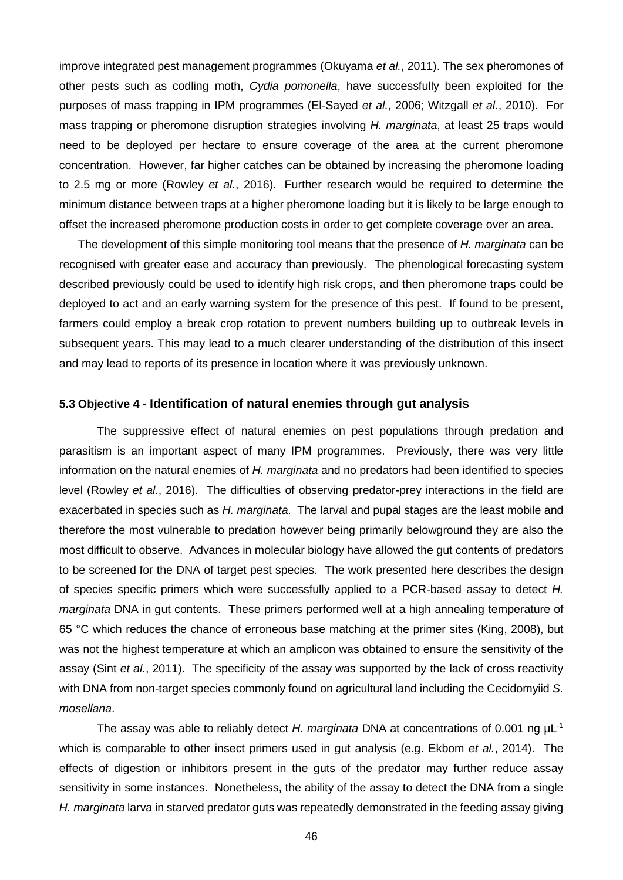improve integrated pest management programmes (Okuyama *et al.*, 2011). The sex pheromones of other pests such as codling moth, *Cydia pomonella*, have successfully been exploited for the purposes of mass trapping in IPM programmes (El-Sayed *et al.*, 2006; Witzgall *et al.*, 2010). For mass trapping or pheromone disruption strategies involving *H. marginata*, at least 25 traps would need to be deployed per hectare to ensure coverage of the area at the current pheromone concentration. However, far higher catches can be obtained by increasing the pheromone loading to 2.5 mg or more (Rowley *et al.*, 2016). Further research would be required to determine the minimum distance between traps at a higher pheromone loading but it is likely to be large enough to offset the increased pheromone production costs in order to get complete coverage over an area.

The development of this simple monitoring tool means that the presence of *H. marginata* can be recognised with greater ease and accuracy than previously. The phenological forecasting system described previously could be used to identify high risk crops, and then pheromone traps could be deployed to act and an early warning system for the presence of this pest. If found to be present, farmers could employ a break crop rotation to prevent numbers building up to outbreak levels in subsequent years. This may lead to a much clearer understanding of the distribution of this insect and may lead to reports of its presence in location where it was previously unknown.

### 5.3 Objective 4 - Identification of natural enemies through gut analysis

The suppressive effect of natural enemies on pest populations through predation and parasitism is an important aspect of many IPM programmes. Previously, there was very little information on the natural enemies of *H. marginata* and no predators had been identified to species level (Rowley *et al.*, 2016). The difficulties of observing predator-prey interactions in the field are exacerbated in species such as *H. marginata*. The larval and pupal stages are the least mobile and therefore the most vulnerable to predation however being primarily belowground they are also the most difficult to observe. Advances in molecular biology have allowed the gut contents of predators to be screened for the DNA of target pest species. The work presented here describes the design of species specific primers which were successfully applied to a PCR-based assay to detect *H. marginata* DNA in gut contents. These primers performed well at a high annealing temperature of 65 °C which reduces the chance of erroneous base matching at the primer sites (King, 2008), but was not the highest temperature at which an amplicon was obtained to ensure the sensitivity of the assay (Sint *et al.*, 2011). The specificity of the assay was supported by the lack of cross reactivity with DNA from non-target species commonly found on agricultural land including the Cecidomyiid *S. mosellana*.

The assay was able to reliably detect *H. marginata* DNA at concentrations of 0.001 ng $\mu L^{-1}$ which is comparable to other insect primers used in gut analysis (e.g. Ekbom *et al.*, 2014). The effects of digestion or inhibitors present in the guts of the predator may further reduce assay sensitivity in some instances. Nonetheless, the ability of the assay to detect the DNA from a single *H. marginata* larva in starved predator guts was repeatedly demonstrated in the feeding assay giving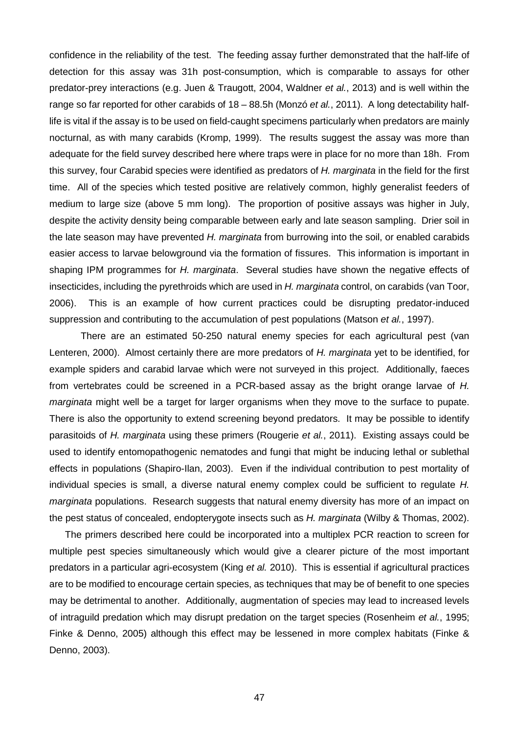confidence in the reliability of the test. The feeding assay further demonstrated that the half-life of detection for this assay was 31h post-consumption, which is comparable to assays for other predator-prey interactions (e.g. Juen & Traugott, 2004, Waldner *et al.*, 2013) and is well within the range so far reported for other carabids of 18 – 88.5h (Monzó *et al.*, 2011). A long detectability half-life is vital if the assay is to be used on field-caught specimens particularly when predators are mainly nocturnal, as with many carabids (Kromp, 1999). The results suggest the assay was more than adequate for the field survey described here where traps were in place for no more than 18h. From this survey, four Carabid species were identified as predators of *H. marginata* in the field for the first time. All of the species which tested positive are relatively common, highly generalist feeders of medium to large size (above 5 mm long). The proportion of positive assays was higher in July, despite the activity density being comparable between early and late season sampling. Drier soil in the late season may have prevented *H. marginata* from burrowing into the soil, or enabled carabids easier access to larvae belowground via the formation of fissures. This information is important in shaping IPM programmes for *H. marginata*. Several studies have shown the negative effects of insecticides, including the pyrethroids which are used in *H. marginata* control, on carabids (van Toor, 2006). This is an example of how current practices could be disrupting predator-induced suppression and contributing to the accumulation of pest populations (Matson *et al.*, 1997).

There are an estimated 50-250 natural enemy species for each agricultural pest (van Lenteren, 2000). Almost certainly there are more predators of *H. marginata* yet to be identified, for example spiders and carabid larvae which were not surveyed in this project. Additionally, faeces from vertebrates could be screened in a PCR-based assay as the bright orange larvae of *H. marginata* might well be a target for larger organisms when they move to the surface to pupate. There is also the opportunity to extend screening beyond predators. It may be possible to identify parasitoids of *H. marginata* using these primers (Rougerie *et al.*, 2011). Existing assays could be used to identify entomopathogenic nematodes and fungi that might be inducing lethal or sublethal effects in populations (Shapiro-Ilan, 2003). Even if the individual contribution to pest mortality of individual species is small, a diverse natural enemy complex could be sufficient to regulate *H. marginata* populations. Research suggests that natural enemy diversity has more of an impact on the pest status of concealed, endopterygote insects such as *H. marginata* (Wilby & Thomas, 2002).

The primers described here could be incorporated into a multiplex PCR reaction to screen for multiple pest species simultaneously which would give a clearer picture of the most important predators in a particular agri-ecosystem (King *et al.* 2010). This is essential if agricultural practices are to be modified to encourage certain species, as techniques that may be of benefit to one species may be detrimental to another. Additionally, augmentation of species may lead to increased levels of intraguild predation which may disrupt predation on the target species (Rosenheim *et al.*, 1995; Finke & Denno, 2005) although this effect may be lessened in more complex habitats (Finke & Denno, 2003).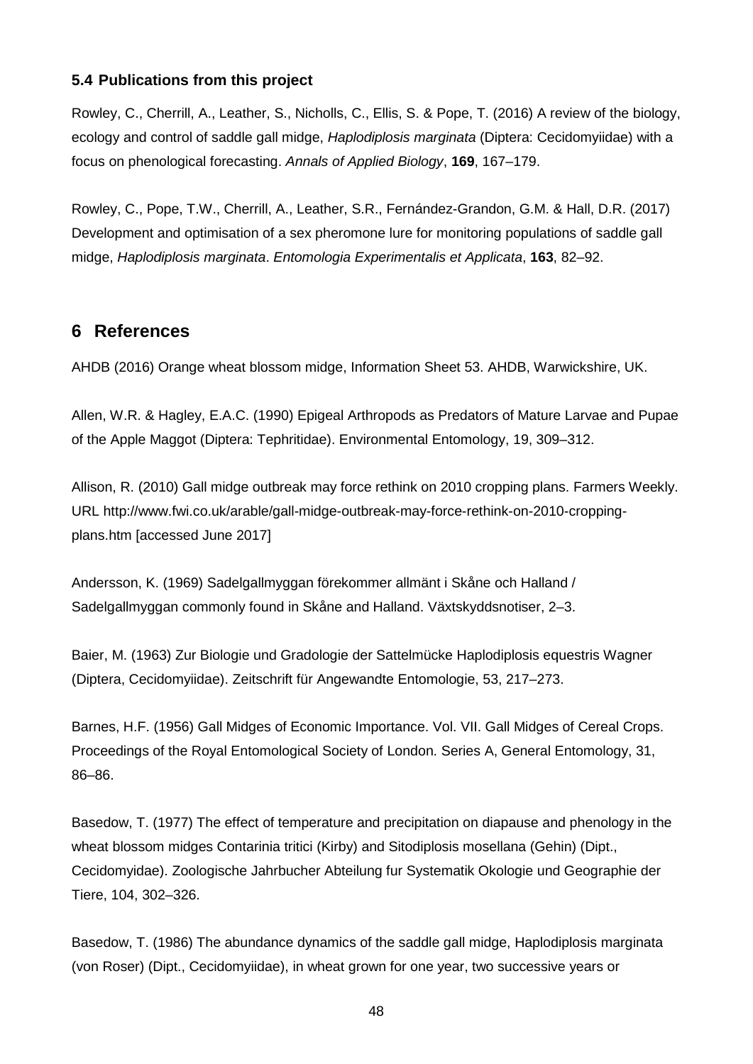### 5.4 Publications from this project

Rowley, C., Cherrill, A., Leather, S., Nicholls, C., Ellis, S. & Pope, T. (2016) A review of the biology, ecology and control of saddle gall midge, *Haplodiplosis marginata* (Diptera: Cecidomyiidae) with a focus on phenological forecasting. *Annals of Applied Biology*, **169**, 167–179.

Rowley, C., Pope, T.W., Cherrill, A., Leather, S.R., Fernández-Grandon, G.M. & Hall, D.R. (2017) Development and optimisation of a sex pheromone lure for monitoring populations of saddle gall midge, *Haplodiplosis marginata*. *Entomologia Experimentalis et Applicata*, **163**, 82–92.

# 6 References

AHDB (2016) Orange wheat blossom midge, Information Sheet 53. AHDB, Warwickshire, UK.

Allen, W.R. & Hagley, E.A.C. (1990) Epigeal Arthropods as Predators of Mature Larvae and Pupae of the Apple Maggot (Diptera: Tephritidae). Environmental Entomology, 19, 309–312.

Allison, R. (2010) Gall midge outbreak may force rethink on 2010 cropping plans. Farmers Weekly. URL http://www.fwi.co.uk/arable/gall-midge-outbreak-may-force-rethink-on-2010-cropping-plans.htm [accessed June 2017]

Andersson, K. (1969) Sadelgallmyggan förekommer allmänt i Skåne och Halland / Sadelgallmyggan commonly found in Skåne and Halland. Växtskyddsnotiser, 2–3.

Baier, M. (1963) Zur Biologie und Gradologie der Sattelmücke Haplodiplosis equestris Wagner (Diptera, Cecidomyiidae). Zeitschrift für Angewandte Entomologie, 53, 217–273.

Barnes, H.F. (1956) Gall Midges of Economic Importance. Vol. VII. Gall Midges of Cereal Crops. Proceedings of the Royal Entomological Society of London. Series A, General Entomology, 31, 86–86.

Basedow, T. (1977) The effect of temperature and precipitation on diapause and phenology in the wheat blossom midges Contarinia tritici (Kirby) and Sitodiplosis mosellana (Gehin) (Dipt., Cecidomyidae). Zoologische Jahrbucher Abteilung fur Systematik Okologie und Geographie der Tiere, 104, 302–326.

Basedow, T. (1986) The abundance dynamics of the saddle gall midge, Haplodiplosis marginata (von Roser) (Dipt., Cecidomyiidae), in wheat grown for one year, two successive years or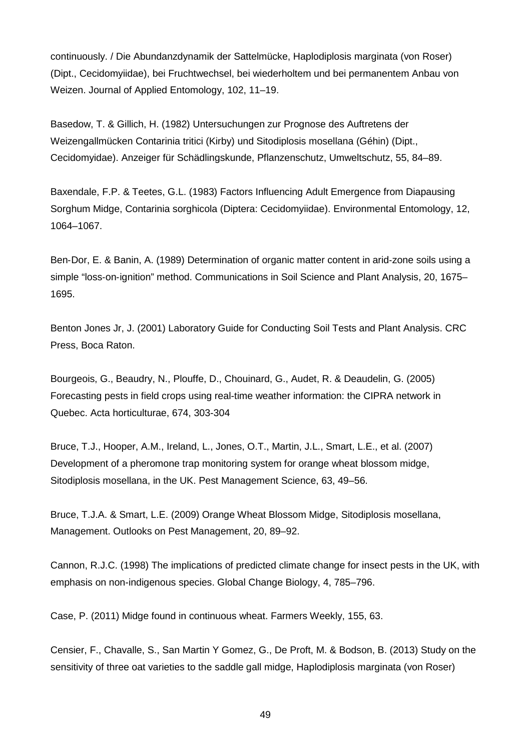continuously. / Die Abundanzdynamik der Sattelmücke, Haplodiplosis marginata (von Roser) (Dipt., Cecidomyiidae), bei Fruchtwechsel, bei wiederholtem und bei permanentem Anbau von Weizen. Journal of Applied Entomology, 102, 11–19.

Basedow, T. & Gillich, H. (1982) Untersuchungen zur Prognose des Auftretens der Weizengallmücken Contarinia tritici (Kirby) und Sitodiplosis mosellana (Géhin) (Dipt., Cecidomyidae). Anzeiger für Schädlingskunde, Pflanzenschutz, Umweltschutz, 55, 84–89.

Baxendale, F.P. & Teetes, G.L. (1983) Factors Influencing Adult Emergence from Diapausing Sorghum Midge, Contarinia sorghicola (Diptera: Cecidomyiidae). Environmental Entomology, 12, 1064–1067.

Ben‑Dor, E. & Banin, A. (1989) Determination of organic matter content in arid-zone soils using a simple "loss-on-ignition" method. Communications in Soil Science and Plant Analysis, 20, 1675–1695.

Benton Jones Jr, J. (2001) Laboratory Guide for Conducting Soil Tests and Plant Analysis. CRC Press, Boca Raton.

Bourgeois, G., Beaudry, N., Plouffe, D., Chouinard, G., Audet, R. & Deaudelin, G. (2005) Forecasting pests in field crops using real-time weather information: the CIPRA network in Quebec. Acta horticulturae, 674, 303-304

Bruce, T.J., Hooper, A.M., Ireland, L., Jones, O.T., Martin, J.L., Smart, L.E., et al. (2007) Development of a pheromone trap monitoring system for orange wheat blossom midge, Sitodiplosis mosellana, in the UK. Pest Management Science, 63, 49–56.

Bruce, T.J.A. & Smart, L.E. (2009) Orange Wheat Blossom Midge, Sitodiplosis mosellana, Management. Outlooks on Pest Management, 20, 89–92.

Cannon, R.J.C. (1998) The implications of predicted climate change for insect pests in the UK, with emphasis on non-indigenous species. Global Change Biology, 4, 785–796.

Case, P. (2011) Midge found in continuous wheat. Farmers Weekly, 155, 63.

Censier, F., Chavalle, S., San Martin Y Gomez, G., De Proft, M. & Bodson, B. (2013) Study on the sensitivity of three oat varieties to the saddle gall midge, Haplodiplosis marginata (von Roser)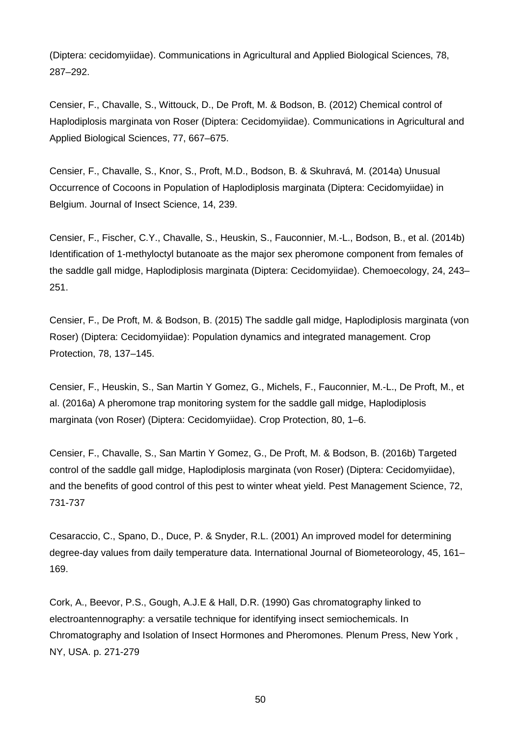(Diptera: cecidomyiidae). Communications in Agricultural and Applied Biological Sciences, 78, 287–292.

Censier, F., Chavalle, S., Wittouck, D., De Proft, M. & Bodson, B. (2012) Chemical control of Haplodiplosis marginata von Roser (Diptera: Cecidomyiidae). Communications in Agricultural and Applied Biological Sciences, 77, 667–675.

Censier, F., Chavalle, S., Knor, S., Proft, M.D., Bodson, B. & Skuhravá, M. (2014a) Unusual Occurrence of Cocoons in Population of Haplodiplosis marginata (Diptera: Cecidomyiidae) in Belgium. Journal of Insect Science, 14, 239.

Censier, F., Fischer, C.Y., Chavalle, S., Heuskin, S., Fauconnier, M.-L., Bodson, B., et al. (2014b) Identification of 1-methyloctyl butanoate as the major sex pheromone component from females of the saddle gall midge, Haplodiplosis marginata (Diptera: Cecidomyiidae). Chemoecology, 24, 243–251.

Censier, F., De Proft, M. & Bodson, B. (2015) The saddle gall midge, Haplodiplosis marginata (von Roser) (Diptera: Cecidomyiidae): Population dynamics and integrated management. Crop Protection, 78, 137–145.

Censier, F., Heuskin, S., San Martin Y Gomez, G., Michels, F., Fauconnier, M.-L., De Proft, M., et al. (2016a) A pheromone trap monitoring system for the saddle gall midge, Haplodiplosis marginata (von Roser) (Diptera: Cecidomyiidae). Crop Protection, 80, 1–6.

Censier, F., Chavalle, S., San Martin Y Gomez, G., De Proft, M. & Bodson, B. (2016b) Targeted control of the saddle gall midge, Haplodiplosis marginata (von Roser) (Diptera: Cecidomyiidae), and the benefits of good control of this pest to winter wheat yield. Pest Management Science, 72, 731-737

Cesaraccio, C., Spano, D., Duce, P. & Snyder, R.L. (2001) An improved model for determining degree-day values from daily temperature data. International Journal of Biometeorology, 45, 161–169.

Cork, A., Beevor, P.S., Gough, A.J.E & Hall, D.R. (1990) Gas chromatography linked to electroantennography: a versatile technique for identifying insect semiochemicals. In Chromatography and Isolation of Insect Hormones and Pheromones. Plenum Press, New York , NY, USA. p. 271-279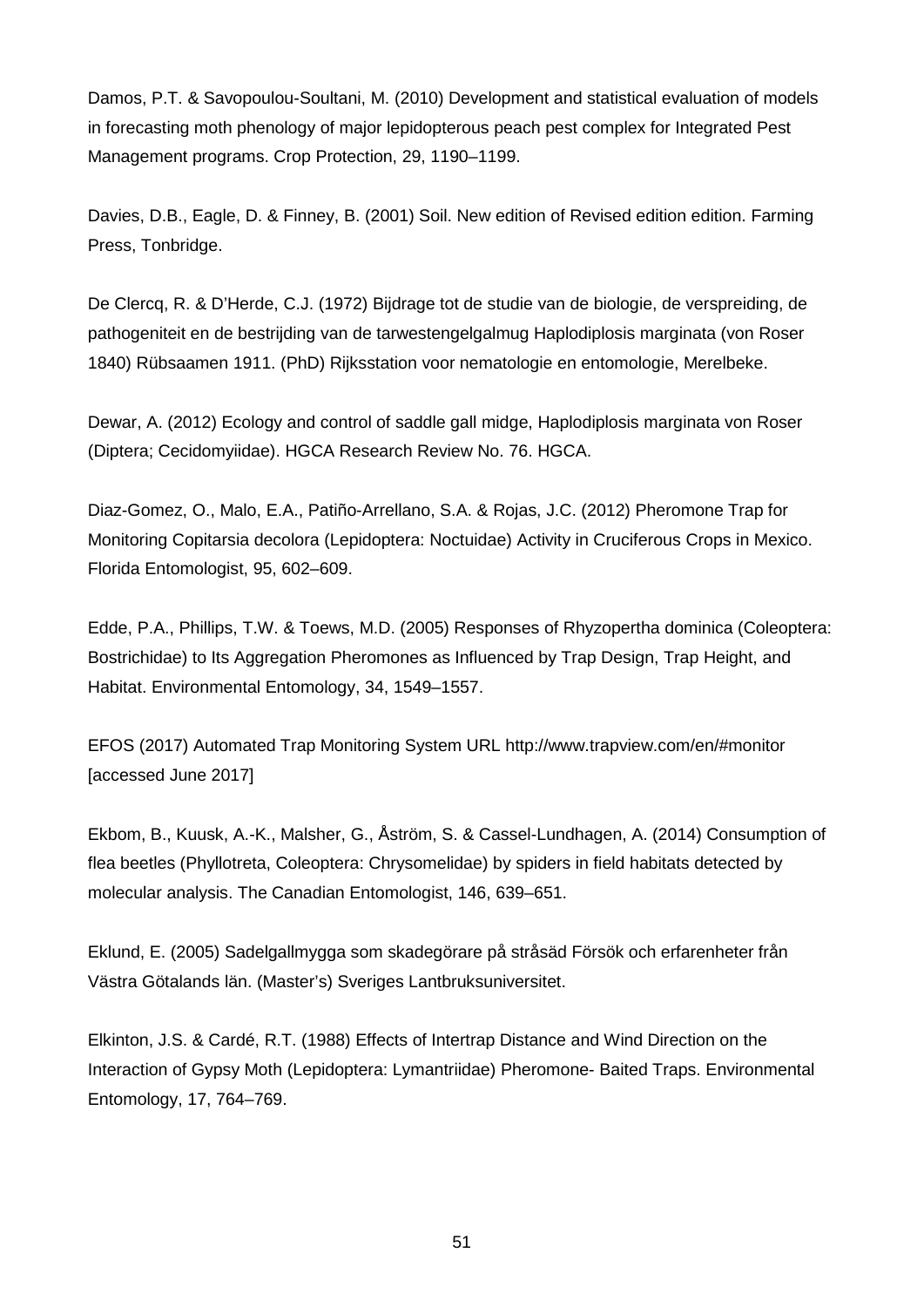Damos, P.T. & Savopoulou-Soultani, M. (2010) Development and statistical evaluation of models in forecasting moth phenology of major lepidopterous peach pest complex for Integrated Pest Management programs. Crop Protection, 29, 1190–1199.

Davies, D.B., Eagle, D. & Finney, B. (2001) Soil. New edition of Revised edition edition. Farming Press, Tonbridge.

De Clercq, R. & D'Herde, C.J. (1972) Bijdrage tot de studie van de biologie, de verspreiding, de pathogeniteit en de bestrijding van de tarwestengelgalmug Haplodiplosis marginata (von Roser 1840) Rübsaamen 1911. (PhD) Rijksstation voor nematologie en entomologie, Merelbeke.

Dewar, A. (2012) Ecology and control of saddle gall midge, Haplodiplosis marginata von Roser (Diptera; Cecidomyiidae). HGCA Research Review No. 76. HGCA.

Diaz-Gomez, O., Malo, E.A., Patiño-Arrellano, S.A. & Rojas, J.C. (2012) Pheromone Trap for Monitoring Copitarsia decolora (Lepidoptera: Noctuidae) Activity in Cruciferous Crops in Mexico. Florida Entomologist, 95, 602–609.

Edde, P.A., Phillips, T.W. & Toews, M.D. (2005) Responses of Rhyzopertha dominica (Coleoptera: Bostrichidae) to Its Aggregation Pheromones as Influenced by Trap Design, Trap Height, and Habitat. Environmental Entomology, 34, 1549–1557.

EFOS (2017) Automated Trap Monitoring System URL http://www.trapview.com/en/#monitor [accessed June 2017]

Ekbom, B., Kuusk, A.-K., Malsher, G., Åström, S. & Cassel-Lundhagen, A. (2014) Consumption of flea beetles (Phyllotreta, Coleoptera: Chrysomelidae) by spiders in field habitats detected by molecular analysis. The Canadian Entomologist, 146, 639–651.

Eklund, E. (2005) Sadelgallmygga som skadegörare på stråsäd Försök och erfarenheter från Västra Götalands län. (Master's) Sveriges Lantbruksuniversitet.

Elkinton, J.S. & Cardé, R.T. (1988) Effects of Intertrap Distance and Wind Direction on the Interaction of Gypsy Moth (Lepidoptera: Lymantriidae) Pheromone- Baited Traps. Environmental Entomology, 17, 764–769.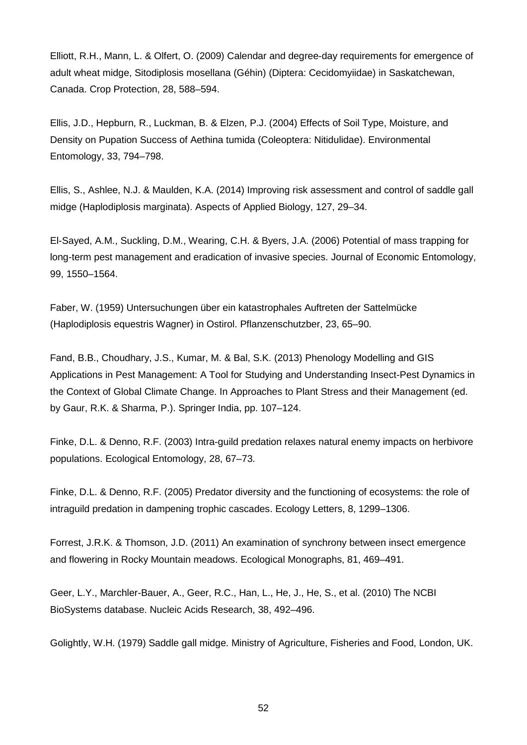Elliott, R.H., Mann, L. & Olfert, O. (2009) Calendar and degree-day requirements for emergence of adult wheat midge, Sitodiplosis mosellana (Géhin) (Diptera: Cecidomyiidae) in Saskatchewan, Canada. Crop Protection, 28, 588–594.

Ellis, J.D., Hepburn, R., Luckman, B. & Elzen, P.J. (2004) Effects of Soil Type, Moisture, and Density on Pupation Success of Aethina tumida (Coleoptera: Nitidulidae). Environmental Entomology, 33, 794–798.

Ellis, S., Ashlee, N.J. & Maulden, K.A. (2014) Improving risk assessment and control of saddle gall midge (Haplodiplosis marginata). Aspects of Applied Biology, 127, 29–34.

El-Sayed, A.M., Suckling, D.M., Wearing, C.H. & Byers, J.A. (2006) Potential of mass trapping for long-term pest management and eradication of invasive species. Journal of Economic Entomology, 99, 1550–1564.

Faber, W. (1959) Untersuchungen über ein katastrophales Auftreten der Sattelmücke (Haplodiplosis equestris Wagner) in Ostirol. Pflanzenschutzber, 23, 65–90.

Fand, B.B., Choudhary, J.S., Kumar, M. & Bal, S.K. (2013) Phenology Modelling and GIS Applications in Pest Management: A Tool for Studying and Understanding Insect-Pest Dynamics in the Context of Global Climate Change. In Approaches to Plant Stress and their Management (ed. by Gaur, R.K. & Sharma, P.). Springer India, pp. 107–124.

Finke, D.L. & Denno, R.F. (2003) Intra-guild predation relaxes natural enemy impacts on herbivore populations. Ecological Entomology, 28, 67–73.

Finke, D.L. & Denno, R.F. (2005) Predator diversity and the functioning of ecosystems: the role of intraguild predation in dampening trophic cascades. Ecology Letters, 8, 1299–1306.

Forrest, J.R.K. & Thomson, J.D. (2011) An examination of synchrony between insect emergence and flowering in Rocky Mountain meadows. Ecological Monographs, 81, 469–491.

Geer, L.Y., Marchler-Bauer, A., Geer, R.C., Han, L., He, J., He, S., et al. (2010) The NCBI BioSystems database. Nucleic Acids Research, 38, 492–496.

Golightly, W.H. (1979) Saddle gall midge. Ministry of Agriculture, Fisheries and Food, London, UK.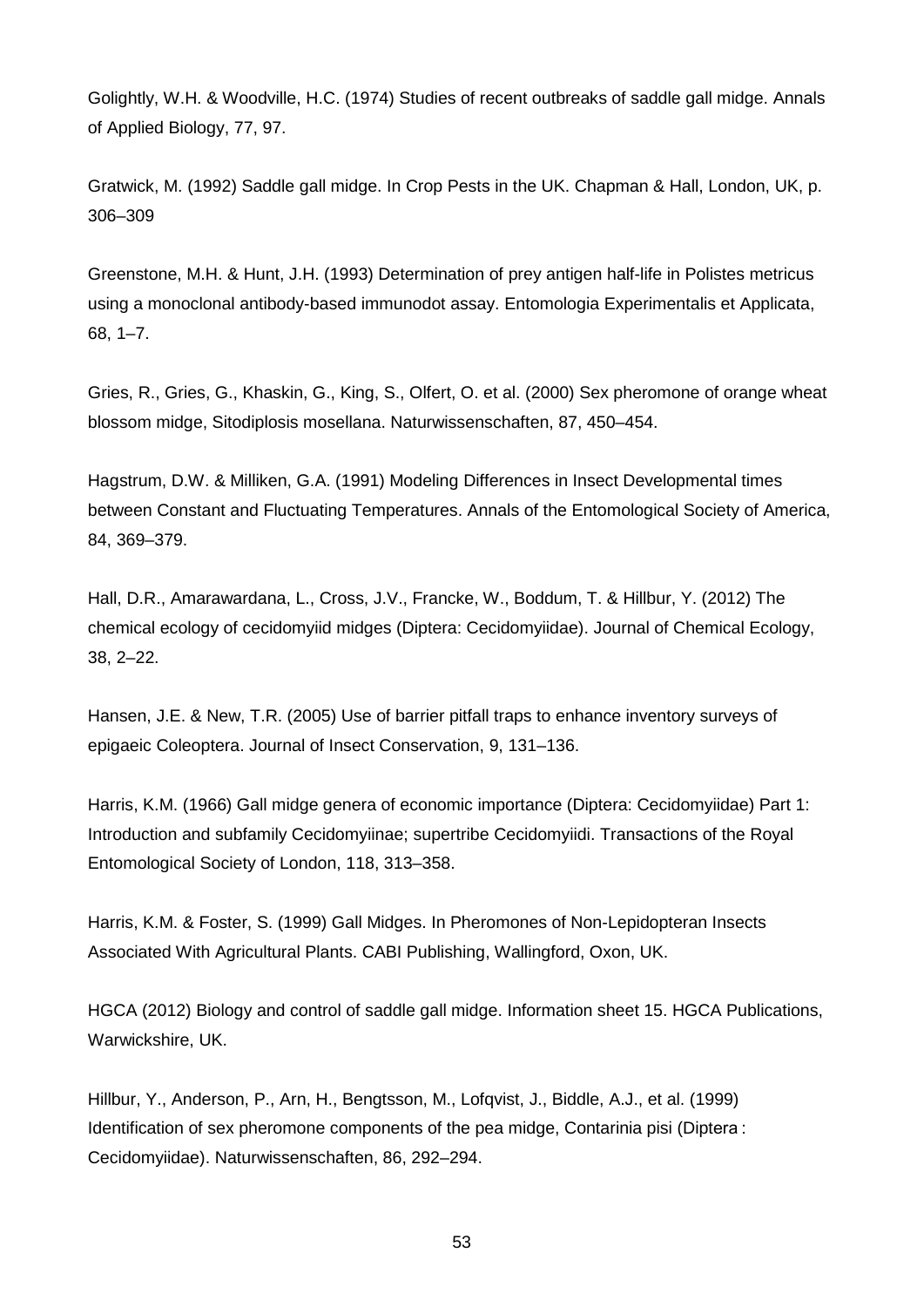Golightly, W.H. & Woodville, H.C. (1974) Studies of recent outbreaks of saddle gall midge. Annals of Applied Biology, 77, 97.

Gratwick, M. (1992) Saddle gall midge. In Crop Pests in the UK. Chapman & Hall, London, UK, p. 306–309

Greenstone, M.H. & Hunt, J.H. (1993) Determination of prey antigen half-life in Polistes metricus using a monoclonal antibody-based immunodot assay. Entomologia Experimentalis et Applicata, 68, 1–7.

Gries, R., Gries, G., Khaskin, G., King, S., Olfert, O. et al. (2000) Sex pheromone of orange wheat blossom midge, Sitodiplosis mosellana. Naturwissenschaften, 87, 450–454.

Hagstrum, D.W. & Milliken, G.A. (1991) Modeling Differences in Insect Developmental times between Constant and Fluctuating Temperatures. Annals of the Entomological Society of America, 84, 369–379.

Hall, D.R., Amarawardana, L., Cross, J.V., Francke, W., Boddum, T. & Hillbur, Y. (2012) The chemical ecology of cecidomyiid midges (Diptera: Cecidomyiidae). Journal of Chemical Ecology, 38, 2–22.

Hansen, J.E. & New, T.R. (2005) Use of barrier pitfall traps to enhance inventory surveys of epigaeic Coleoptera. Journal of Insect Conservation, 9, 131–136.

Harris, K.M. (1966) Gall midge genera of economic importance (Diptera: Cecidomyiidae) Part 1: Introduction and subfamily Cecidomyiinae; supertribe Cecidomyiidi. Transactions of the Royal Entomological Society of London, 118, 313–358.

Harris, K.M. & Foster, S. (1999) Gall Midges. In Pheromones of Non-Lepidopteran Insects Associated With Agricultural Plants. CABI Publishing, Wallingford, Oxon, UK.

HGCA (2012) Biology and control of saddle gall midge. Information sheet 15. HGCA Publications, Warwickshire, UK.

Hillbur, Y., Anderson, P., Arn, H., Bengtsson, M., Lofqvist, J., Biddle, A.J., et al. (1999) Identification of sex pheromone components of the pea midge, Contarinia pisi (Diptera : Cecidomyiidae). Naturwissenschaften, 86, 292–294.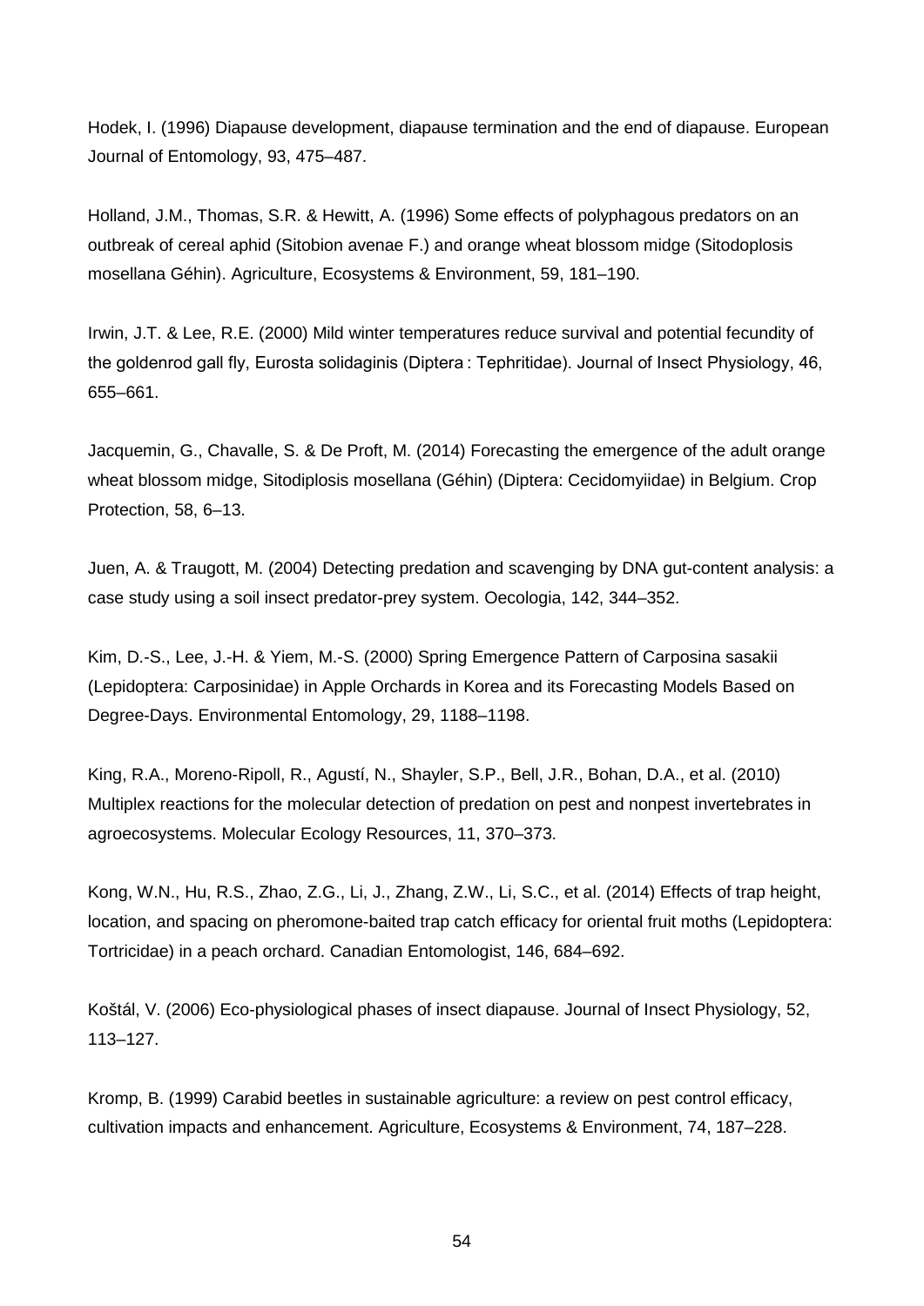Hodek, I. (1996) Diapause development, diapause termination and the end of diapause. European Journal of Entomology, 93, 475–487.

Holland, J.M., Thomas, S.R. & Hewitt, A. (1996) Some effects of polyphagous predators on an outbreak of cereal aphid (Sitobion avenae F.) and orange wheat blossom midge (Sitodoplosis mosellana Géhin). Agriculture, Ecosystems & Environment, 59, 181–190.

Irwin, J.T. & Lee, R.E. (2000) Mild winter temperatures reduce survival and potential fecundity of the goldenrod gall fly, Eurosta solidaginis (Diptera : Tephritidae). Journal of Insect Physiology, 46, 655–661.

Jacquemin, G., Chavalle, S. & De Proft, M. (2014) Forecasting the emergence of the adult orange wheat blossom midge, Sitodiplosis mosellana (Géhin) (Diptera: Cecidomyiidae) in Belgium. Crop Protection, 58, 6–13.

Juen, A. & Traugott, M. (2004) Detecting predation and scavenging by DNA gut-content analysis: a case study using a soil insect predator-prey system. Oecologia, 142, 344–352.

Kim, D.-S., Lee, J.-H. & Yiem, M.-S. (2000) Spring Emergence Pattern of Carposina sasakii (Lepidoptera: Carposinidae) in Apple Orchards in Korea and its Forecasting Models Based on Degree-Days. Environmental Entomology, 29, 1188–1198.

King, R.A., Moreno-Ripoll, R., Agustí, N., Shayler, S.P., Bell, J.R., Bohan, D.A., et al. (2010) Multiplex reactions for the molecular detection of predation on pest and nonpest invertebrates in agroecosystems. Molecular Ecology Resources, 11, 370–373.

Kong, W.N., Hu, R.S., Zhao, Z.G., Li, J., Zhang, Z.W., Li, S.C., et al. (2014) Effects of trap height, location, and spacing on pheromone-baited trap catch efficacy for oriental fruit moths (Lepidoptera: Tortricidae) in a peach orchard. Canadian Entomologist, 146, 684–692.

Koštál, V. (2006) Eco-physiological phases of insect diapause. Journal of Insect Physiology, 52, 113–127.

Kromp, B. (1999) Carabid beetles in sustainable agriculture: a review on pest control efficacy, cultivation impacts and enhancement. Agriculture, Ecosystems & Environment, 74, 187–228.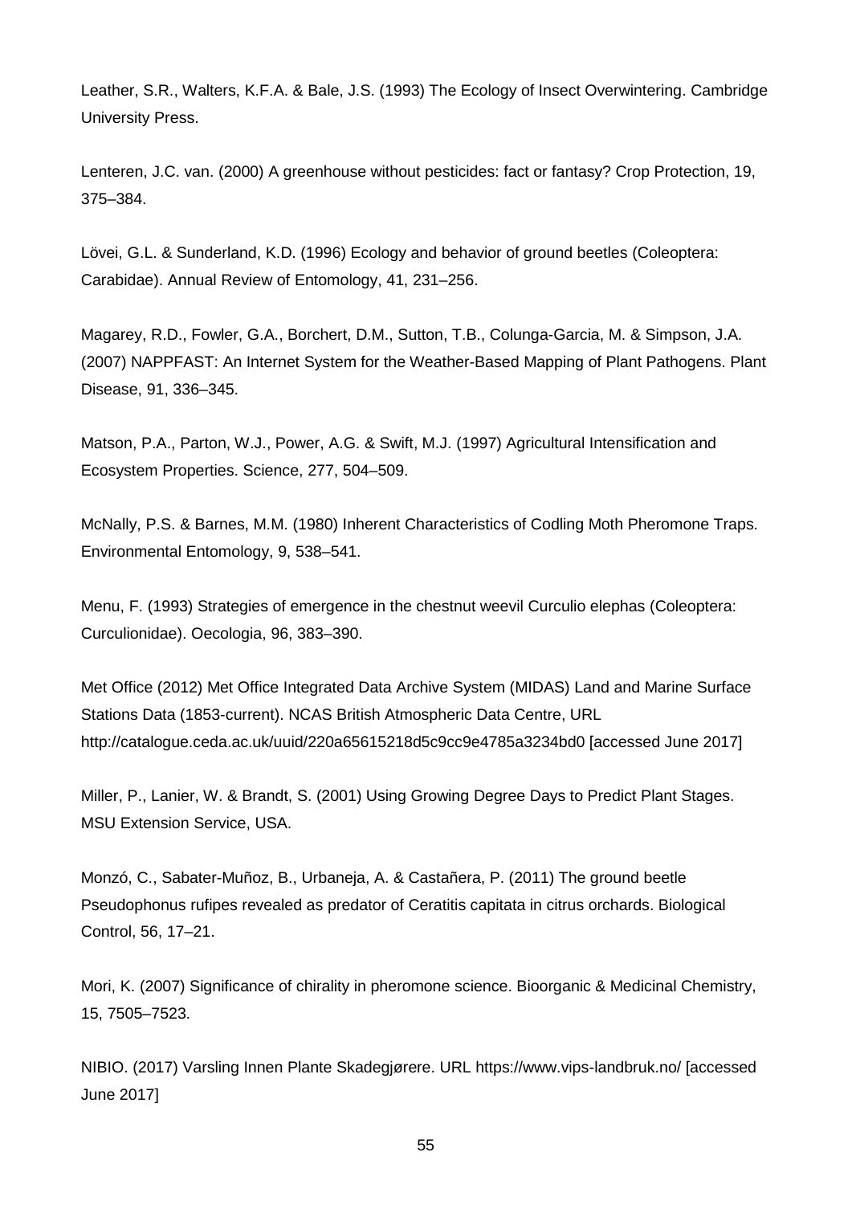Leather, S.R., Walters, K.F.A. & Bale, J.S. (1993) The Ecology of Insect Overwintering. Cambridge University Press.

Lenteren, J.C. van. (2000) A greenhouse without pesticides: fact or fantasy? Crop Protection, 19, 375–384.

Lövei, G.L. & Sunderland, K.D. (1996) Ecology and behavior of ground beetles (Coleoptera: Carabidae). Annual Review of Entomology, 41, 231–256.

Magarey, R.D., Fowler, G.A., Borchert, D.M., Sutton, T.B., Colunga-Garcia, M. & Simpson, J.A. (2007) NAPPFAST: An Internet System for the Weather-Based Mapping of Plant Pathogens. Plant Disease, 91, 336–345.

Matson, P.A., Parton, W.J., Power, A.G. & Swift, M.J. (1997) Agricultural Intensification and Ecosystem Properties. Science, 277, 504–509.

McNally, P.S. & Barnes, M.M. (1980) Inherent Characteristics of Codling Moth Pheromone Traps. Environmental Entomology, 9, 538–541.

Menu, F. (1993) Strategies of emergence in the chestnut weevil Curculio elephas (Coleoptera: Curculionidae). Oecologia, 96, 383–390.

Met Office (2012) Met Office Integrated Data Archive System (MIDAS) Land and Marine Surface Stations Data (1853-current). NCAS British Atmospheric Data Centre, URL http://catalogue.ceda.ac.uk/uuid/220a65615218d5c9cc9e4785a3234bd0 [accessed June 2017]

Miller, P., Lanier, W. & Brandt, S. (2001) Using Growing Degree Days to Predict Plant Stages. MSU Extension Service, USA.

Monzó, C., Sabater-Muñoz, B., Urbaneja, A. & Castañera, P. (2011) The ground beetle Pseudophonus rufipes revealed as predator of Ceratitis capitata in citrus orchards. Biological Control, 56, 17–21.

Mori, K. (2007) Significance of chirality in pheromone science. Bioorganic & Medicinal Chemistry, 15, 7505–7523.

NIBIO. (2017) Varsling Innen Plante Skadegjørere. URL https://www.vips-landbruk.no/ [accessed June 2017]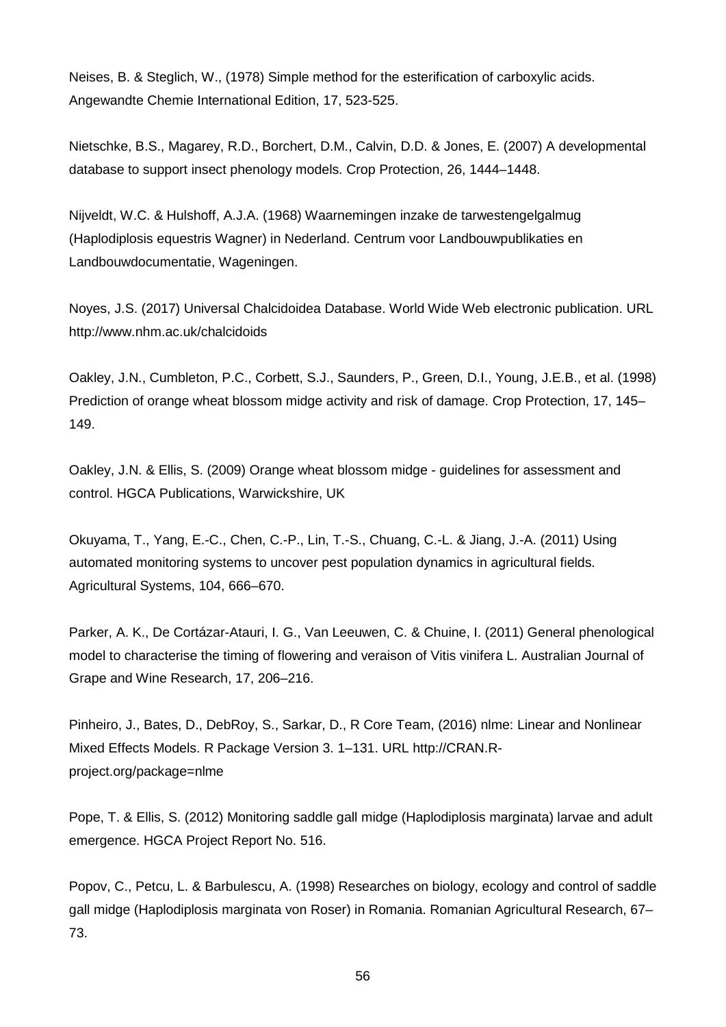Neises, B. & Steglich, W., (1978) Simple method for the esterification of carboxylic acids. Angewandte Chemie International Edition, 17, 523-525.

Nietschke, B.S., Magarey, R.D., Borchert, D.M., Calvin, D.D. & Jones, E. (2007) A developmental database to support insect phenology models. Crop Protection, 26, 1444–1448.

Nijveldt, W.C. & Hulshoff, A.J.A. (1968) Waarnemingen inzake de tarwestengelgalmug (Haplodiplosis equestris Wagner) in Nederland. Centrum voor Landbouwpublikaties en Landbouwdocumentatie, Wageningen.

Noyes, J.S. (2017) Universal Chalcidoidea Database. World Wide Web electronic publication. URL http://www.nhm.ac.uk/chalcidoids

Oakley, J.N., Cumbleton, P.C., Corbett, S.J., Saunders, P., Green, D.I., Young, J.E.B., et al. (1998) Prediction of orange wheat blossom midge activity and risk of damage. Crop Protection, 17, 145–149.

Oakley, J.N. & Ellis, S. (2009) Orange wheat blossom midge - guidelines for assessment and control. HGCA Publications, Warwickshire, UK

Okuyama, T., Yang, E.-C., Chen, C.-P., Lin, T.-S., Chuang, C.-L. & Jiang, J.-A. (2011) Using automated monitoring systems to uncover pest population dynamics in agricultural fields. Agricultural Systems, 104, 666–670.

Parker, A. K., De Cortázar-Atauri, I. G., Van Leeuwen, C. & Chuine, I. (2011) General phenological model to characterise the timing of flowering and veraison of Vitis vinifera L. Australian Journal of Grape and Wine Research, 17, 206–216.

Pinheiro, J., Bates, D., DebRoy, S., Sarkar, D., R Core Team, (2016) nlme: Linear and Nonlinear Mixed Effects Models. R Package Version 3. 1–131. URL http://CRAN.R-project.org/package=nlme

Pope, T. & Ellis, S. (2012) Monitoring saddle gall midge (Haplodiplosis marginata) larvae and adult emergence. HGCA Project Report No. 516.

Popov, C., Petcu, L. & Barbulescu, A. (1998) Researches on biology, ecology and control of saddle gall midge (Haplodiplosis marginata von Roser) in Romania. Romanian Agricultural Research, 67–73.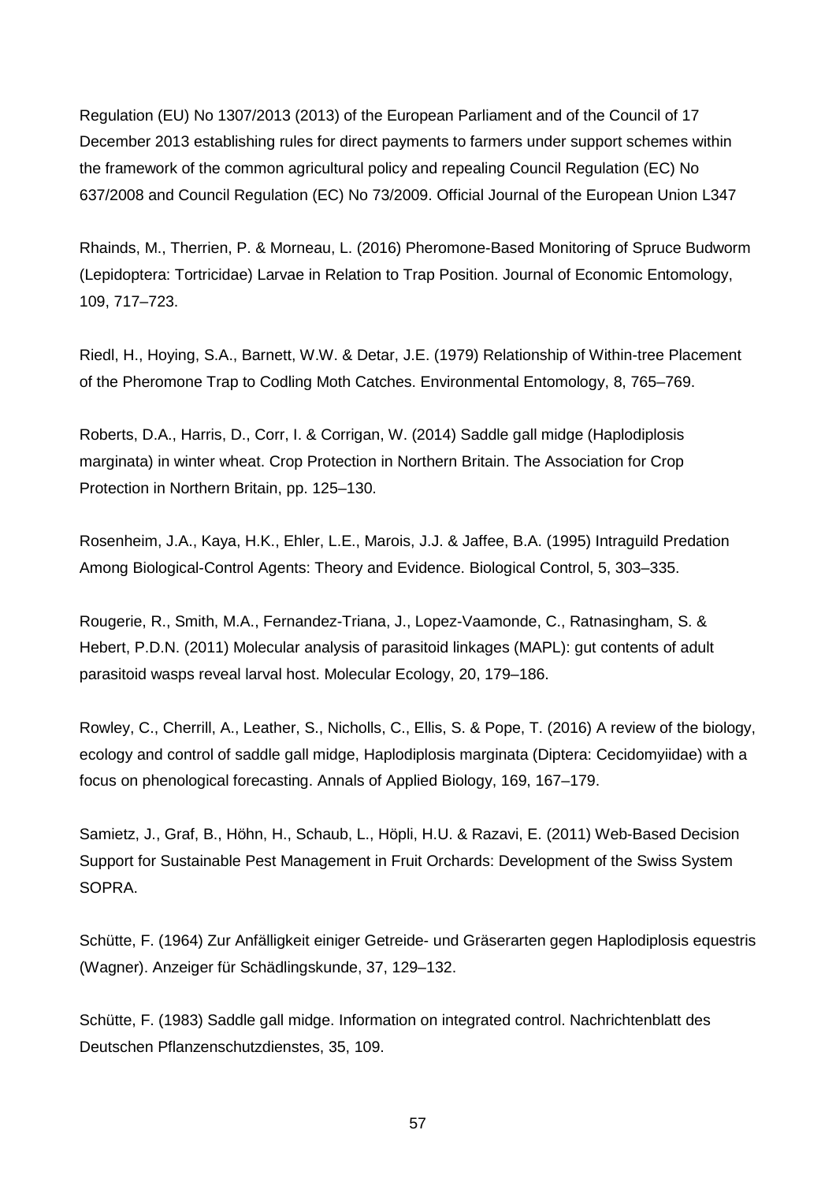Regulation (EU) No 1307/2013 (2013) of the European Parliament and of the Council of 17 December 2013 establishing rules for direct payments to farmers under support schemes within the framework of the common agricultural policy and repealing Council Regulation (EC) No 637/2008 and Council Regulation (EC) No 73/2009. Official Journal of the European Union L347

Rhainds, M., Therrien, P. & Morneau, L. (2016) Pheromone-Based Monitoring of Spruce Budworm (Lepidoptera: Tortricidae) Larvae in Relation to Trap Position. Journal of Economic Entomology, 109, 717–723.

Riedl, H., Hoying, S.A., Barnett, W.W. & Detar, J.E. (1979) Relationship of Within-tree Placement of the Pheromone Trap to Codling Moth Catches. Environmental Entomology, 8, 765–769.

Roberts, D.A., Harris, D., Corr, I. & Corrigan, W. (2014) Saddle gall midge (Haplodiplosis marginata) in winter wheat. Crop Protection in Northern Britain. The Association for Crop Protection in Northern Britain, pp. 125–130.

Rosenheim, J.A., Kaya, H.K., Ehler, L.E., Marois, J.J. & Jaffee, B.A. (1995) Intraguild Predation Among Biological-Control Agents: Theory and Evidence. Biological Control, 5, 303–335.

Rougerie, R., Smith, M.A., Fernandez-Triana, J., Lopez-Vaamonde, C., Ratnasingham, S. & Hebert, P.D.N. (2011) Molecular analysis of parasitoid linkages (MAPL): gut contents of adult parasitoid wasps reveal larval host. Molecular Ecology, 20, 179–186.

Rowley, C., Cherrill, A., Leather, S., Nicholls, C., Ellis, S. & Pope, T. (2016) A review of the biology, ecology and control of saddle gall midge, Haplodiplosis marginata (Diptera: Cecidomyiidae) with a focus on phenological forecasting. Annals of Applied Biology, 169, 167–179.

Samietz, J., Graf, B., Höhn, H., Schaub, L., Höpli, H.U. & Razavi, E. (2011) Web-Based Decision Support for Sustainable Pest Management in Fruit Orchards: Development of the Swiss System SOPRA.

Schütte, F. (1964) Zur Anfälligkeit einiger Getreide- und Gräserarten gegen Haplodiplosis equestris (Wagner). Anzeiger für Schädlingskunde, 37, 129–132.

Schütte, F. (1983) Saddle gall midge. Information on integrated control. Nachrichtenblatt des Deutschen Pflanzenschutzdienstes, 35, 109.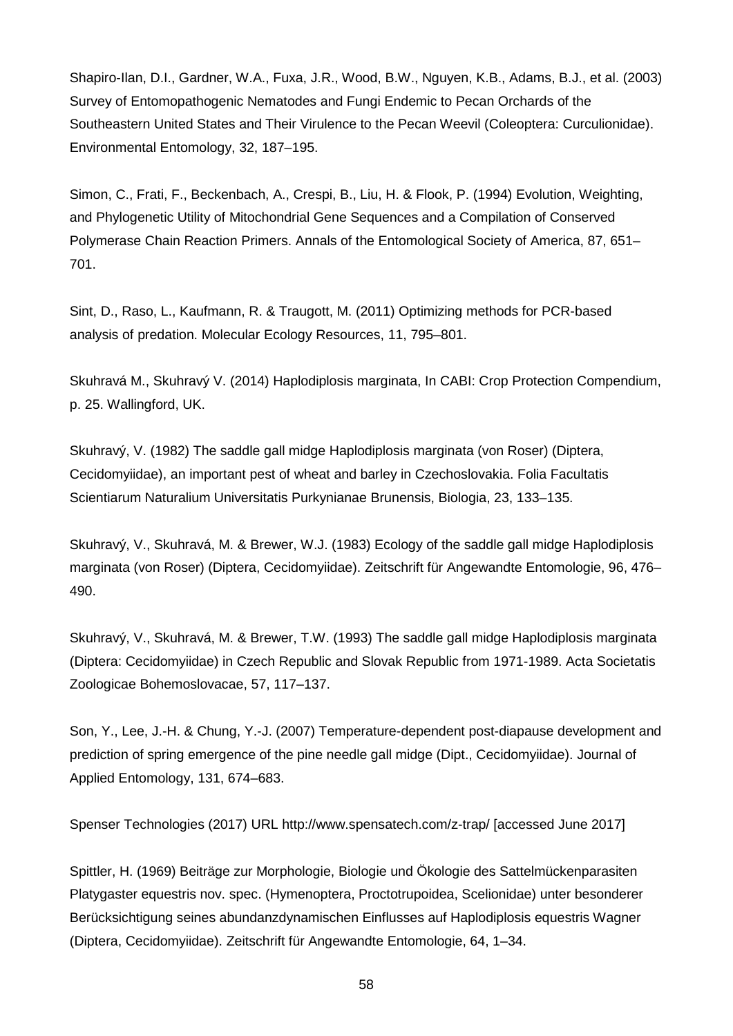Shapiro-Ilan, D.I., Gardner, W.A., Fuxa, J.R., Wood, B.W., Nguyen, K.B., Adams, B.J., et al. (2003) Survey of Entomopathogenic Nematodes and Fungi Endemic to Pecan Orchards of the Southeastern United States and Their Virulence to the Pecan Weevil (Coleoptera: Curculionidae). Environmental Entomology, 32, 187–195.

Simon, C., Frati, F., Beckenbach, A., Crespi, B., Liu, H. & Flook, P. (1994) Evolution, Weighting, and Phylogenetic Utility of Mitochondrial Gene Sequences and a Compilation of Conserved Polymerase Chain Reaction Primers. Annals of the Entomological Society of America, 87, 651–701.

Sint, D., Raso, L., Kaufmann, R. & Traugott, M. (2011) Optimizing methods for PCR-based analysis of predation. Molecular Ecology Resources, 11, 795–801.

Skuhravá M., Skuhravý V. (2014) Haplodiplosis marginata, In CABI: Crop Protection Compendium, p. 25. Wallingford, UK.

Skuhravý, V. (1982) The saddle gall midge Haplodiplosis marginata (von Roser) (Diptera, Cecidomyiidae), an important pest of wheat and barley in Czechoslovakia. Folia Facultatis Scientiarum Naturalium Universitatis Purkynianae Brunensis, Biologia, 23, 133–135.

Skuhravý, V., Skuhravá, M. & Brewer, W.J. (1983) Ecology of the saddle gall midge Haplodiplosis marginata (von Roser) (Diptera, Cecidomyiidae). Zeitschrift für Angewandte Entomologie, 96, 476–490.

Skuhravý, V., Skuhravá, M. & Brewer, T.W. (1993) The saddle gall midge Haplodiplosis marginata (Diptera: Cecidomyiidae) in Czech Republic and Slovak Republic from 1971-1989. Acta Societatis Zoologicae Bohemoslovacae, 57, 117–137.

Son, Y., Lee, J.-H. & Chung, Y.-J. (2007) Temperature-dependent post-diapause development and prediction of spring emergence of the pine needle gall midge (Dipt., Cecidomyiidae). Journal of Applied Entomology, 131, 674–683.

Spenser Technologies (2017) URL http://www.spensatech.com/z-trap/ [accessed June 2017]

Spittler, H. (1969) Beiträge zur Morphologie, Biologie und Ökologie des Sattelmückenparasiten Platygaster equestris nov. spec. (Hymenoptera, Proctotrupoidea, Scelionidae) unter besonderer Berücksichtigung seines abundanzdynamischen Einflusses auf Haplodiplosis equestris Wagner (Diptera, Cecidomyiidae). Zeitschrift für Angewandte Entomologie, 64, 1–34.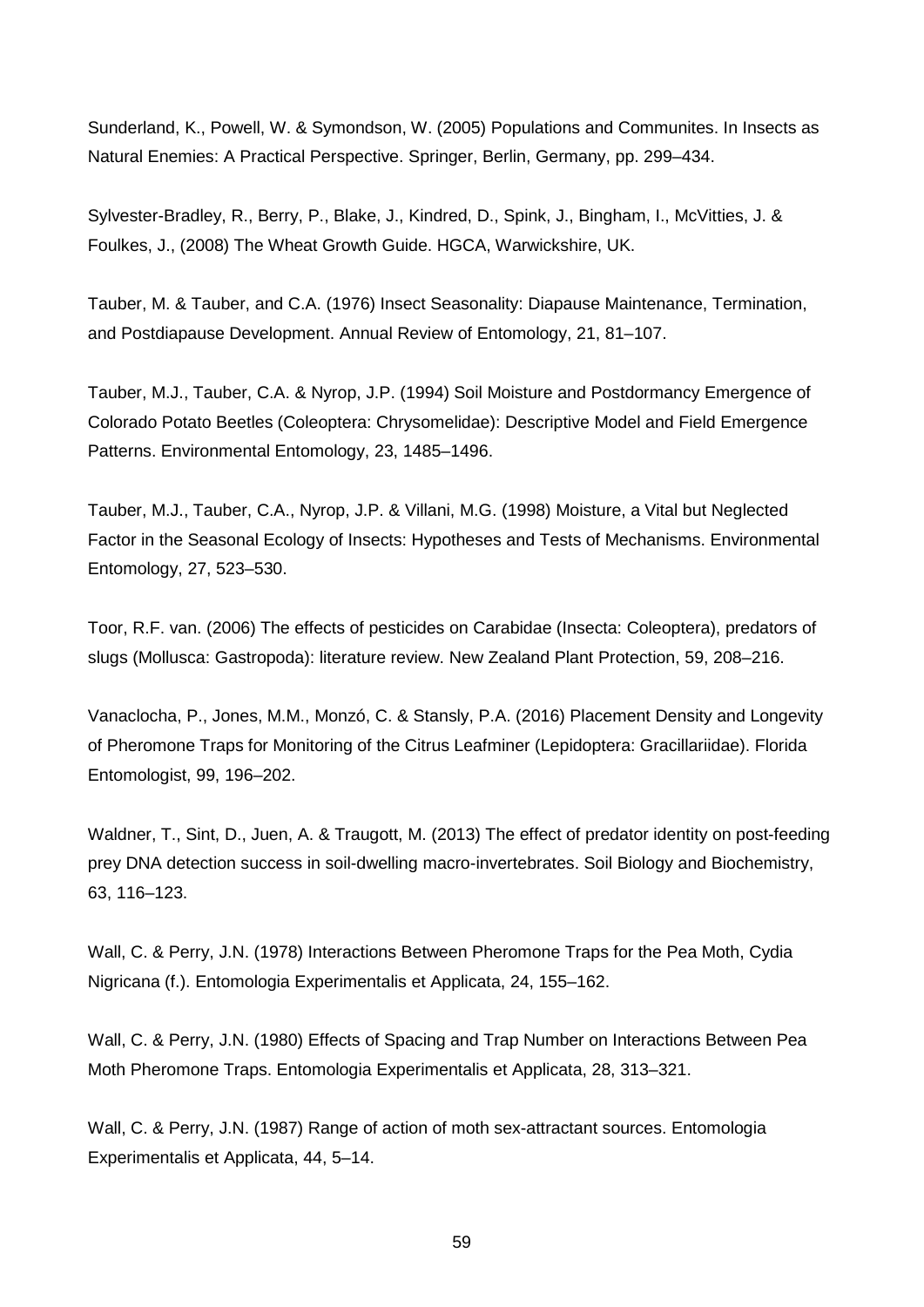Sunderland, K., Powell, W. & Symondson, W. (2005) Populations and Communites. In Insects as Natural Enemies: A Practical Perspective. Springer, Berlin, Germany, pp. 299–434.

Sylvester-Bradley, R., Berry, P., Blake, J., Kindred, D., Spink, J., Bingham, I., McVitties, J. & Foulkes, J., (2008) The Wheat Growth Guide. HGCA, Warwickshire, UK.

Tauber, M. & Tauber, and C.A. (1976) Insect Seasonality: Diapause Maintenance, Termination, and Postdiapause Development. Annual Review of Entomology, 21, 81–107.

Tauber, M.J., Tauber, C.A. & Nyrop, J.P. (1994) Soil Moisture and Postdormancy Emergence of Colorado Potato Beetles (Coleoptera: Chrysomelidae): Descriptive Model and Field Emergence Patterns. Environmental Entomology, 23, 1485–1496.

Tauber, M.J., Tauber, C.A., Nyrop, J.P. & Villani, M.G. (1998) Moisture, a Vital but Neglected Factor in the Seasonal Ecology of Insects: Hypotheses and Tests of Mechanisms. Environmental Entomology, 27, 523–530.

Toor, R.F. van. (2006) The effects of pesticides on Carabidae (Insecta: Coleoptera), predators of slugs (Mollusca: Gastropoda): literature review. New Zealand Plant Protection, 59, 208–216.

Vanaclocha, P., Jones, M.M., Monzó, C. & Stansly, P.A. (2016) Placement Density and Longevity of Pheromone Traps for Monitoring of the Citrus Leafminer (Lepidoptera: Gracillariidae). Florida Entomologist, 99, 196–202.

Waldner, T., Sint, D., Juen, A. & Traugott, M. (2013) The effect of predator identity on post-feeding prey DNA detection success in soil-dwelling macro-invertebrates. Soil Biology and Biochemistry, 63, 116–123.

Wall, C. & Perry, J.N. (1978) Interactions Between Pheromone Traps for the Pea Moth, Cydia Nigricana (f.). Entomologia Experimentalis et Applicata, 24, 155–162.

Wall, C. & Perry, J.N. (1980) Effects of Spacing and Trap Number on Interactions Between Pea Moth Pheromone Traps. Entomologia Experimentalis et Applicata, 28, 313–321.

Wall, C. & Perry, J.N. (1987) Range of action of moth sex-attractant sources. Entomologia Experimentalis et Applicata, 44, 5–14.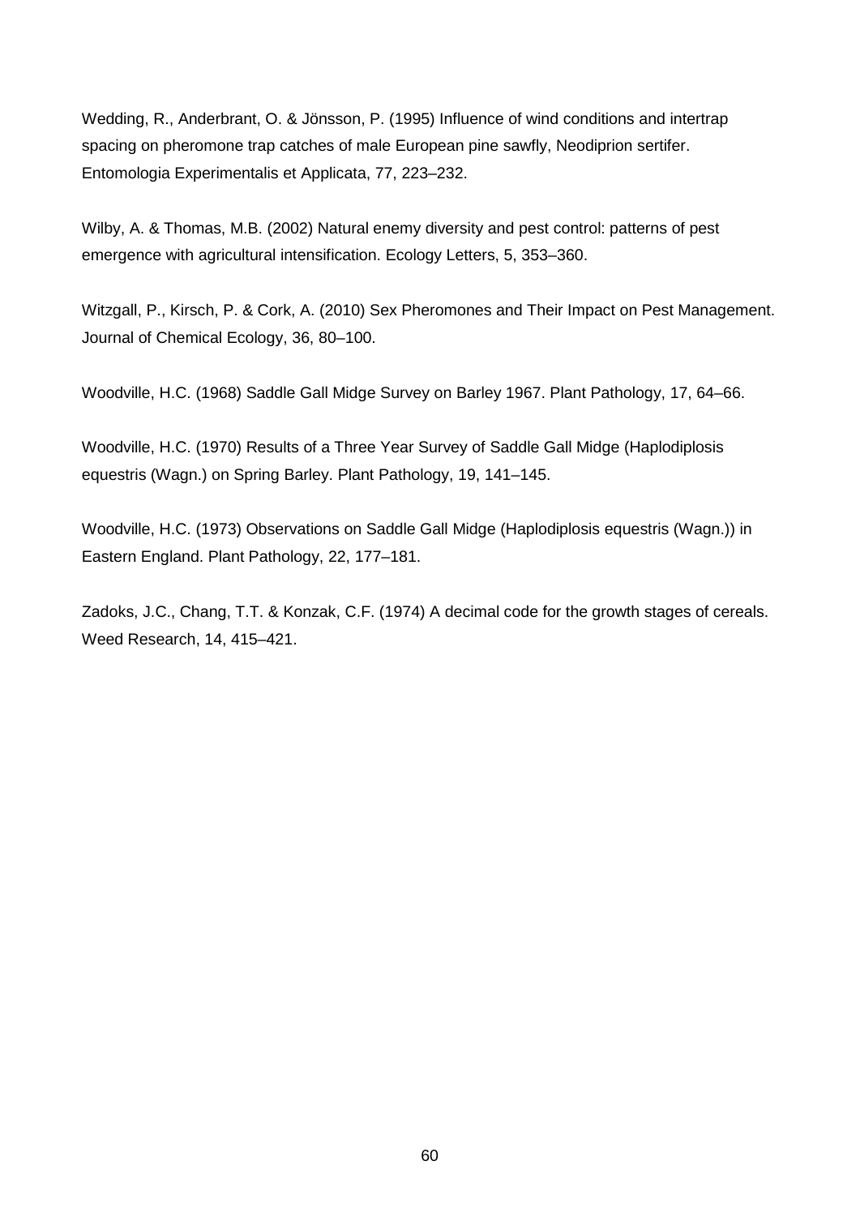Wedding, R., Anderbrant, O. & Jönsson, P. (1995) Influence of wind conditions and intertrap spacing on pheromone trap catches of male European pine sawfly, Neodiprion sertifer. Entomologia Experimentalis et Applicata, 77, 223–232.

Wilby, A. & Thomas, M.B. (2002) Natural enemy diversity and pest control: patterns of pest emergence with agricultural intensification. Ecology Letters, 5, 353–360.

Witzgall, P., Kirsch, P. & Cork, A. (2010) Sex Pheromones and Their Impact on Pest Management. Journal of Chemical Ecology, 36, 80–100.

Woodville, H.C. (1968) Saddle Gall Midge Survey on Barley 1967. Plant Pathology, 17, 64–66.

Woodville, H.C. (1970) Results of a Three Year Survey of Saddle Gall Midge (Haplodiplosis equestris (Wagn.) on Spring Barley. Plant Pathology, 19, 141–145.

Woodville, H.C. (1973) Observations on Saddle Gall Midge (Haplodiplosis equestris (Wagn.)) in Eastern England. Plant Pathology, 22, 177–181.

Zadoks, J.C., Chang, T.T. & Konzak, C.F. (1974) A decimal code for the growth stages of cereals. Weed Research, 14, 415–421.